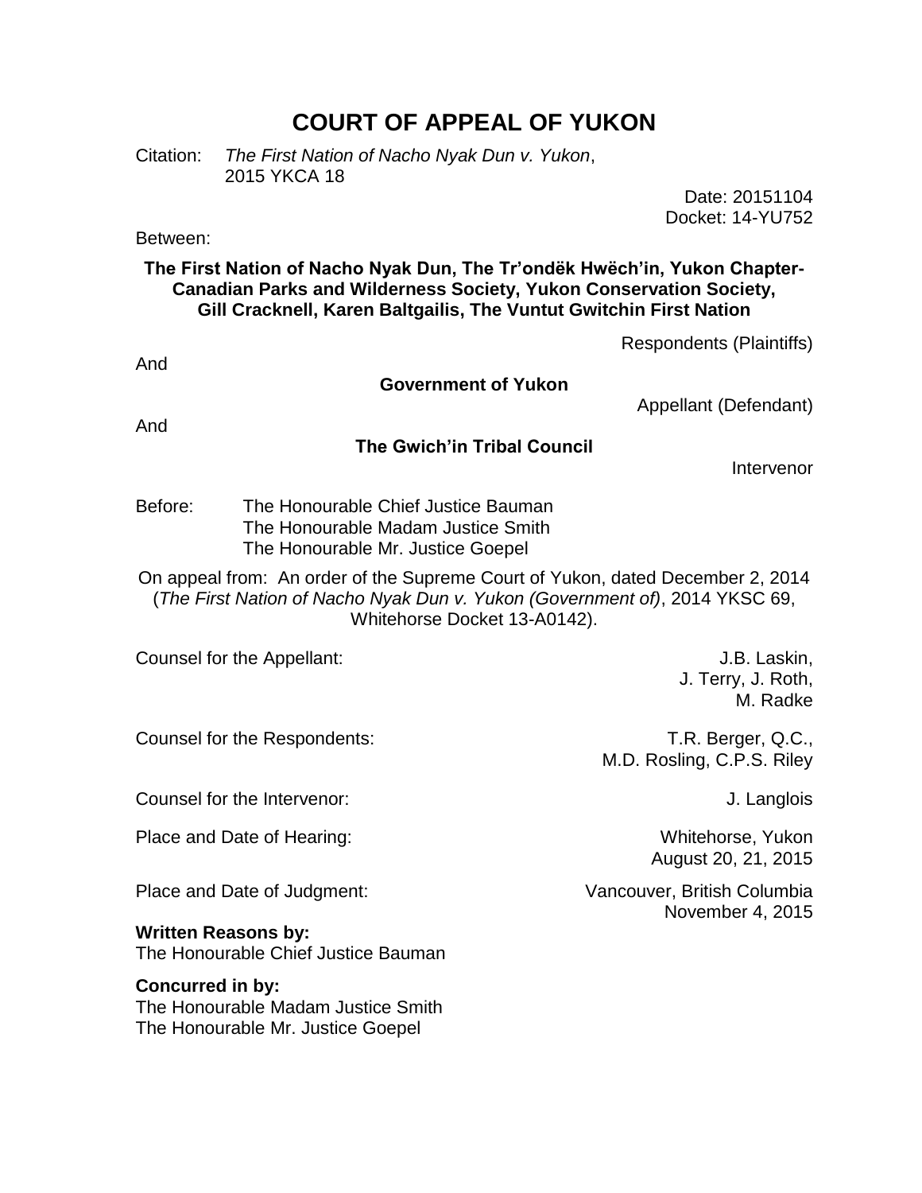# COURT OF APPEAL OF YUKON

Citation: *The First Nation of Nacho Nyak Dun v. Yukon*, 2015 YKCA 18

Date: 20151104
Docket: 14-YU752

Between:

**The First Nation of Nacho Nyak Dun, The Tr'ondëk Hwëch'in, Yukon Chapter-Canadian Parks and Wilderness Society, Yukon Conservation Society, Gill Cracknell, Karen Baltgailis, The Vuntut Gwitchin First Nation**

Respondents (Plaintiffs)

And

**Government of Yukon**

Appellant (Defendant)

And

**The Gwich'in Tribal Council**

Intervenor

Before: The Honourable Chief Justice Bauman
The Honourable Madam Justice Smith
The Honourable Mr. Justice Goepel

On appeal from: An order of the Supreme Court of Yukon, dated December 2, 2014 (*The First Nation of Nacho Nyak Dun v. Yukon (Government of)*, 2014 YKSC 69, Whitehorse Docket 13-A0142).

Counsel for the Appellant: J.B. Laskin, J. Terry, J. Roth, M. Radke

Counsel for the Respondents: T.R. Berger, Q.C., M.D. Rosling, C.P.S. Riley

Counsel for the Intervenor: J. Langlois

Place and Date of Hearing: Whitehorse, Yukon, August 20, 21, 2015

Place and Date of Judgment: Vancouver, British Columbia, November 4, 2015

**Written Reasons by:**
The Honourable Chief Justice Bauman

**Concurred in by:**
The Honourable Madam Justice Smith
The Honourable Mr. Justice Goepel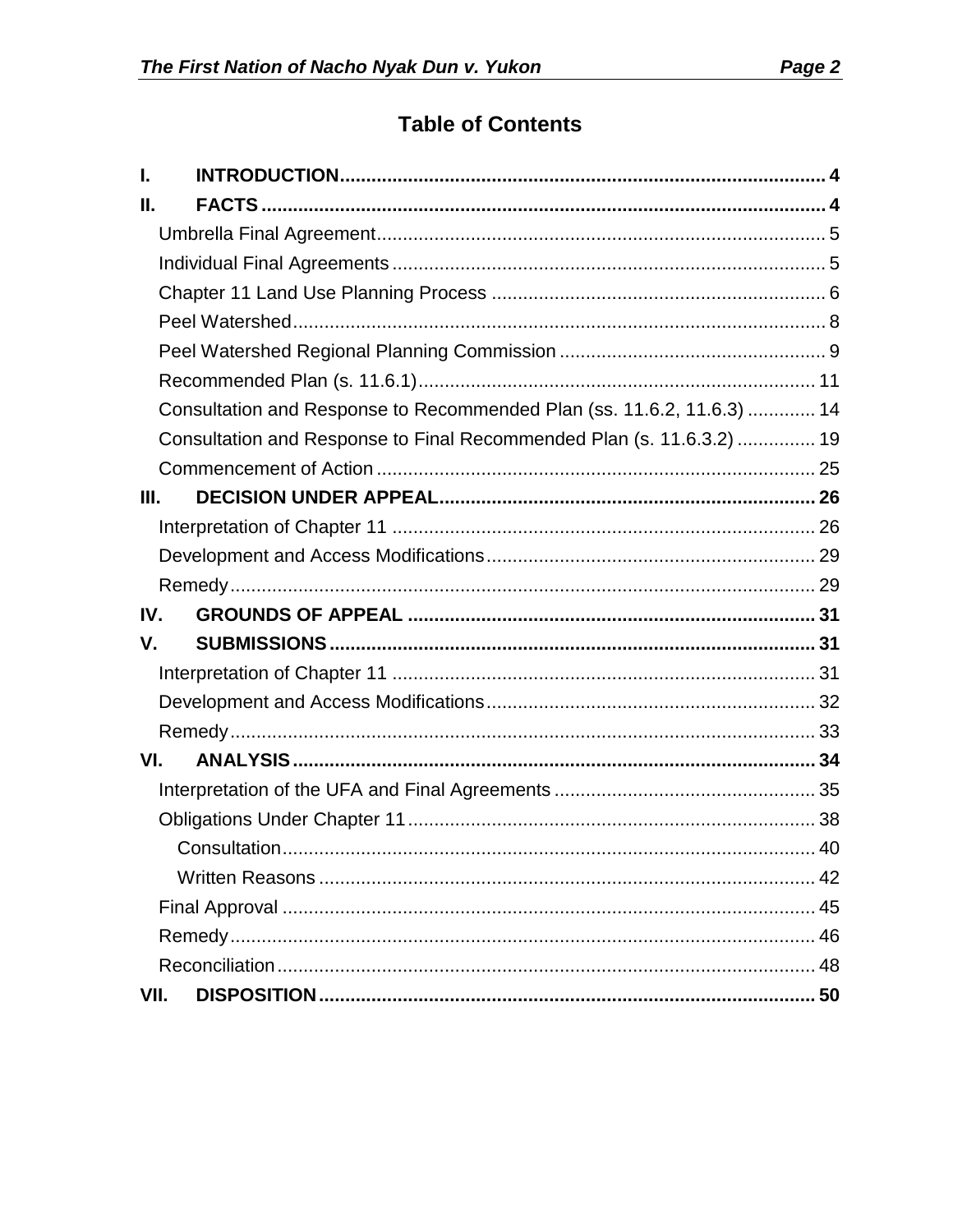# Table of Contents

**I. INTRODUCTION** .......... **4**

**II. FACTS** .......... **4**

- Umbrella Final Agreement .......... 5
- Individual Final Agreements .......... 5
- Chapter 11 Land Use Planning Process .......... 6
- Peel Watershed .......... 8
- Peel Watershed Regional Planning Commission .......... 9
- Recommended Plan (s. 11.6.1) .......... 11
- Consultation and Response to Recommended Plan (ss. 11.6.2, 11.6.3) .......... 14
- Consultation and Response to Final Recommended Plan (s. 11.6.3.2) .......... 19
- Commencement of Action .......... 25

**III. DECISION UNDER APPEAL** .......... **26**

- Interpretation of Chapter 11 .......... 26
- Development and Access Modifications .......... 29
- Remedy .......... 29

**IV. GROUNDS OF APPEAL** .......... **31**

**V. SUBMISSIONS** .......... **31**

- Interpretation of Chapter 11 .......... 31
- Development and Access Modifications .......... 32
- Remedy .......... 33

**VI. ANALYSIS** .......... **34**

- Interpretation of the UFA and Final Agreements .......... 35
- Obligations Under Chapter 11 .......... 38
  - Consultation .......... 40
  - Written Reasons .......... 42
- Final Approval .......... 45
- Remedy .......... 46
- Reconciliation .......... 48

**VII. DISPOSITION** .......... **50**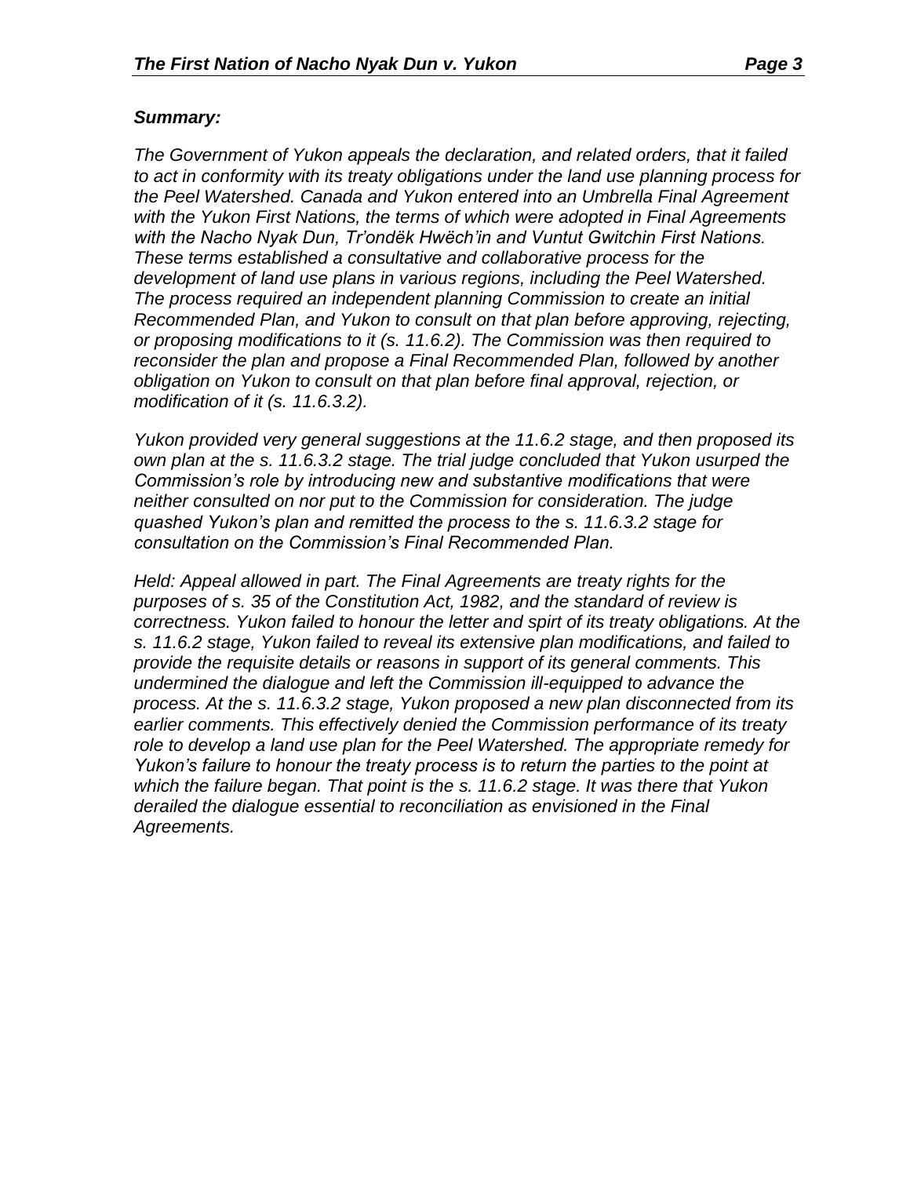***Summary:***

*The Government of Yukon appeals the declaration, and related orders, that it failed to act in conformity with its treaty obligations under the land use planning process for the Peel Watershed. Canada and Yukon entered into an Umbrella Final Agreement with the Yukon First Nations, the terms of which were adopted in Final Agreements with the Nacho Nyak Dun, Tr'ondëk Hwëch'in and Vuntut Gwitchin First Nations. These terms established a consultative and collaborative process for the development of land use plans in various regions, including the Peel Watershed. The process required an independent planning Commission to create an initial Recommended Plan, and Yukon to consult on that plan before approving, rejecting, or proposing modifications to it (s. 11.6.2). The Commission was then required to reconsider the plan and propose a Final Recommended Plan, followed by another obligation on Yukon to consult on that plan before final approval, rejection, or modification of it (s. 11.6.3.2).*

*Yukon provided very general suggestions at the 11.6.2 stage, and then proposed its own plan at the s. 11.6.3.2 stage. The trial judge concluded that Yukon usurped the Commission's role by introducing new and substantive modifications that were neither consulted on nor put to the Commission for consideration. The judge quashed Yukon's plan and remitted the process to the s. 11.6.3.2 stage for consultation on the Commission's Final Recommended Plan.*

*Held: Appeal allowed in part. The Final Agreements are treaty rights for the purposes of s. 35 of the Constitution Act, 1982, and the standard of review is correctness. Yukon failed to honour the letter and spirt of its treaty obligations. At the s. 11.6.2 stage, Yukon failed to reveal its extensive plan modifications, and failed to provide the requisite details or reasons in support of its general comments. This undermined the dialogue and left the Commission ill-equipped to advance the process. At the s. 11.6.3.2 stage, Yukon proposed a new plan disconnected from its earlier comments. This effectively denied the Commission performance of its treaty role to develop a land use plan for the Peel Watershed. The appropriate remedy for Yukon's failure to honour the treaty process is to return the parties to the point at which the failure began. That point is the s. 11.6.2 stage. It was there that Yukon derailed the dialogue essential to reconciliation as envisioned in the Final Agreements.*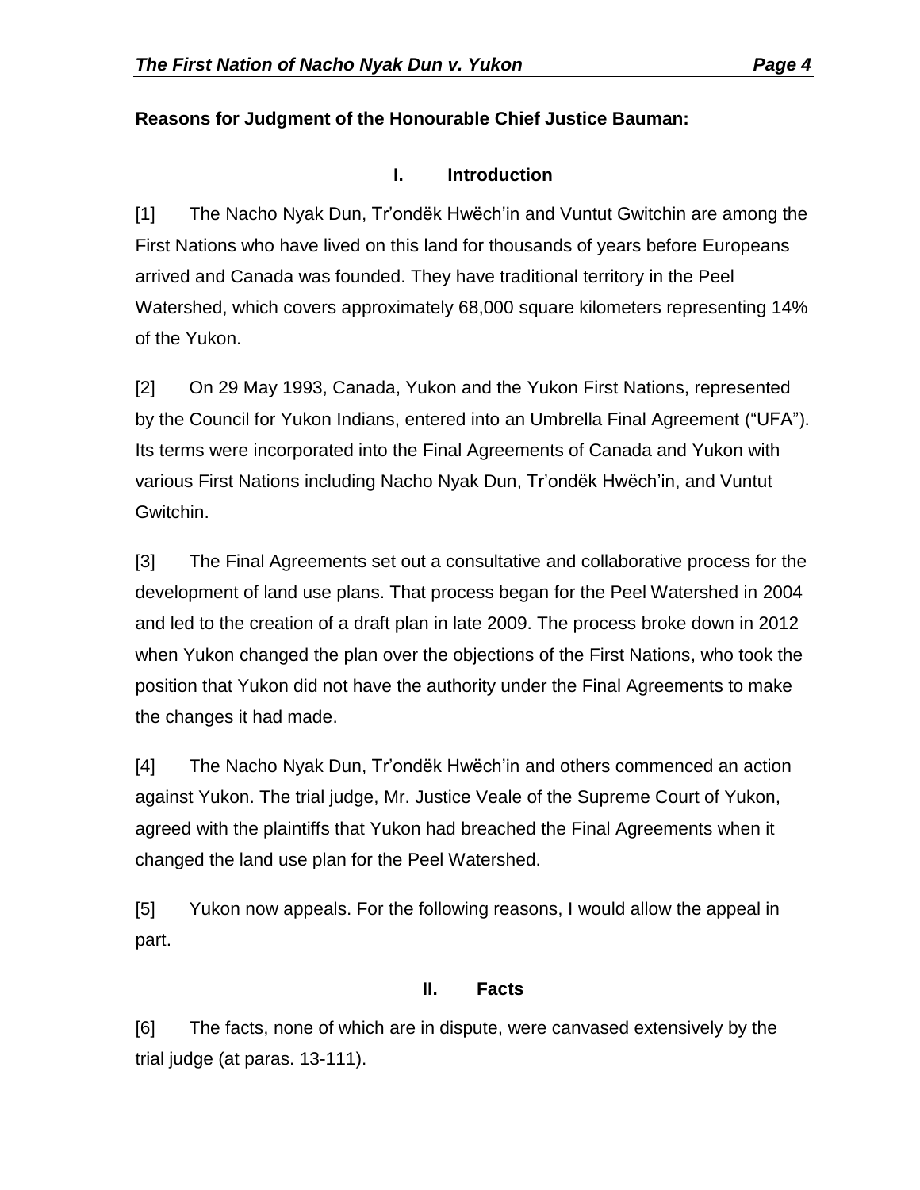**Reasons for Judgment of the Honourable Chief Justice Bauman:**

## I. Introduction

[1] The Nacho Nyak Dun, Tr'ondëk Hwëch'in and Vuntut Gwitchin are among the First Nations who have lived on this land for thousands of years before Europeans arrived and Canada was founded. They have traditional territory in the Peel Watershed, which covers approximately 68,000 square kilometers representing 14% of the Yukon.

[2] On 29 May 1993, Canada, Yukon and the Yukon First Nations, represented by the Council for Yukon Indians, entered into an Umbrella Final Agreement ("UFA"). Its terms were incorporated into the Final Agreements of Canada and Yukon with various First Nations including Nacho Nyak Dun, Tr'ondëk Hwëch'in, and Vuntut Gwitchin.

[3] The Final Agreements set out a consultative and collaborative process for the development of land use plans. That process began for the Peel Watershed in 2004 and led to the creation of a draft plan in late 2009. The process broke down in 2012 when Yukon changed the plan over the objections of the First Nations, who took the position that Yukon did not have the authority under the Final Agreements to make the changes it had made.

[4] The Nacho Nyak Dun, Tr'ondëk Hwëch'in and others commenced an action against Yukon. The trial judge, Mr. Justice Veale of the Supreme Court of Yukon, agreed with the plaintiffs that Yukon had breached the Final Agreements when it changed the land use plan for the Peel Watershed.

[5] Yukon now appeals. For the following reasons, I would allow the appeal in part.

## II. Facts

[6] The facts, none of which are in dispute, were canvased extensively by the trial judge (at paras. 13-111).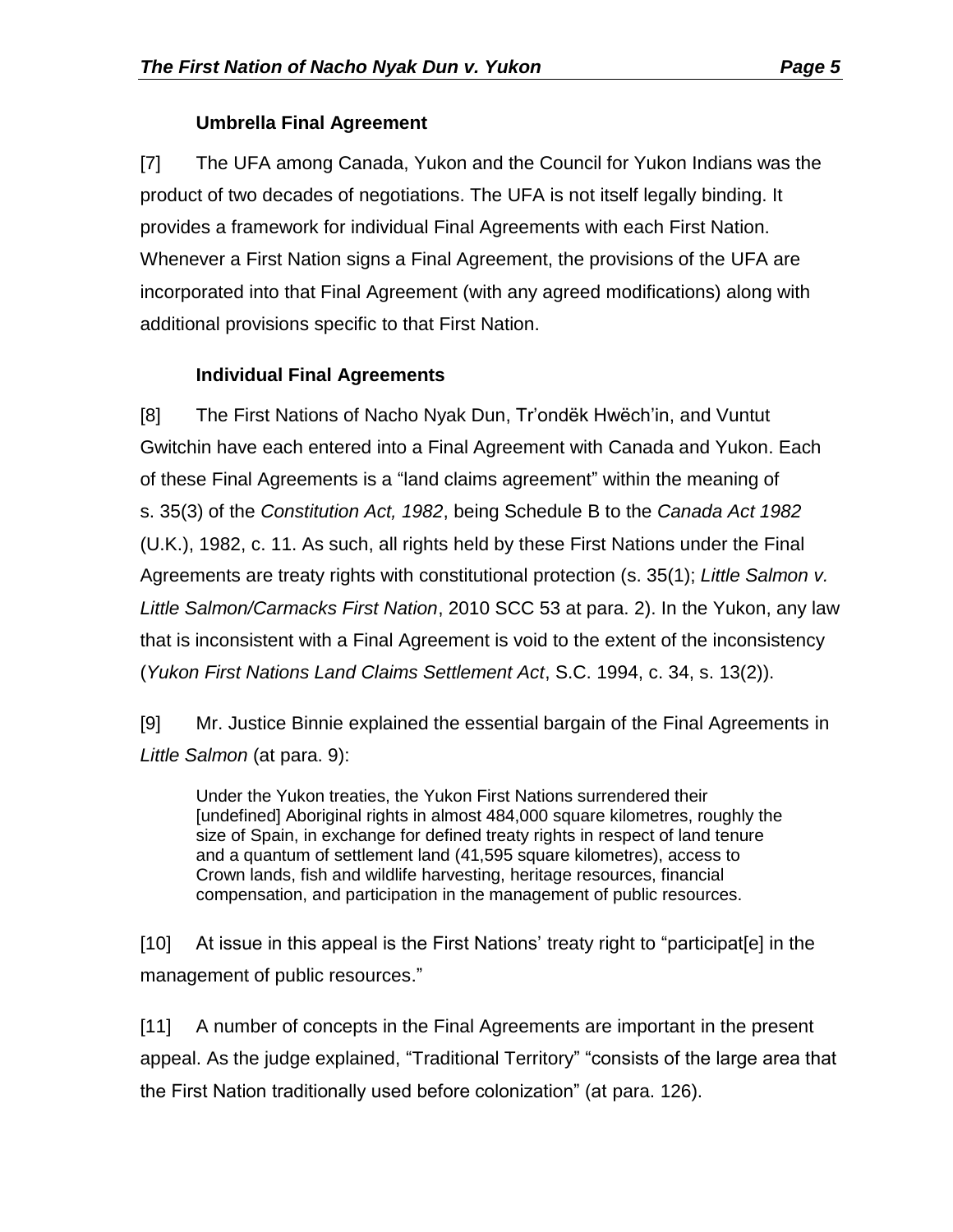### Umbrella Final Agreement

[7] The UFA among Canada, Yukon and the Council for Yukon Indians was the product of two decades of negotiations. The UFA is not itself legally binding. It provides a framework for individual Final Agreements with each First Nation. Whenever a First Nation signs a Final Agreement, the provisions of the UFA are incorporated into that Final Agreement (with any agreed modifications) along with additional provisions specific to that First Nation.

### Individual Final Agreements

[8] The First Nations of Nacho Nyak Dun, Tr'ondëk Hwëch'in, and Vuntut Gwitchin have each entered into a Final Agreement with Canada and Yukon. Each of these Final Agreements is a "land claims agreement" within the meaning of s. 35(3) of the *Constitution Act, 1982*, being Schedule B to the *Canada Act 1982* (U.K.), 1982, c. 11. As such, all rights held by these First Nations under the Final Agreements are treaty rights with constitutional protection (s. 35(1); *Little Salmon v. Little Salmon/Carmacks First Nation*, 2010 SCC 53 at para. 2). In the Yukon, any law that is inconsistent with a Final Agreement is void to the extent of the inconsistency (*Yukon First Nations Land Claims Settlement Act*, S.C. 1994, c. 34, s. 13(2)).

[9] Mr. Justice Binnie explained the essential bargain of the Final Agreements in *Little Salmon* (at para. 9):

> Under the Yukon treaties, the Yukon First Nations surrendered their [undefined] Aboriginal rights in almost 484,000 square kilometres, roughly the size of Spain, in exchange for defined treaty rights in respect of land tenure and a quantum of settlement land (41,595 square kilometres), access to Crown lands, fish and wildlife harvesting, heritage resources, financial compensation, and participation in the management of public resources.

[10] At issue in this appeal is the First Nations' treaty right to "participat[e] in the management of public resources."

[11] A number of concepts in the Final Agreements are important in the present appeal. As the judge explained, "Traditional Territory" "consists of the large area that the First Nation traditionally used before colonization" (at para. 126).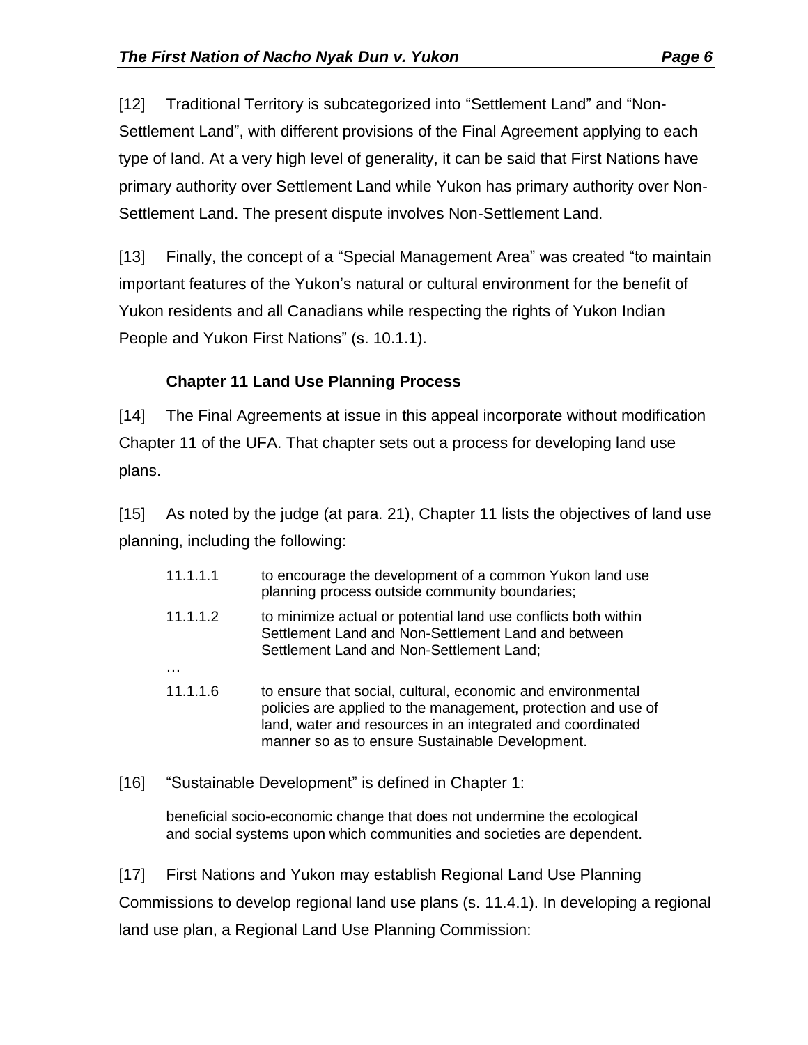[12] Traditional Territory is subcategorized into "Settlement Land" and "Non-Settlement Land", with different provisions of the Final Agreement applying to each type of land. At a very high level of generality, it can be said that First Nations have primary authority over Settlement Land while Yukon has primary authority over Non-Settlement Land. The present dispute involves Non-Settlement Land.

[13] Finally, the concept of a "Special Management Area" was created "to maintain important features of the Yukon's natural or cultural environment for the benefit of Yukon residents and all Canadians while respecting the rights of Yukon Indian People and Yukon First Nations" (s. 10.1.1).

### Chapter 11 Land Use Planning Process

[14] The Final Agreements at issue in this appeal incorporate without modification Chapter 11 of the UFA. That chapter sets out a process for developing land use plans.

[15] As noted by the judge (at para. 21), Chapter 11 lists the objectives of land use planning, including the following:

> 11.1.1.1 to encourage the development of a common Yukon land use planning process outside community boundaries;
>
> 11.1.1.2 to minimize actual or potential land use conflicts both within Settlement Land and Non-Settlement Land and between Settlement Land and Non-Settlement Land;
>
> …
>
> 11.1.1.6 to ensure that social, cultural, economic and environmental policies are applied to the management, protection and use of land, water and resources in an integrated and coordinated manner so as to ensure Sustainable Development.

[16] "Sustainable Development" is defined in Chapter 1:

> beneficial socio-economic change that does not undermine the ecological and social systems upon which communities and societies are dependent.

[17] First Nations and Yukon may establish Regional Land Use Planning Commissions to develop regional land use plans (s. 11.4.1). In developing a regional land use plan, a Regional Land Use Planning Commission: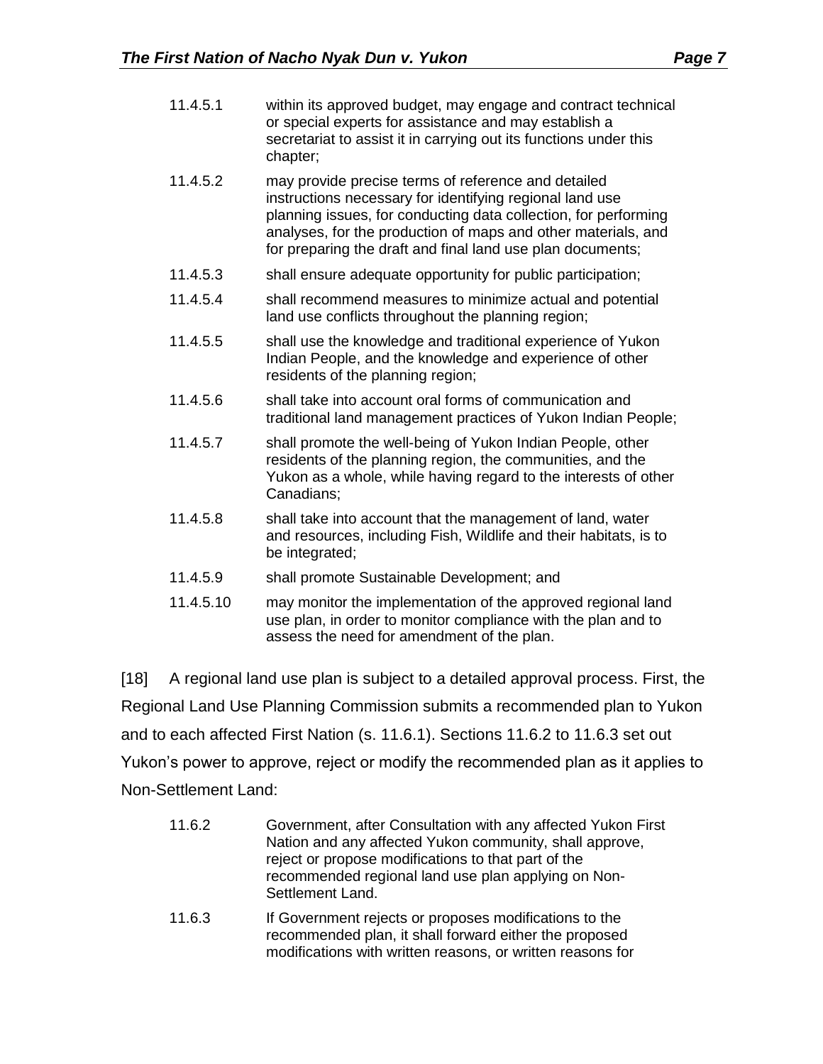| | |
|---|---|
| 11.4.5.1 | within its approved budget, may engage and contract technical or special experts for assistance and may establish a secretariat to assist it in carrying out its functions under this chapter; |
| 11.4.5.2 | may provide precise terms of reference and detailed instructions necessary for identifying regional land use planning issues, for conducting data collection, for performing analyses, for the production of maps and other materials, and for preparing the draft and final land use plan documents; |
| 11.4.5.3 | shall ensure adequate opportunity for public participation; |
| 11.4.5.4 | shall recommend measures to minimize actual and potential land use conflicts throughout the planning region; |
| 11.4.5.5 | shall use the knowledge and traditional experience of Yukon Indian People, and the knowledge and experience of other residents of the planning region; |
| 11.4.5.6 | shall take into account oral forms of communication and traditional land management practices of Yukon Indian People; |
| 11.4.5.7 | shall promote the well-being of Yukon Indian People, other residents of the planning region, the communities, and the Yukon as a whole, while having regard to the interests of other Canadians; |
| 11.4.5.8 | shall take into account that the management of land, water and resources, including Fish, Wildlife and their habitats, is to be integrated; |
| 11.4.5.9 | shall promote Sustainable Development; and |
| 11.4.5.10 | may monitor the implementation of the approved regional land use plan, in order to monitor compliance with the plan and to assess the need for amendment of the plan. |

[18] A regional land use plan is subject to a detailed approval process. First, the Regional Land Use Planning Commission submits a recommended plan to Yukon and to each affected First Nation (s. 11.6.1). Sections 11.6.2 to 11.6.3 set out Yukon's power to approve, reject or modify the recommended plan as it applies to Non-Settlement Land:

| | |
|---|---|
| 11.6.2 | Government, after Consultation with any affected Yukon First Nation and any affected Yukon community, shall approve, reject or propose modifications to that part of the recommended regional land use plan applying on Non-Settlement Land. |
| 11.6.3 | If Government rejects or proposes modifications to the recommended plan, it shall forward either the proposed modifications with written reasons, or written reasons for |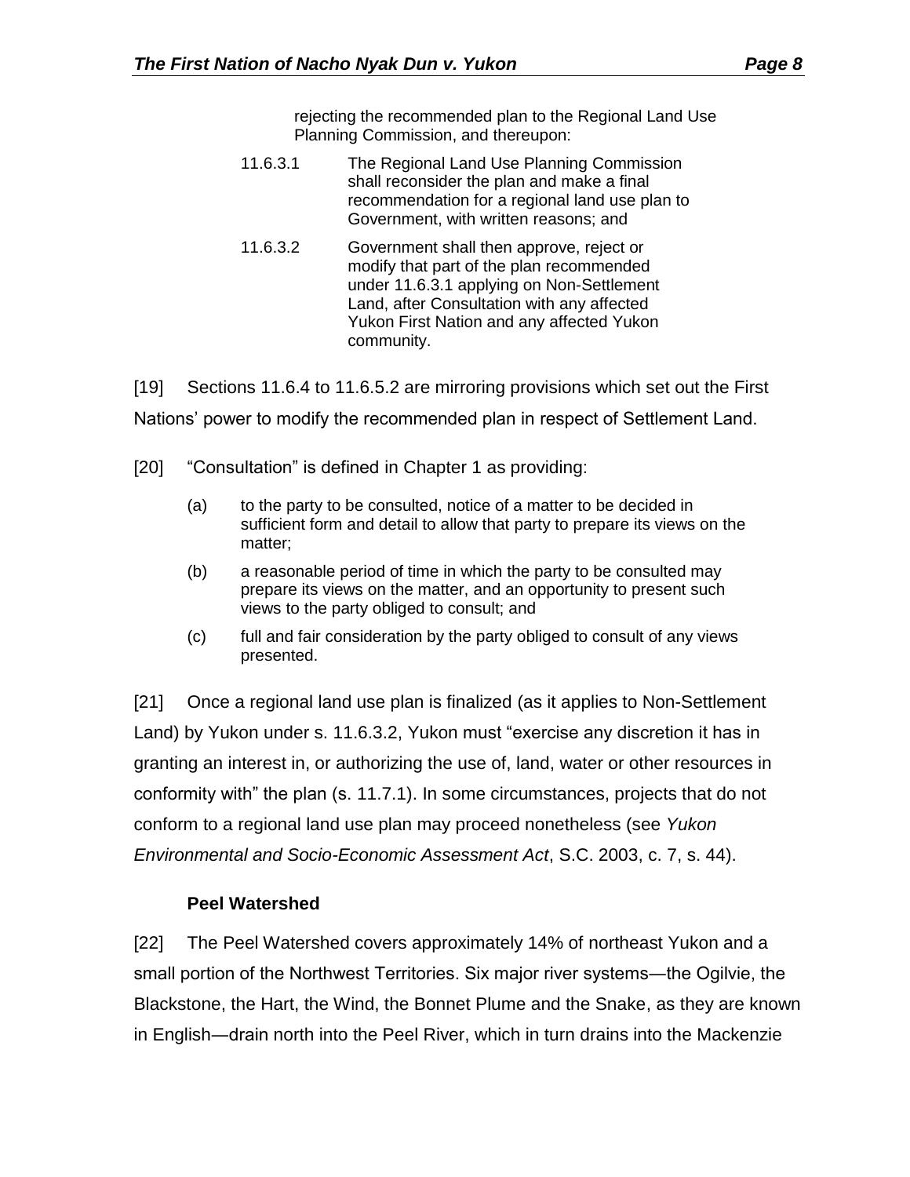> rejecting the recommended plan to the Regional Land Use Planning Commission, and thereupon:
>
> 11.6.3.1 The Regional Land Use Planning Commission shall reconsider the plan and make a final recommendation for a regional land use plan to Government, with written reasons; and
>
> 11.6.3.2 Government shall then approve, reject or modify that part of the plan recommended under 11.6.3.1 applying on Non-Settlement Land, after Consultation with any affected Yukon First Nation and any affected Yukon community.

[19] Sections 11.6.4 to 11.6.5.2 are mirroring provisions which set out the First Nations' power to modify the recommended plan in respect of Settlement Land.

[20] "Consultation" is defined in Chapter 1 as providing:

> (a) to the party to be consulted, notice of a matter to be decided in sufficient form and detail to allow that party to prepare its views on the matter;
>
> (b) a reasonable period of time in which the party to be consulted may prepare its views on the matter, and an opportunity to present such views to the party obliged to consult; and
>
> (c) full and fair consideration by the party obliged to consult of any views presented.

[21] Once a regional land use plan is finalized (as it applies to Non-Settlement Land) by Yukon under s. 11.6.3.2, Yukon must "exercise any discretion it has in granting an interest in, or authorizing the use of, land, water or other resources in conformity with" the plan (s. 11.7.1). In some circumstances, projects that do not conform to a regional land use plan may proceed nonetheless (see *Yukon Environmental and Socio-Economic Assessment Act*, S.C. 2003, c. 7, s. 44).

### Peel Watershed

[22] The Peel Watershed covers approximately 14% of northeast Yukon and a small portion of the Northwest Territories. Six major river systems—the Ogilvie, the Blackstone, the Hart, the Wind, the Bonnet Plume and the Snake, as they are known in English—drain north into the Peel River, which in turn drains into the Mackenzie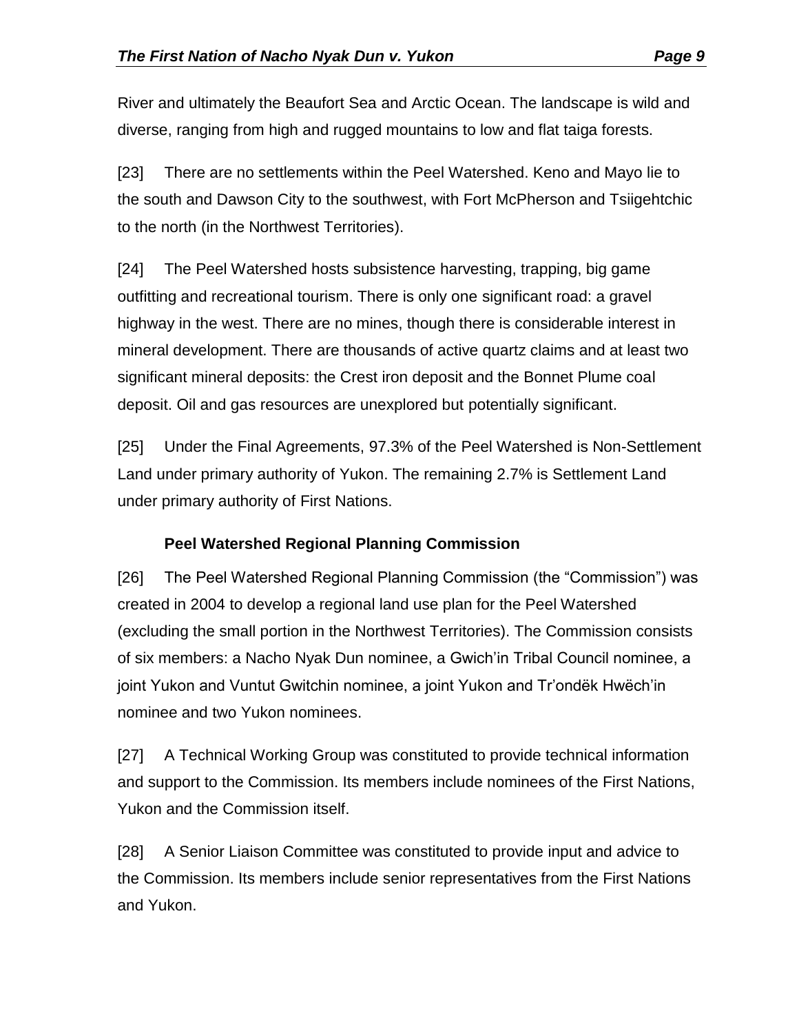River and ultimately the Beaufort Sea and Arctic Ocean. The landscape is wild and diverse, ranging from high and rugged mountains to low and flat taiga forests.

[23] There are no settlements within the Peel Watershed. Keno and Mayo lie to the south and Dawson City to the southwest, with Fort McPherson and Tsiigehtchic to the north (in the Northwest Territories).

[24] The Peel Watershed hosts subsistence harvesting, trapping, big game outfitting and recreational tourism. There is only one significant road: a gravel highway in the west. There are no mines, though there is considerable interest in mineral development. There are thousands of active quartz claims and at least two significant mineral deposits: the Crest iron deposit and the Bonnet Plume coal deposit. Oil and gas resources are unexplored but potentially significant.

[25] Under the Final Agreements, 97.3% of the Peel Watershed is Non-Settlement Land under primary authority of Yukon. The remaining 2.7% is Settlement Land under primary authority of First Nations.

### Peel Watershed Regional Planning Commission

[26] The Peel Watershed Regional Planning Commission (the "Commission") was created in 2004 to develop a regional land use plan for the Peel Watershed (excluding the small portion in the Northwest Territories). The Commission consists of six members: a Nacho Nyak Dun nominee, a Gwich'in Tribal Council nominee, a joint Yukon and Vuntut Gwitchin nominee, a joint Yukon and Tr'ondëk Hwëch'in nominee and two Yukon nominees.

[27] A Technical Working Group was constituted to provide technical information and support to the Commission. Its members include nominees of the First Nations, Yukon and the Commission itself.

[28] A Senior Liaison Committee was constituted to provide input and advice to the Commission. Its members include senior representatives from the First Nations and Yukon.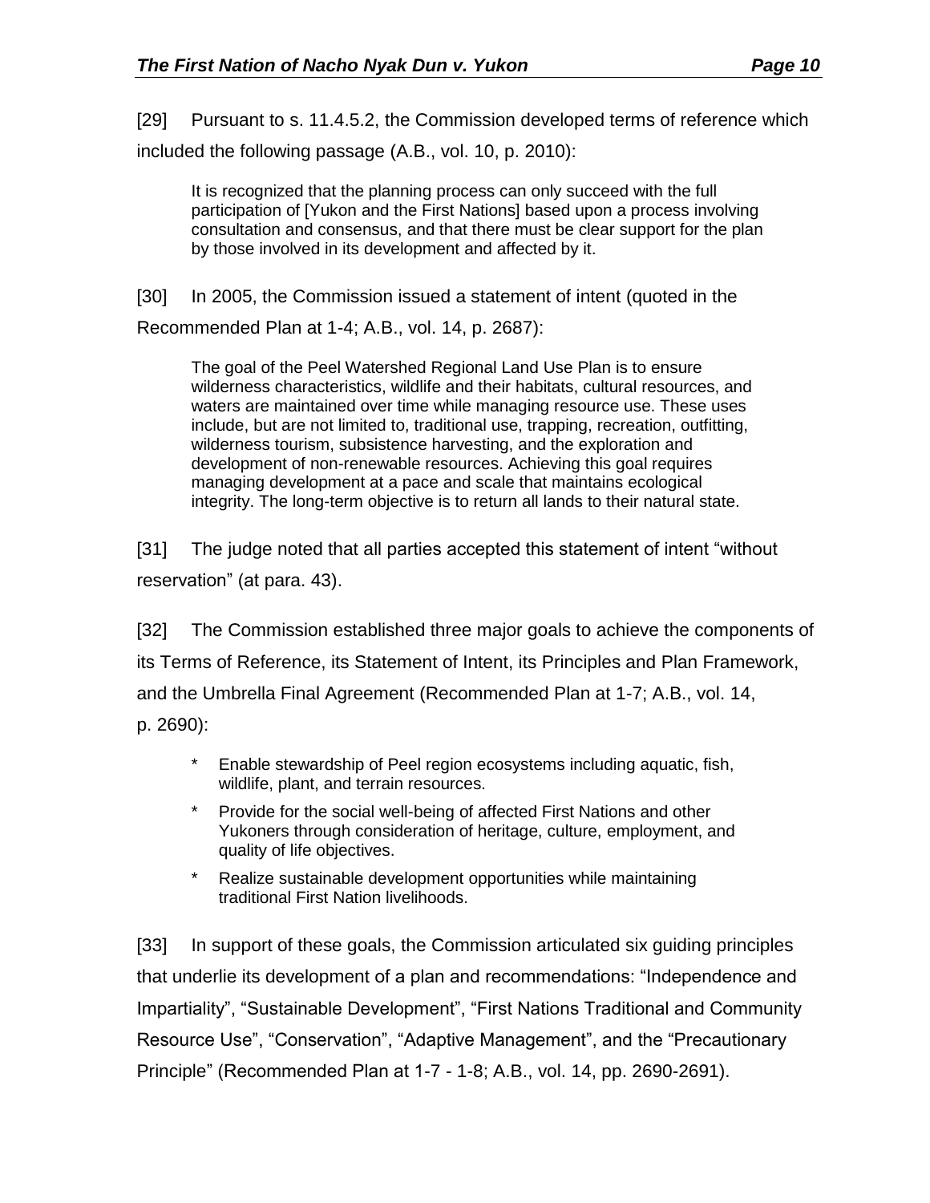[29] Pursuant to s. 11.4.5.2, the Commission developed terms of reference which included the following passage (A.B., vol. 10, p. 2010):

> It is recognized that the planning process can only succeed with the full participation of [Yukon and the First Nations] based upon a process involving consultation and consensus, and that there must be clear support for the plan by those involved in its development and affected by it.

[30] In 2005, the Commission issued a statement of intent (quoted in the Recommended Plan at 1-4; A.B., vol. 14, p. 2687):

> The goal of the Peel Watershed Regional Land Use Plan is to ensure wilderness characteristics, wildlife and their habitats, cultural resources, and waters are maintained over time while managing resource use. These uses include, but are not limited to, traditional use, trapping, recreation, outfitting, wilderness tourism, subsistence harvesting, and the exploration and development of non-renewable resources. Achieving this goal requires managing development at a pace and scale that maintains ecological integrity. The long-term objective is to return all lands to their natural state.

[31] The judge noted that all parties accepted this statement of intent "without reservation" (at para. 43).

[32] The Commission established three major goals to achieve the components of its Terms of Reference, its Statement of Intent, its Principles and Plan Framework, and the Umbrella Final Agreement (Recommended Plan at 1-7; A.B., vol. 14, p. 2690):

> * Enable stewardship of Peel region ecosystems including aquatic, fish, wildlife, plant, and terrain resources.
> * Provide for the social well-being of affected First Nations and other Yukoners through consideration of heritage, culture, employment, and quality of life objectives.
> * Realize sustainable development opportunities while maintaining traditional First Nation livelihoods.

[33] In support of these goals, the Commission articulated six guiding principles that underlie its development of a plan and recommendations: "Independence and Impartiality", "Sustainable Development", "First Nations Traditional and Community Resource Use", "Conservation", "Adaptive Management", and the "Precautionary Principle" (Recommended Plan at 1-7 - 1-8; A.B., vol. 14, pp. 2690-2691).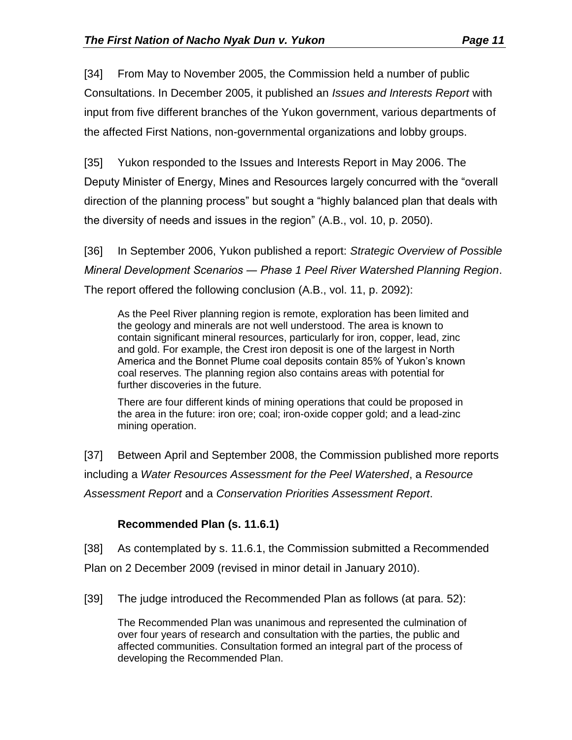[34] From May to November 2005, the Commission held a number of public Consultations. In December 2005, it published an *Issues and Interests Report* with input from five different branches of the Yukon government, various departments of the affected First Nations, non-governmental organizations and lobby groups.

[35] Yukon responded to the Issues and Interests Report in May 2006. The Deputy Minister of Energy, Mines and Resources largely concurred with the "overall direction of the planning process" but sought a "highly balanced plan that deals with the diversity of needs and issues in the region" (A.B., vol. 10, p. 2050).

[36] In September 2006, Yukon published a report: *Strategic Overview of Possible Mineral Development Scenarios — Phase 1 Peel River Watershed Planning Region*. The report offered the following conclusion (A.B., vol. 11, p. 2092):

> As the Peel River planning region is remote, exploration has been limited and the geology and minerals are not well understood. The area is known to contain significant mineral resources, particularly for iron, copper, lead, zinc and gold. For example, the Crest iron deposit is one of the largest in North America and the Bonnet Plume coal deposits contain 85% of Yukon's known coal reserves. The planning region also contains areas with potential for further discoveries in the future.
>
> There are four different kinds of mining operations that could be proposed in the area in the future: iron ore; coal; iron-oxide copper gold; and a lead-zinc mining operation.

[37] Between April and September 2008, the Commission published more reports including a *Water Resources Assessment for the Peel Watershed*, a *Resource Assessment Report* and a *Conservation Priorities Assessment Report*.

### Recommended Plan (s. 11.6.1)

[38] As contemplated by s. 11.6.1, the Commission submitted a Recommended Plan on 2 December 2009 (revised in minor detail in January 2010).

[39] The judge introduced the Recommended Plan as follows (at para. 52):

> The Recommended Plan was unanimous and represented the culmination of over four years of research and consultation with the parties, the public and affected communities. Consultation formed an integral part of the process of developing the Recommended Plan.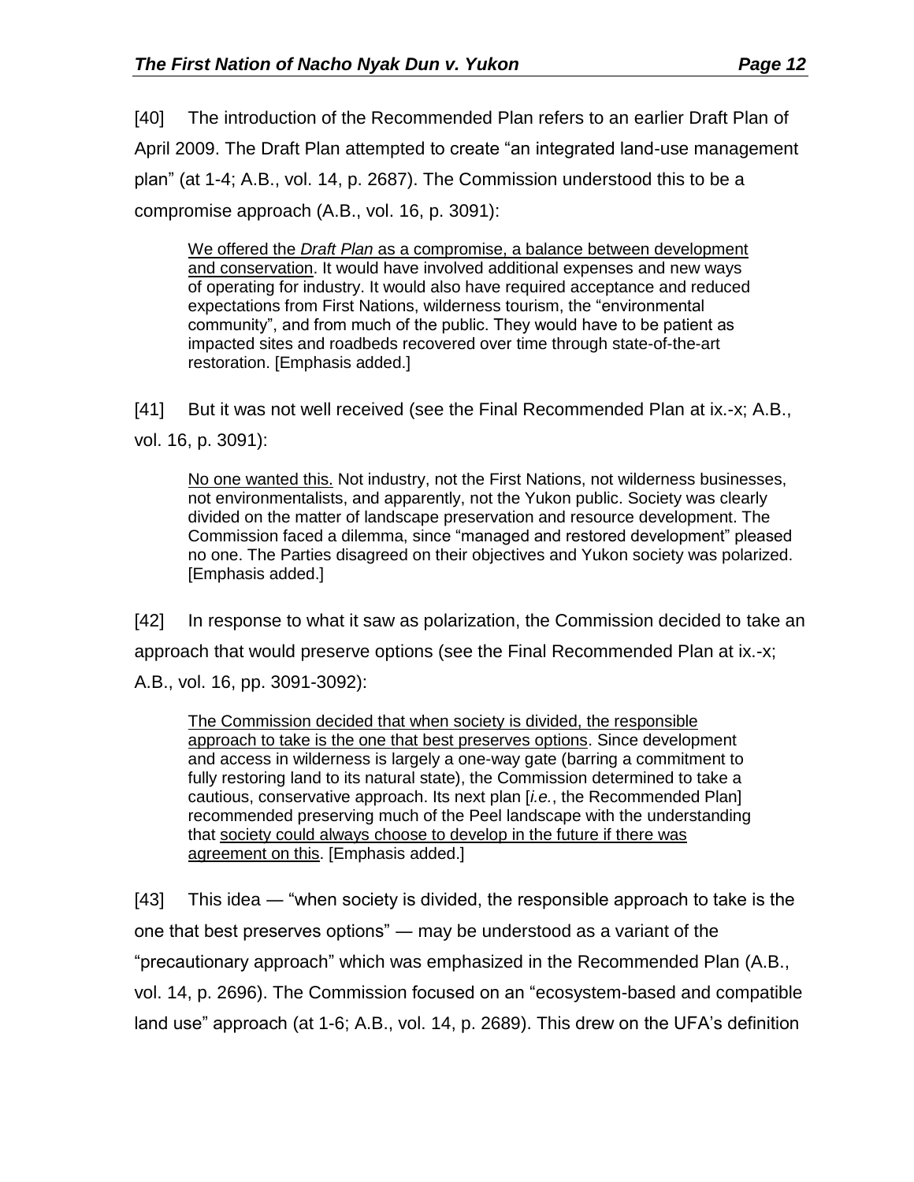[40] The introduction of the Recommended Plan refers to an earlier Draft Plan of April 2009. The Draft Plan attempted to create "an integrated land-use management plan" (at 1-4; A.B., vol. 14, p. 2687). The Commission understood this to be a compromise approach (A.B., vol. 16, p. 3091):

> We offered the *Draft Plan* as a compromise, a balance between development and conservation. It would have involved additional expenses and new ways of operating for industry. It would also have required acceptance and reduced expectations from First Nations, wilderness tourism, the "environmental community", and from much of the public. They would have to be patient as impacted sites and roadbeds recovered over time through state-of-the-art restoration. [Emphasis added.]

[41] But it was not well received (see the Final Recommended Plan at ix.-x; A.B., vol. 16, p. 3091):

> No one wanted this. Not industry, not the First Nations, not wilderness businesses, not environmentalists, and apparently, not the Yukon public. Society was clearly divided on the matter of landscape preservation and resource development. The Commission faced a dilemma, since "managed and restored development" pleased no one. The Parties disagreed on their objectives and Yukon society was polarized. [Emphasis added.]

[42] In response to what it saw as polarization, the Commission decided to take an approach that would preserve options (see the Final Recommended Plan at ix.-x; A.B., vol. 16, pp. 3091-3092):

> The Commission decided that when society is divided, the responsible approach to take is the one that best preserves options. Since development and access in wilderness is largely a one-way gate (barring a commitment to fully restoring land to its natural state), the Commission determined to take a cautious, conservative approach. Its next plan [*i.e.*, the Recommended Plan] recommended preserving much of the Peel landscape with the understanding that society could always choose to develop in the future if there was agreement on this. [Emphasis added.]

[43] This idea — "when society is divided, the responsible approach to take is the one that best preserves options" — may be understood as a variant of the "precautionary approach" which was emphasized in the Recommended Plan (A.B., vol. 14, p. 2696). The Commission focused on an "ecosystem-based and compatible land use" approach (at 1-6; A.B., vol. 14, p. 2689). This drew on the UFA's definition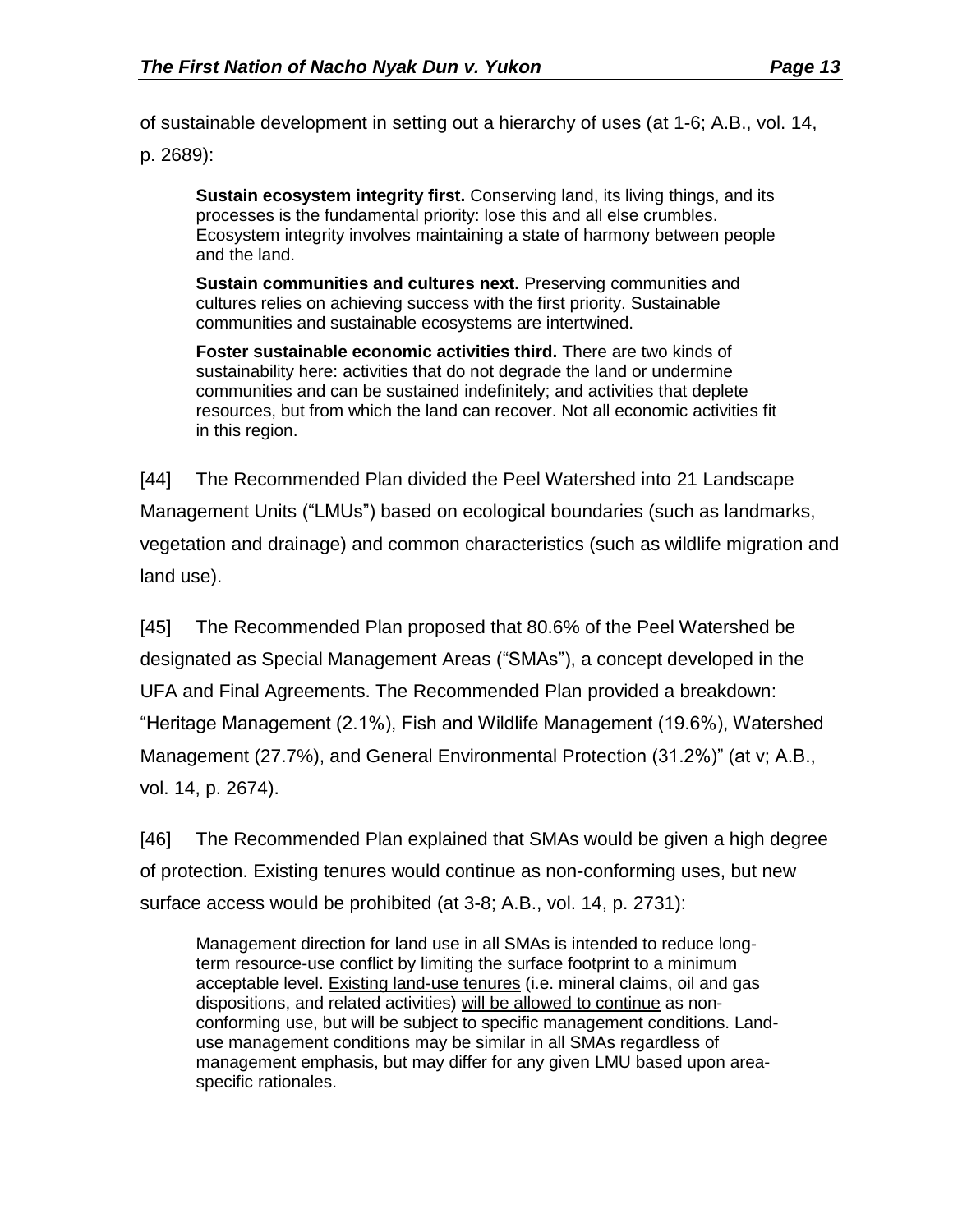of sustainable development in setting out a hierarchy of uses (at 1-6; A.B., vol. 14, p. 2689):

> **Sustain ecosystem integrity first.** Conserving land, its living things, and its processes is the fundamental priority: lose this and all else crumbles. Ecosystem integrity involves maintaining a state of harmony between people and the land.
>
> **Sustain communities and cultures next.** Preserving communities and cultures relies on achieving success with the first priority. Sustainable communities and sustainable ecosystems are intertwined.
>
> **Foster sustainable economic activities third.** There are two kinds of sustainability here: activities that do not degrade the land or undermine communities and can be sustained indefinitely; and activities that deplete resources, but from which the land can recover. Not all economic activities fit in this region.

[44] The Recommended Plan divided the Peel Watershed into 21 Landscape Management Units ("LMUs") based on ecological boundaries (such as landmarks, vegetation and drainage) and common characteristics (such as wildlife migration and land use).

[45] The Recommended Plan proposed that 80.6% of the Peel Watershed be designated as Special Management Areas ("SMAs"), a concept developed in the UFA and Final Agreements. The Recommended Plan provided a breakdown: "Heritage Management (2.1%), Fish and Wildlife Management (19.6%), Watershed Management (27.7%), and General Environmental Protection (31.2%)" (at v; A.B., vol. 14, p. 2674).

[46] The Recommended Plan explained that SMAs would be given a high degree of protection. Existing tenures would continue as non-conforming uses, but new surface access would be prohibited (at 3-8; A.B., vol. 14, p. 2731):

> Management direction for land use in all SMAs is intended to reduce long-term resource-use conflict by limiting the surface footprint to a minimum acceptable level. <u>Existing land-use tenures</u> (i.e. mineral claims, oil and gas dispositions, and related activities) <u>will be allowed to continue</u> as non-conforming use, but will be subject to specific management conditions. Land-use management conditions may be similar in all SMAs regardless of management emphasis, but may differ for any given LMU based upon area-specific rationales.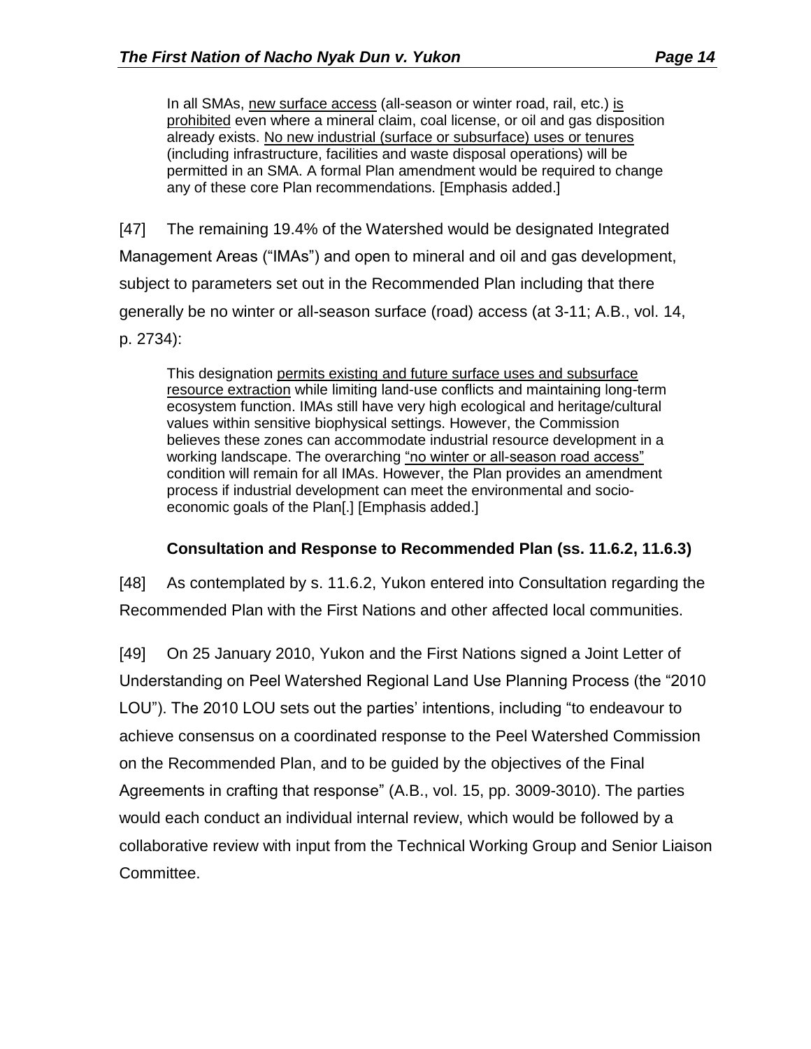> In all SMAs, <u>new surface access</u> (all-season or winter road, rail, etc.) <u>is prohibited</u> even where a mineral claim, coal license, or oil and gas disposition already exists. <u>No new industrial (surface or subsurface) uses or tenures</u> (including infrastructure, facilities and waste disposal operations) will be permitted in an SMA. A formal Plan amendment would be required to change any of these core Plan recommendations. [Emphasis added.]

[47] The remaining 19.4% of the Watershed would be designated Integrated Management Areas ("IMAs") and open to mineral and oil and gas development, subject to parameters set out in the Recommended Plan including that there generally be no winter or all-season surface (road) access (at 3-11; A.B., vol. 14, p. 2734):

> This designation <u>permits existing and future surface uses and subsurface resource extraction</u> while limiting land-use conflicts and maintaining long-term ecosystem function. IMAs still have very high ecological and heritage/cultural values within sensitive biophysical settings. However, the Commission believes these zones can accommodate industrial resource development in a working landscape. The overarching <u>"no winter or all-season road access"</u> condition will remain for all IMAs. However, the Plan provides an amendment process if industrial development can meet the environmental and socio-economic goals of the Plan[.] [Emphasis added.]

### Consultation and Response to Recommended Plan (ss. 11.6.2, 11.6.3)

[48] As contemplated by s. 11.6.2, Yukon entered into Consultation regarding the Recommended Plan with the First Nations and other affected local communities.

[49] On 25 January 2010, Yukon and the First Nations signed a Joint Letter of Understanding on Peel Watershed Regional Land Use Planning Process (the "2010 LOU"). The 2010 LOU sets out the parties' intentions, including "to endeavour to achieve consensus on a coordinated response to the Peel Watershed Commission on the Recommended Plan, and to be guided by the objectives of the Final Agreements in crafting that response" (A.B., vol. 15, pp. 3009-3010). The parties would each conduct an individual internal review, which would be followed by a collaborative review with input from the Technical Working Group and Senior Liaison Committee.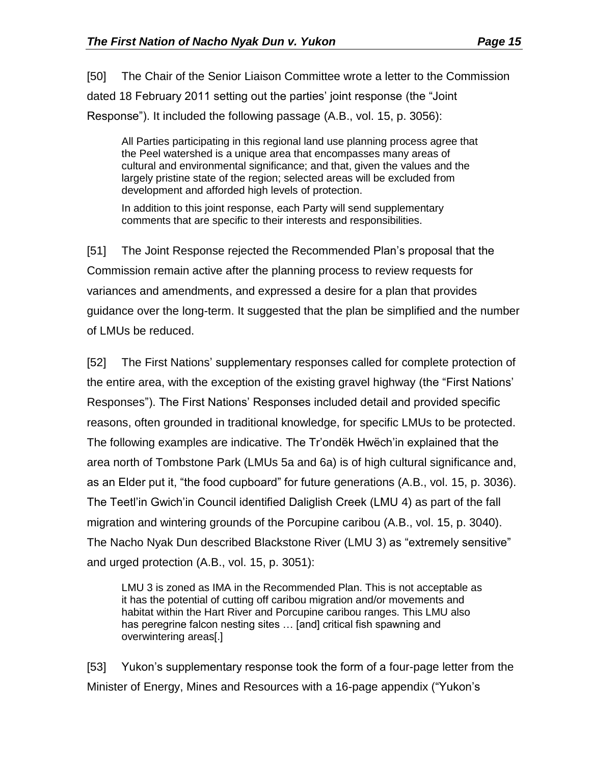[50] The Chair of the Senior Liaison Committee wrote a letter to the Commission dated 18 February 2011 setting out the parties' joint response (the "Joint Response"). It included the following passage (A.B., vol. 15, p. 3056):

> All Parties participating in this regional land use planning process agree that the Peel watershed is a unique area that encompasses many areas of cultural and environmental significance; and that, given the values and the largely pristine state of the region; selected areas will be excluded from development and afforded high levels of protection.
>
> In addition to this joint response, each Party will send supplementary comments that are specific to their interests and responsibilities.

[51] The Joint Response rejected the Recommended Plan's proposal that the Commission remain active after the planning process to review requests for variances and amendments, and expressed a desire for a plan that provides guidance over the long-term. It suggested that the plan be simplified and the number of LMUs be reduced.

[52] The First Nations' supplementary responses called for complete protection of the entire area, with the exception of the existing gravel highway (the "First Nations' Responses"). The First Nations' Responses included detail and provided specific reasons, often grounded in traditional knowledge, for specific LMUs to be protected. The following examples are indicative. The Tr'ondëk Hwëch'in explained that the area north of Tombstone Park (LMUs 5a and 6a) is of high cultural significance and, as an Elder put it, "the food cupboard" for future generations (A.B., vol. 15, p. 3036). The Teetl'in Gwich'in Council identified Daliglish Creek (LMU 4) as part of the fall migration and wintering grounds of the Porcupine caribou (A.B., vol. 15, p. 3040). The Nacho Nyak Dun described Blackstone River (LMU 3) as "extremely sensitive" and urged protection (A.B., vol. 15, p. 3051):

> LMU 3 is zoned as IMA in the Recommended Plan. This is not acceptable as it has the potential of cutting off caribou migration and/or movements and habitat within the Hart River and Porcupine caribou ranges. This LMU also has peregrine falcon nesting sites … [and] critical fish spawning and overwintering areas[.]

[53] Yukon's supplementary response took the form of a four-page letter from the Minister of Energy, Mines and Resources with a 16-page appendix ("Yukon's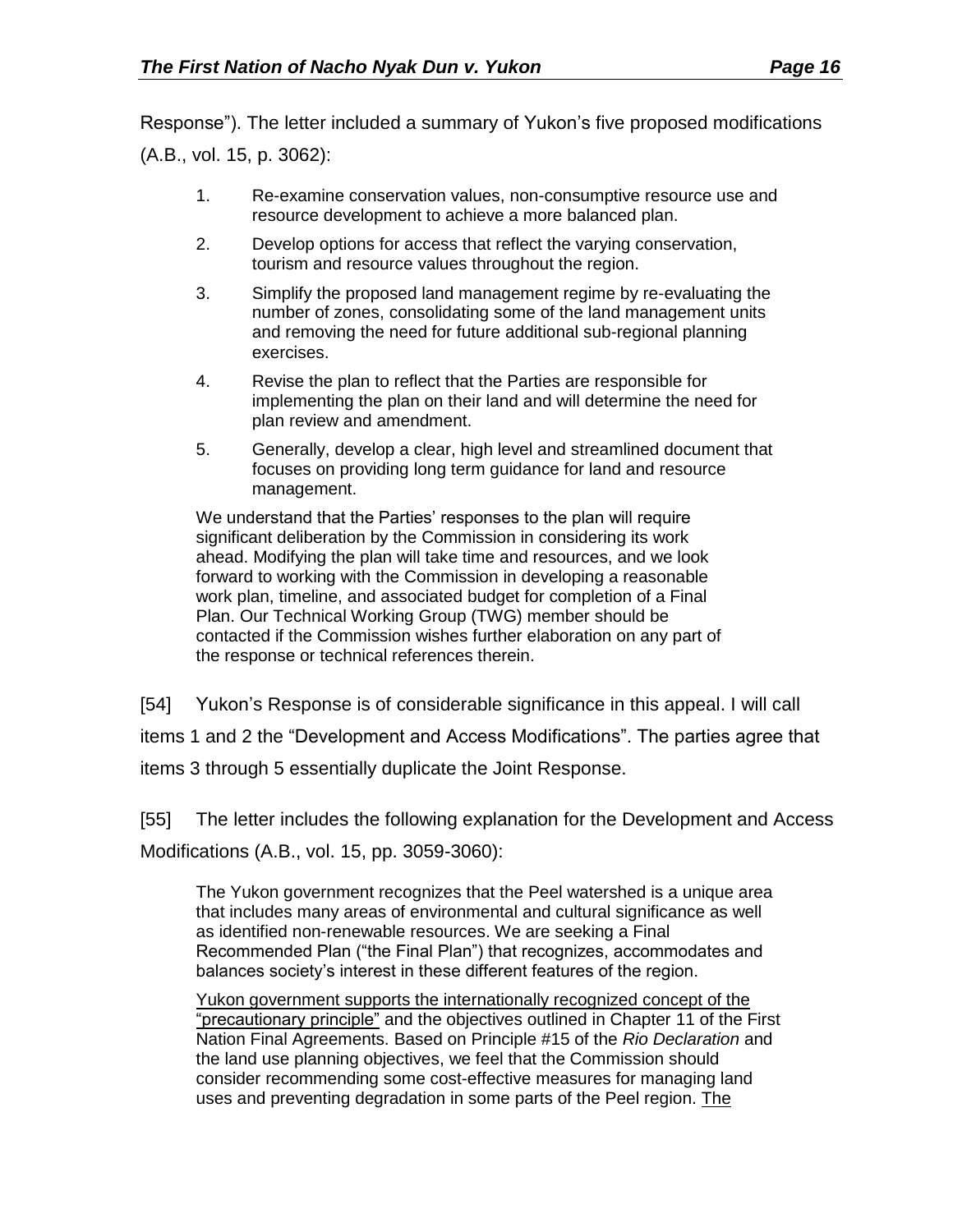Response”). The letter included a summary of Yukon’s five proposed modifications (A.B., vol. 15, p. 3062):

> 1. Re-examine conservation values, non-consumptive resource use and resource development to achieve a more balanced plan.
> 2. Develop options for access that reflect the varying conservation, tourism and resource values throughout the region.
> 3. Simplify the proposed land management regime by re-evaluating the number of zones, consolidating some of the land management units and removing the need for future additional sub-regional planning exercises.
> 4. Revise the plan to reflect that the Parties are responsible for implementing the plan on their land and will determine the need for plan review and amendment.
> 5. Generally, develop a clear, high level and streamlined document that focuses on providing long term guidance for land and resource management.
>
> We understand that the Parties’ responses to the plan will require significant deliberation by the Commission in considering its work ahead. Modifying the plan will take time and resources, and we look forward to working with the Commission in developing a reasonable work plan, timeline, and associated budget for completion of a Final Plan. Our Technical Working Group (TWG) member should be contacted if the Commission wishes further elaboration on any part of the response or technical references therein.

[54] Yukon’s Response is of considerable significance in this appeal. I will call items 1 and 2 the “Development and Access Modifications”. The parties agree that items 3 through 5 essentially duplicate the Joint Response.

[55] The letter includes the following explanation for the Development and Access Modifications (A.B., vol. 15, pp. 3059-3060):

> The Yukon government recognizes that the Peel watershed is a unique area that includes many areas of environmental and cultural significance as well as identified non-renewable resources. We are seeking a Final Recommended Plan (“the Final Plan”) that recognizes, accommodates and balances society’s interest in these different features of the region.
>
> <u>Yukon government supports the internationally recognized concept of the “precautionary principle”</u> and the objectives outlined in Chapter 11 of the First Nation Final Agreements. Based on Principle #15 of the *Rio Declaration* and the land use planning objectives, we feel that the Commission should consider recommending some cost-effective measures for managing land uses and preventing degradation in some parts of the Peel region. <u>The</u>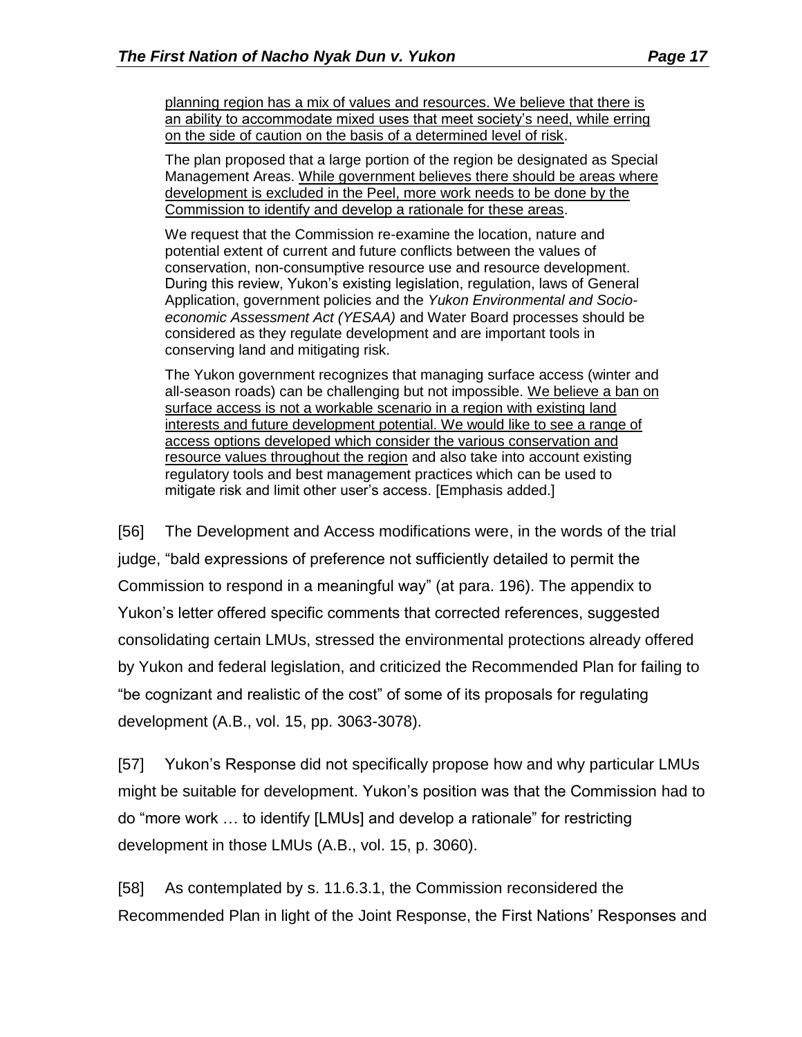> planning region has a mix of values and resources. We believe that there is an ability to accommodate mixed uses that meet society's need, while erring on the side of caution on the basis of a determined level of risk.
>
> The plan proposed that a large portion of the region be designated as Special Management Areas. While government believes there should be areas where development is excluded in the Peel, more work needs to be done by the Commission to identify and develop a rationale for these areas.
>
> We request that the Commission re-examine the location, nature and potential extent of current and future conflicts between the values of conservation, non-consumptive resource use and resource development. During this review, Yukon's existing legislation, regulation, laws of General Application, government policies and the *Yukon Environmental and Socio-economic Assessment Act (YESAA)* and Water Board processes should be considered as they regulate development and are important tools in conserving land and mitigating risk.
>
> The Yukon government recognizes that managing surface access (winter and all-season roads) can be challenging but not impossible. We believe a ban on surface access is not a workable scenario in a region with existing land interests and future development potential. We would like to see a range of access options developed which consider the various conservation and resource values throughout the region and also take into account existing regulatory tools and best management practices which can be used to mitigate risk and limit other user's access. [Emphasis added.]

[56] The Development and Access modifications were, in the words of the trial judge, "bald expressions of preference not sufficiently detailed to permit the Commission to respond in a meaningful way" (at para. 196). The appendix to Yukon's letter offered specific comments that corrected references, suggested consolidating certain LMUs, stressed the environmental protections already offered by Yukon and federal legislation, and criticized the Recommended Plan for failing to "be cognizant and realistic of the cost" of some of its proposals for regulating development (A.B., vol. 15, pp. 3063-3078).

[57] Yukon's Response did not specifically propose how and why particular LMUs might be suitable for development. Yukon's position was that the Commission had to do "more work … to identify [LMUs] and develop a rationale" for restricting development in those LMUs (A.B., vol. 15, p. 3060).

[58] As contemplated by s. 11.6.3.1, the Commission reconsidered the Recommended Plan in light of the Joint Response, the First Nations' Responses and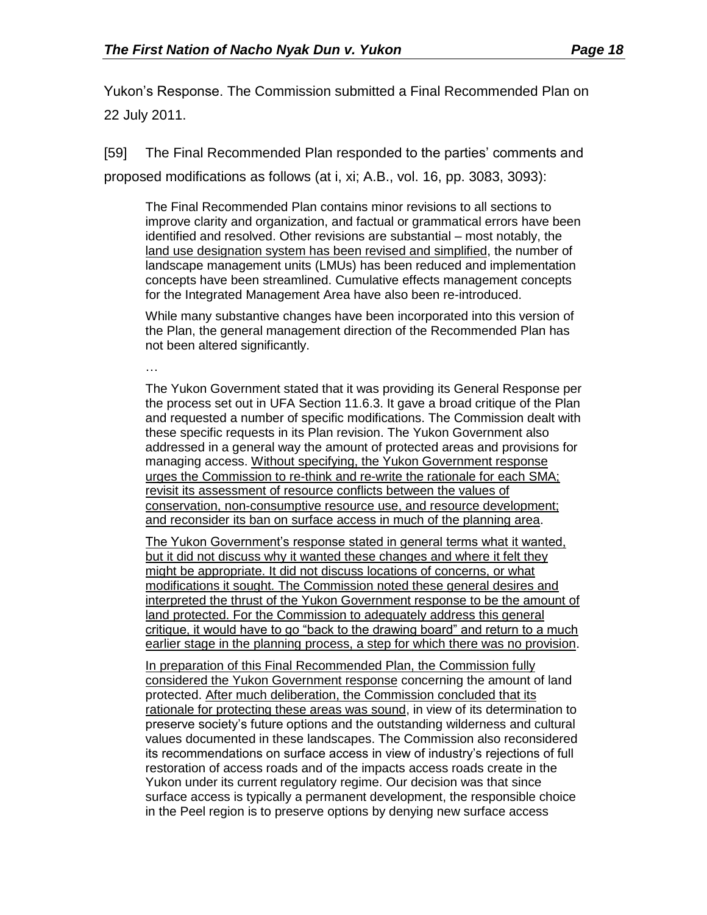Yukon's Response. The Commission submitted a Final Recommended Plan on 22 July 2011.

[59] The Final Recommended Plan responded to the parties' comments and proposed modifications as follows (at i, xi; A.B., vol. 16, pp. 3083, 3093):

> The Final Recommended Plan contains minor revisions to all sections to improve clarity and organization, and factual or grammatical errors have been identified and resolved. Other revisions are substantial – most notably, the <u>land use designation system has been revised and simplified</u>, the number of landscape management units (LMUs) has been reduced and implementation concepts have been streamlined. Cumulative effects management concepts for the Integrated Management Area have also been re-introduced.
>
> While many substantive changes have been incorporated into this version of the Plan, the general management direction of the Recommended Plan has not been altered significantly.
>
> …
>
> The Yukon Government stated that it was providing its General Response per the process set out in UFA Section 11.6.3. It gave a broad critique of the Plan and requested a number of specific modifications. The Commission dealt with these specific requests in its Plan revision. The Yukon Government also addressed in a general way the amount of protected areas and provisions for managing access. <u>Without specifying, the Yukon Government response urges the Commission to re-think and re-write the rationale for each SMA; revisit its assessment of resource conflicts between the values of conservation, non-consumptive resource use, and resource development; and reconsider its ban on surface access in much of the planning area</u>.
>
> <u>The Yukon Government's response stated in general terms what it wanted, but it did not discuss why it wanted these changes and where it felt they might be appropriate. It did not discuss locations of concerns, or what modifications it sought. The Commission noted these general desires and interpreted the thrust of the Yukon Government response to be the amount of land protected. For the Commission to adequately address this general critique, it would have to go "back to the drawing board" and return to a much earlier stage in the planning process, a step for which there was no provision</u>.
>
> <u>In preparation of this Final Recommended Plan, the Commission fully considered the Yukon Government response</u> concerning the amount of land protected. <u>After much deliberation, the Commission concluded that its rationale for protecting these areas was sound</u>, in view of its determination to preserve society's future options and the outstanding wilderness and cultural values documented in these landscapes. The Commission also reconsidered its recommendations on surface access in view of industry's rejections of full restoration of access roads and of the impacts access roads create in the Yukon under its current regulatory regime. Our decision was that since surface access is typically a permanent development, the responsible choice in the Peel region is to preserve options by denying new surface access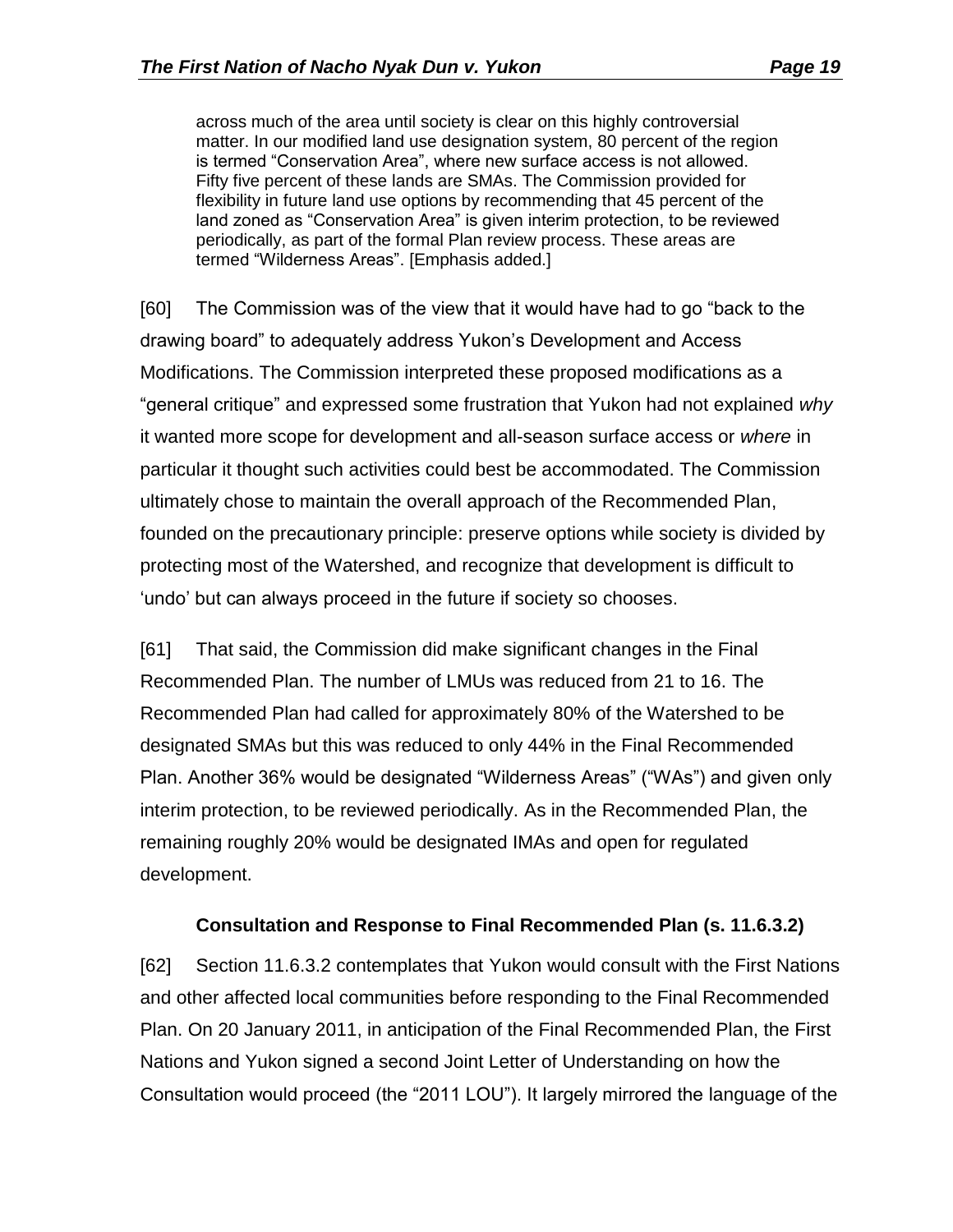> across much of the area until society is clear on this highly controversial matter. In our modified land use designation system, 80 percent of the region is termed "Conservation Area", where new surface access is not allowed. Fifty five percent of these lands are SMAs. The Commission provided for flexibility in future land use options by recommending that 45 percent of the land zoned as "Conservation Area" is given interim protection, to be reviewed periodically, as part of the formal Plan review process. These areas are termed "Wilderness Areas". [Emphasis added.]

[60] The Commission was of the view that it would have had to go "back to the drawing board" to adequately address Yukon's Development and Access Modifications. The Commission interpreted these proposed modifications as a "general critique" and expressed some frustration that Yukon had not explained *why* it wanted more scope for development and all-season surface access or *where* in particular it thought such activities could best be accommodated. The Commission ultimately chose to maintain the overall approach of the Recommended Plan, founded on the precautionary principle: preserve options while society is divided by protecting most of the Watershed, and recognize that development is difficult to 'undo' but can always proceed in the future if society so chooses.

[61] That said, the Commission did make significant changes in the Final Recommended Plan. The number of LMUs was reduced from 21 to 16. The Recommended Plan had called for approximately 80% of the Watershed to be designated SMAs but this was reduced to only 44% in the Final Recommended Plan. Another 36% would be designated "Wilderness Areas" ("WAs") and given only interim protection, to be reviewed periodically. As in the Recommended Plan, the remaining roughly 20% would be designated IMAs and open for regulated development.

### Consultation and Response to Final Recommended Plan (s. 11.6.3.2)

[62] Section 11.6.3.2 contemplates that Yukon would consult with the First Nations and other affected local communities before responding to the Final Recommended Plan. On 20 January 2011, in anticipation of the Final Recommended Plan, the First Nations and Yukon signed a second Joint Letter of Understanding on how the Consultation would proceed (the "2011 LOU"). It largely mirrored the language of the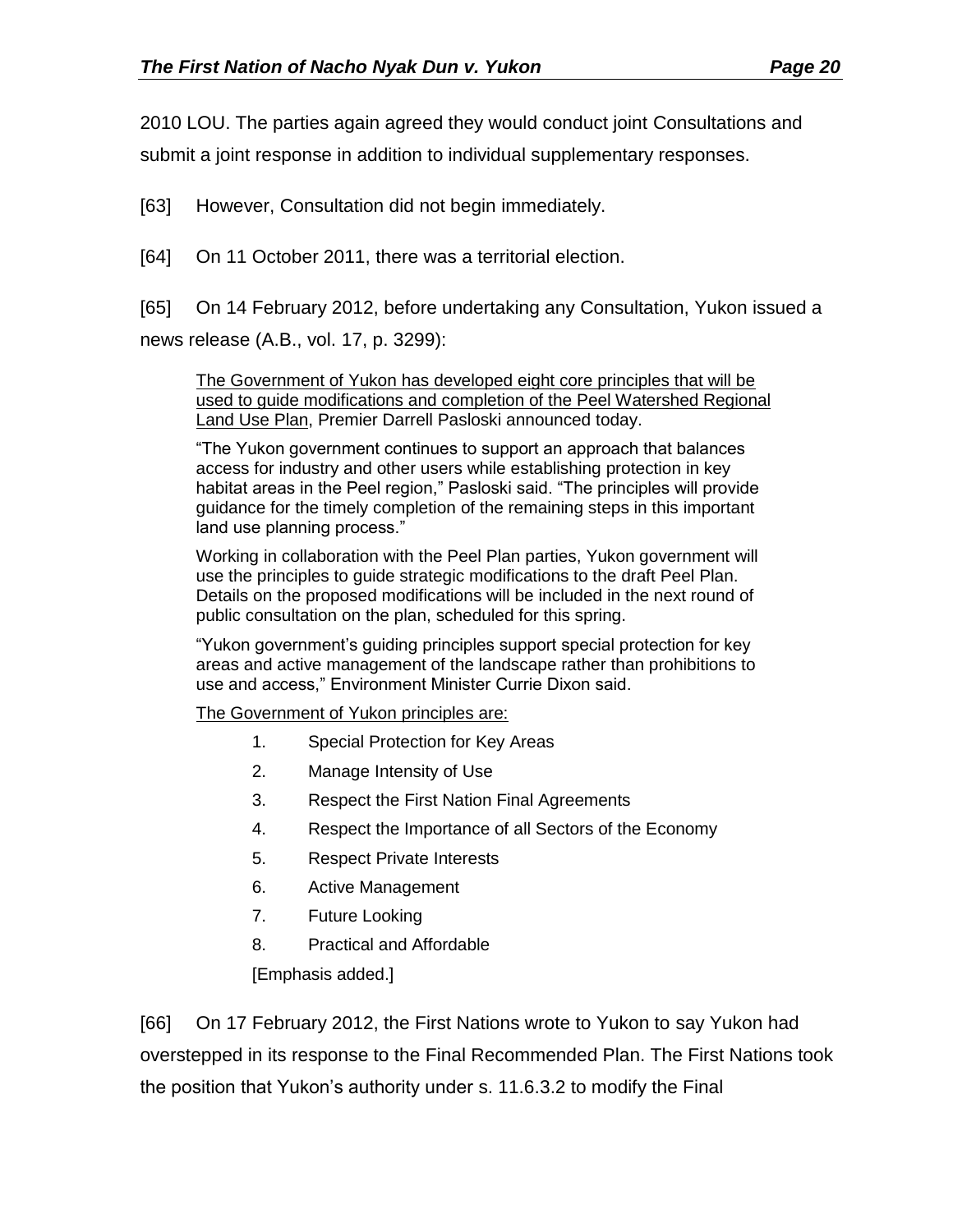2010 LOU. The parties again agreed they would conduct joint Consultations and submit a joint response in addition to individual supplementary responses.

[63] However, Consultation did not begin immediately.

[64] On 11 October 2011, there was a territorial election.

[65] On 14 February 2012, before undertaking any Consultation, Yukon issued a news release (A.B., vol. 17, p. 3299):

> <u>The Government of Yukon has developed eight core principles that will be used to guide modifications and completion of the Peel Watershed Regional Land Use Plan</u>, Premier Darrell Pasloski announced today.
>
> "The Yukon government continues to support an approach that balances access for industry and other users while establishing protection in key habitat areas in the Peel region," Pasloski said. "The principles will provide guidance for the timely completion of the remaining steps in this important land use planning process."
>
> Working in collaboration with the Peel Plan parties, Yukon government will use the principles to guide strategic modifications to the draft Peel Plan. Details on the proposed modifications will be included in the next round of public consultation on the plan, scheduled for this spring.
>
> "Yukon government's guiding principles support special protection for key areas and active management of the landscape rather than prohibitions to use and access," Environment Minister Currie Dixon said.
>
> <u>The Government of Yukon principles are:</u>
>
> 1. Special Protection for Key Areas
> 2. Manage Intensity of Use
> 3. Respect the First Nation Final Agreements
> 4. Respect the Importance of all Sectors of the Economy
> 5. Respect Private Interests
> 6. Active Management
> 7. Future Looking
> 8. Practical and Affordable
>
> [Emphasis added.]

[66] On 17 February 2012, the First Nations wrote to Yukon to say Yukon had overstepped in its response to the Final Recommended Plan. The First Nations took the position that Yukon's authority under s. 11.6.3.2 to modify the Final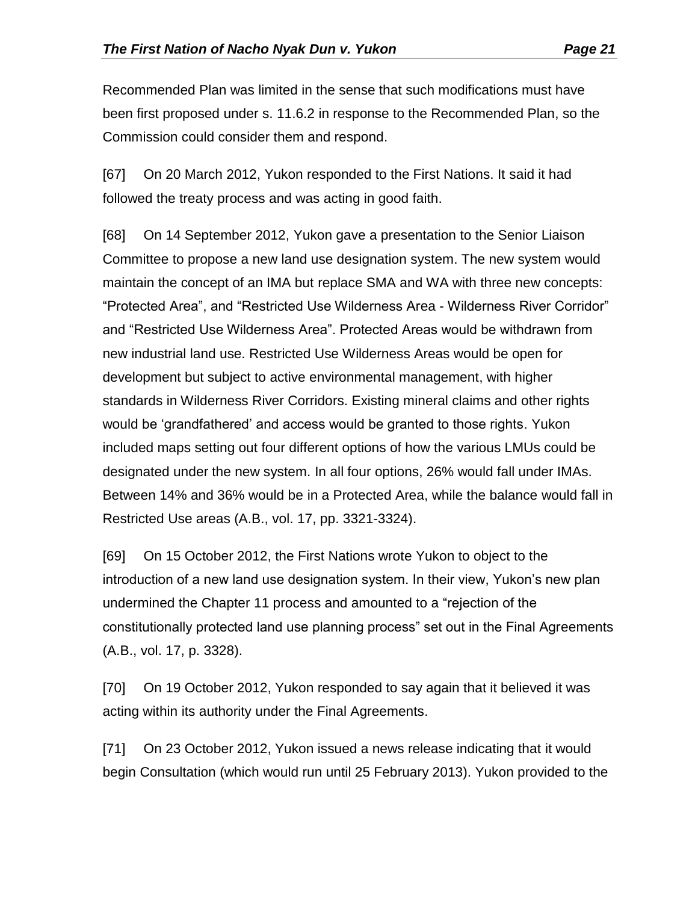Recommended Plan was limited in the sense that such modifications must have been first proposed under s. 11.6.2 in response to the Recommended Plan, so the Commission could consider them and respond.

[67] On 20 March 2012, Yukon responded to the First Nations. It said it had followed the treaty process and was acting in good faith.

[68] On 14 September 2012, Yukon gave a presentation to the Senior Liaison Committee to propose a new land use designation system. The new system would maintain the concept of an IMA but replace SMA and WA with three new concepts: "Protected Area", and "Restricted Use Wilderness Area - Wilderness River Corridor" and "Restricted Use Wilderness Area". Protected Areas would be withdrawn from new industrial land use. Restricted Use Wilderness Areas would be open for development but subject to active environmental management, with higher standards in Wilderness River Corridors. Existing mineral claims and other rights would be 'grandfathered' and access would be granted to those rights. Yukon included maps setting out four different options of how the various LMUs could be designated under the new system. In all four options, 26% would fall under IMAs. Between 14% and 36% would be in a Protected Area, while the balance would fall in Restricted Use areas (A.B., vol. 17, pp. 3321-3324).

[69] On 15 October 2012, the First Nations wrote Yukon to object to the introduction of a new land use designation system. In their view, Yukon's new plan undermined the Chapter 11 process and amounted to a "rejection of the constitutionally protected land use planning process" set out in the Final Agreements (A.B., vol. 17, p. 3328).

[70] On 19 October 2012, Yukon responded to say again that it believed it was acting within its authority under the Final Agreements.

[71] On 23 October 2012, Yukon issued a news release indicating that it would begin Consultation (which would run until 25 February 2013). Yukon provided to the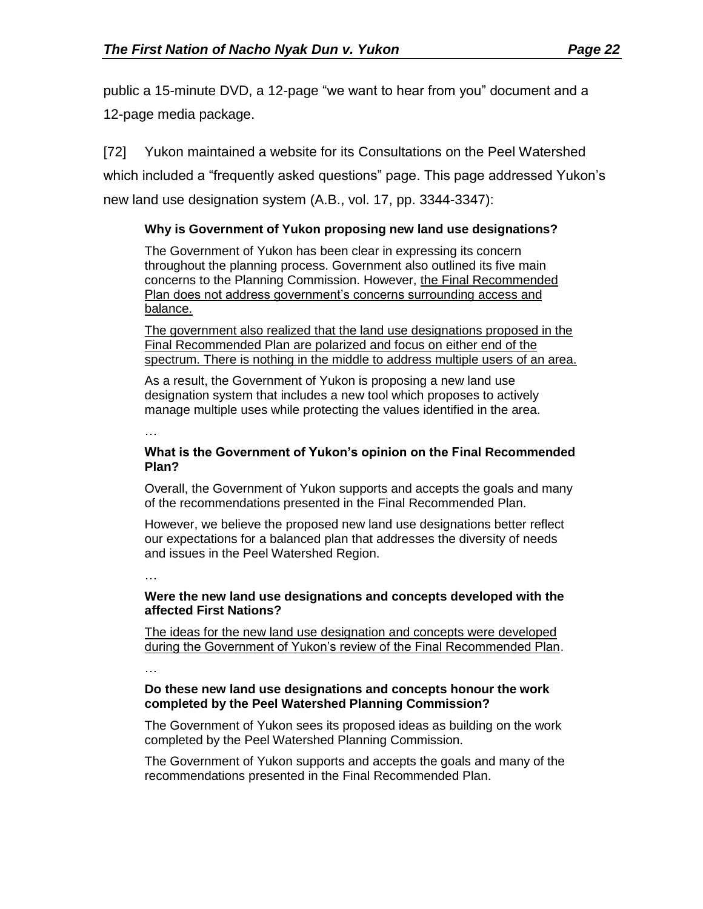public a 15-minute DVD, a 12-page "we want to hear from you" document and a 12-page media package.

[72] Yukon maintained a website for its Consultations on the Peel Watershed which included a "frequently asked questions" page. This page addressed Yukon's new land use designation system (A.B., vol. 17, pp. 3344-3347):

> **Why is Government of Yukon proposing new land use designations?**
>
> The Government of Yukon has been clear in expressing its concern throughout the planning process. Government also outlined its five main concerns to the Planning Commission. However, <u>the Final Recommended Plan does not address government's concerns surrounding access and balance.</u>
>
> <u>The government also realized that the land use designations proposed in the Final Recommended Plan are polarized and focus on either end of the spectrum. There is nothing in the middle to address multiple users of an area.</u>
>
> As a result, the Government of Yukon is proposing a new land use designation system that includes a new tool which proposes to actively manage multiple uses while protecting the values identified in the area.
>
> …
>
> **What is the Government of Yukon's opinion on the Final Recommended Plan?**
>
> Overall, the Government of Yukon supports and accepts the goals and many of the recommendations presented in the Final Recommended Plan.
>
> However, we believe the proposed new land use designations better reflect our expectations for a balanced plan that addresses the diversity of needs and issues in the Peel Watershed Region.
>
> …
>
> **Were the new land use designations and concepts developed with the affected First Nations?**
>
> <u>The ideas for the new land use designation and concepts were developed during the Government of Yukon's review of the Final Recommended Plan</u>.
>
> …
>
> **Do these new land use designations and concepts honour the work completed by the Peel Watershed Planning Commission?**
>
> The Government of Yukon sees its proposed ideas as building on the work completed by the Peel Watershed Planning Commission.
>
> The Government of Yukon supports and accepts the goals and many of the recommendations presented in the Final Recommended Plan.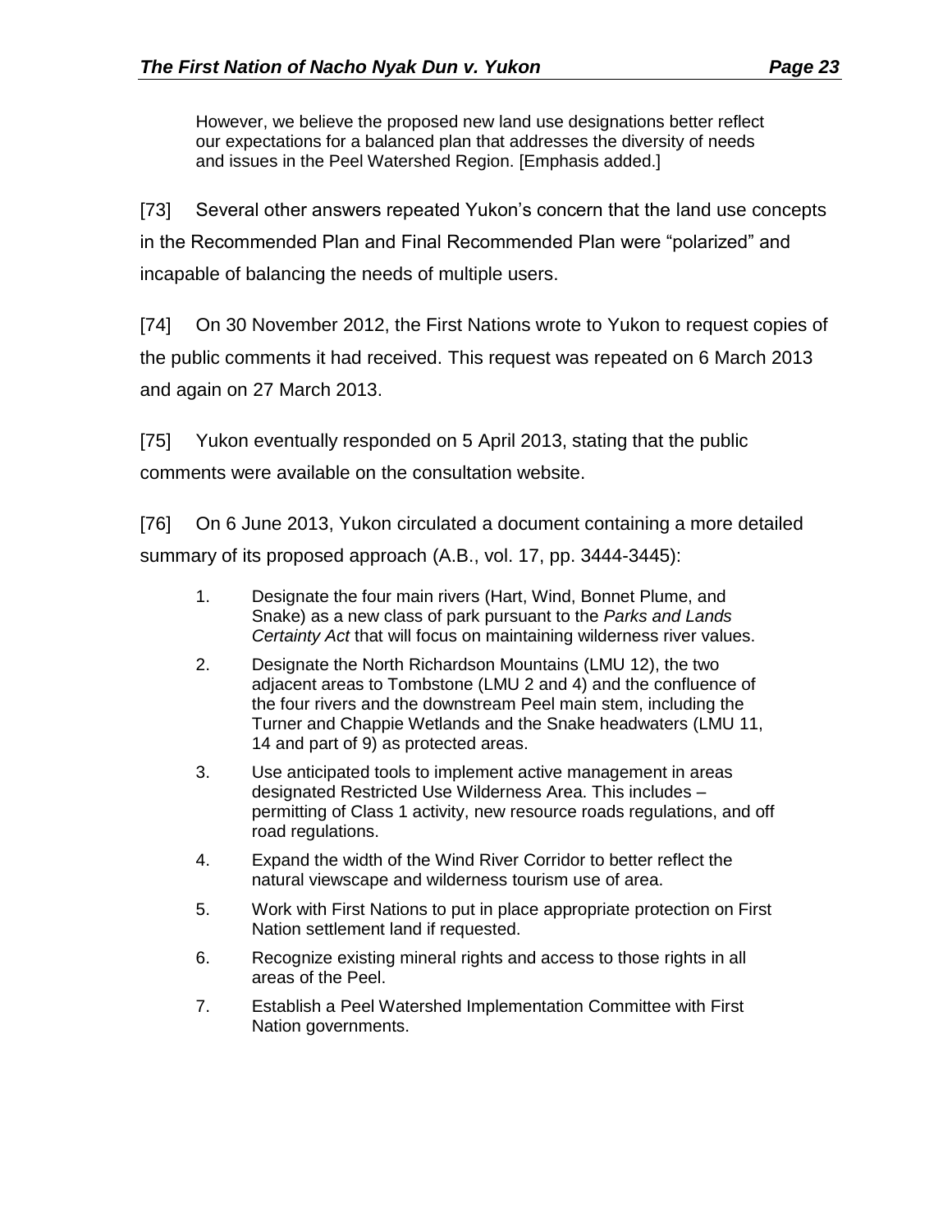> However, we believe the proposed new land use designations better reflect our expectations for a balanced plan that addresses the diversity of needs and issues in the Peel Watershed Region. [Emphasis added.]

[73] Several other answers repeated Yukon's concern that the land use concepts in the Recommended Plan and Final Recommended Plan were "polarized" and incapable of balancing the needs of multiple users.

[74] On 30 November 2012, the First Nations wrote to Yukon to request copies of the public comments it had received. This request was repeated on 6 March 2013 and again on 27 March 2013.

[75] Yukon eventually responded on 5 April 2013, stating that the public comments were available on the consultation website.

[76] On 6 June 2013, Yukon circulated a document containing a more detailed summary of its proposed approach (A.B., vol. 17, pp. 3444-3445):

> 1. Designate the four main rivers (Hart, Wind, Bonnet Plume, and Snake) as a new class of park pursuant to the *Parks and Lands Certainty Act* that will focus on maintaining wilderness river values.
> 2. Designate the North Richardson Mountains (LMU 12), the two adjacent areas to Tombstone (LMU 2 and 4) and the confluence of the four rivers and the downstream Peel main stem, including the Turner and Chappie Wetlands and the Snake headwaters (LMU 11, 14 and part of 9) as protected areas.
> 3. Use anticipated tools to implement active management in areas designated Restricted Use Wilderness Area. This includes – permitting of Class 1 activity, new resource roads regulations, and off road regulations.
> 4. Expand the width of the Wind River Corridor to better reflect the natural viewscape and wilderness tourism use of area.
> 5. Work with First Nations to put in place appropriate protection on First Nation settlement land if requested.
> 6. Recognize existing mineral rights and access to those rights in all areas of the Peel.
> 7. Establish a Peel Watershed Implementation Committee with First Nation governments.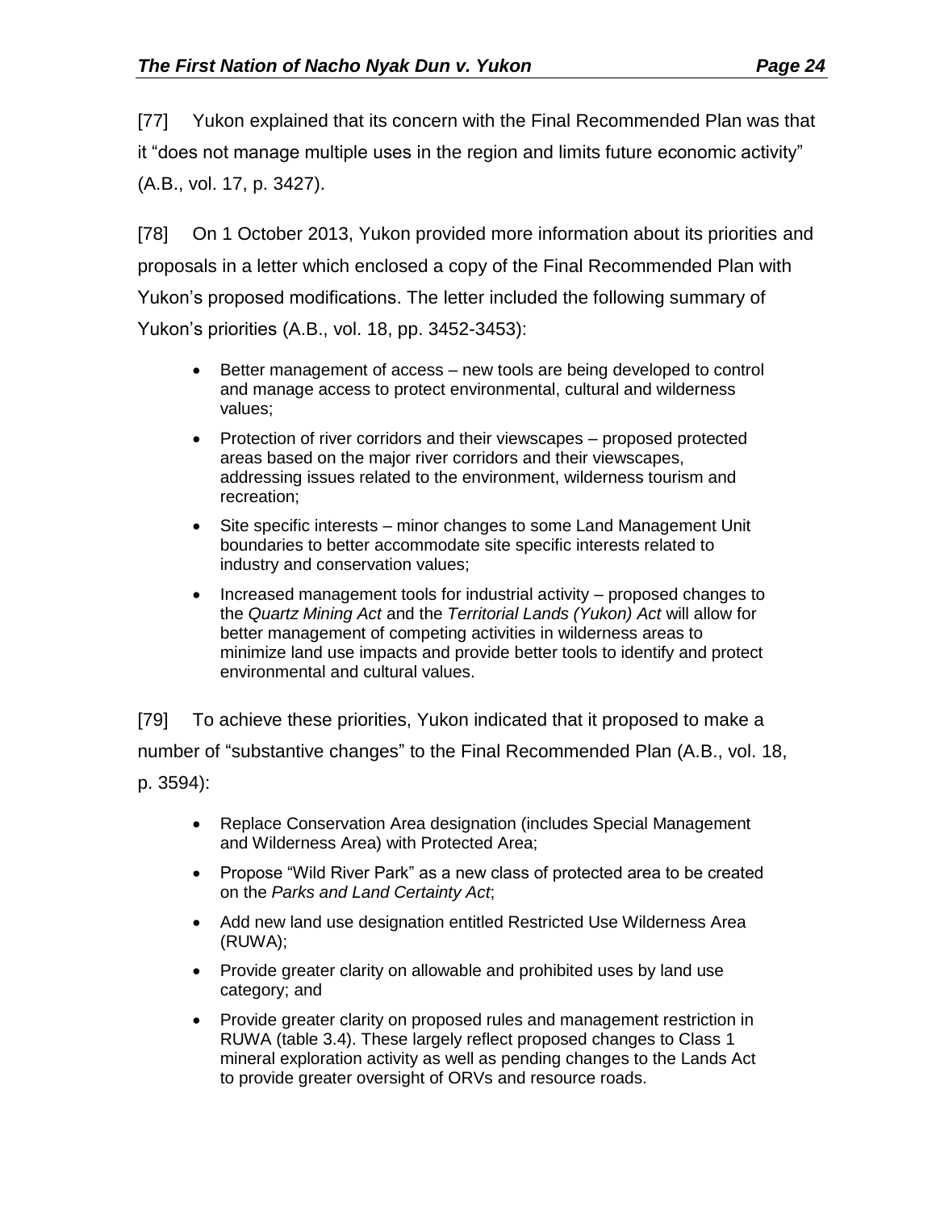[77] Yukon explained that its concern with the Final Recommended Plan was that it "does not manage multiple uses in the region and limits future economic activity" (A.B., vol. 17, p. 3427).

[78] On 1 October 2013, Yukon provided more information about its priorities and proposals in a letter which enclosed a copy of the Final Recommended Plan with Yukon's proposed modifications. The letter included the following summary of Yukon's priorities (A.B., vol. 18, pp. 3452-3453):

- Better management of access – new tools are being developed to control and manage access to protect environmental, cultural and wilderness values;
- Protection of river corridors and their viewscapes – proposed protected areas based on the major river corridors and their viewscapes, addressing issues related to the environment, wilderness tourism and recreation;
- Site specific interests – minor changes to some Land Management Unit boundaries to better accommodate site specific interests related to industry and conservation values;
- Increased management tools for industrial activity – proposed changes to the *Quartz Mining Act* and the *Territorial Lands (Yukon) Act* will allow for better management of competing activities in wilderness areas to minimize land use impacts and provide better tools to identify and protect environmental and cultural values.

[79] To achieve these priorities, Yukon indicated that it proposed to make a number of "substantive changes" to the Final Recommended Plan (A.B., vol. 18, p. 3594):

- Replace Conservation Area designation (includes Special Management and Wilderness Area) with Protected Area;
- Propose "Wild River Park" as a new class of protected area to be created on the *Parks and Land Certainty Act*;
- Add new land use designation entitled Restricted Use Wilderness Area (RUWA);
- Provide greater clarity on allowable and prohibited uses by land use category; and
- Provide greater clarity on proposed rules and management restriction in RUWA (table 3.4). These largely reflect proposed changes to Class 1 mineral exploration activity as well as pending changes to the Lands Act to provide greater oversight of ORVs and resource roads.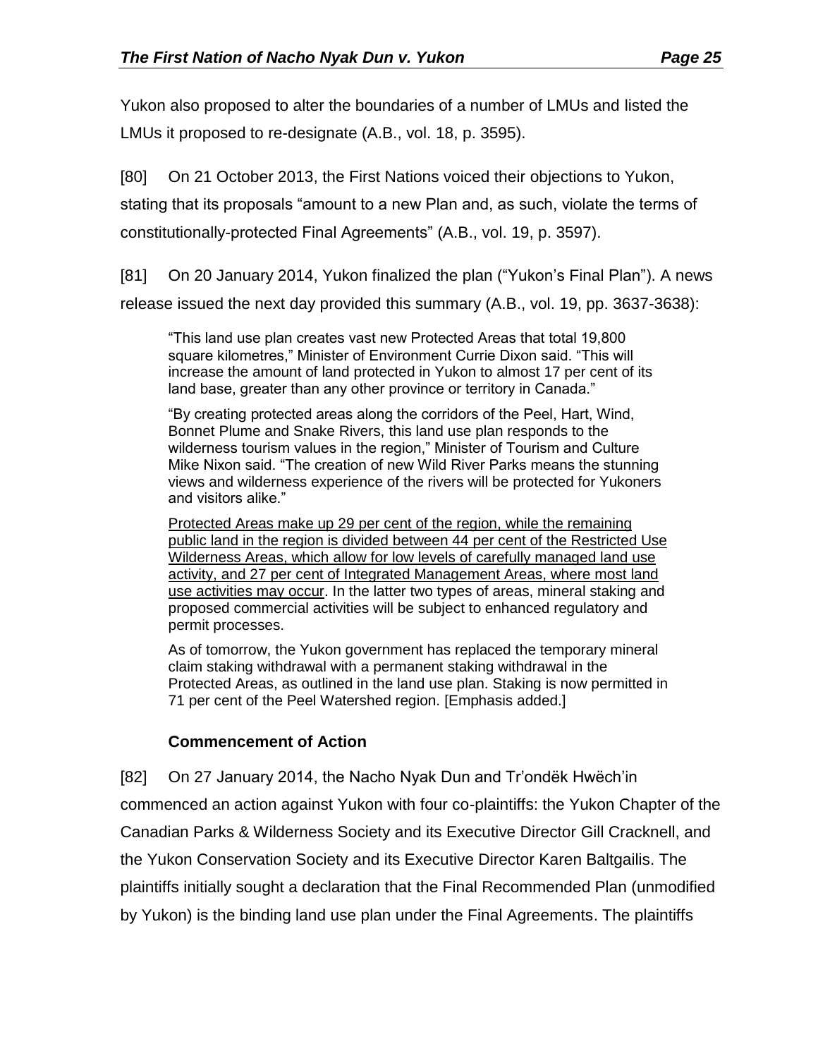Yukon also proposed to alter the boundaries of a number of LMUs and listed the LMUs it proposed to re-designate (A.B., vol. 18, p. 3595).

[80] On 21 October 2013, the First Nations voiced their objections to Yukon, stating that its proposals "amount to a new Plan and, as such, violate the terms of constitutionally-protected Final Agreements" (A.B., vol. 19, p. 3597).

[81] On 20 January 2014, Yukon finalized the plan ("Yukon's Final Plan"). A news release issued the next day provided this summary (A.B., vol. 19, pp. 3637-3638):

> "This land use plan creates vast new Protected Areas that total 19,800 square kilometres," Minister of Environment Currie Dixon said. "This will increase the amount of land protected in Yukon to almost 17 per cent of its land base, greater than any other province or territory in Canada."
>
> "By creating protected areas along the corridors of the Peel, Hart, Wind, Bonnet Plume and Snake Rivers, this land use plan responds to the wilderness tourism values in the region," Minister of Tourism and Culture Mike Nixon said. "The creation of new Wild River Parks means the stunning views and wilderness experience of the rivers will be protected for Yukoners and visitors alike."
>
> <u>Protected Areas make up 29 per cent of the region, while the remaining public land in the region is divided between 44 per cent of the Restricted Use Wilderness Areas, which allow for low levels of carefully managed land use activity, and 27 per cent of Integrated Management Areas, where most land use activities may occur</u>. In the latter two types of areas, mineral staking and proposed commercial activities will be subject to enhanced regulatory and permit processes.
>
> As of tomorrow, the Yukon government has replaced the temporary mineral claim staking withdrawal with a permanent staking withdrawal in the Protected Areas, as outlined in the land use plan. Staking is now permitted in 71 per cent of the Peel Watershed region. [Emphasis added.]

### Commencement of Action

[82] On 27 January 2014, the Nacho Nyak Dun and Tr'ondëk Hwëch'in commenced an action against Yukon with four co-plaintiffs: the Yukon Chapter of the Canadian Parks & Wilderness Society and its Executive Director Gill Cracknell, and the Yukon Conservation Society and its Executive Director Karen Baltgailis. The plaintiffs initially sought a declaration that the Final Recommended Plan (unmodified by Yukon) is the binding land use plan under the Final Agreements. The plaintiffs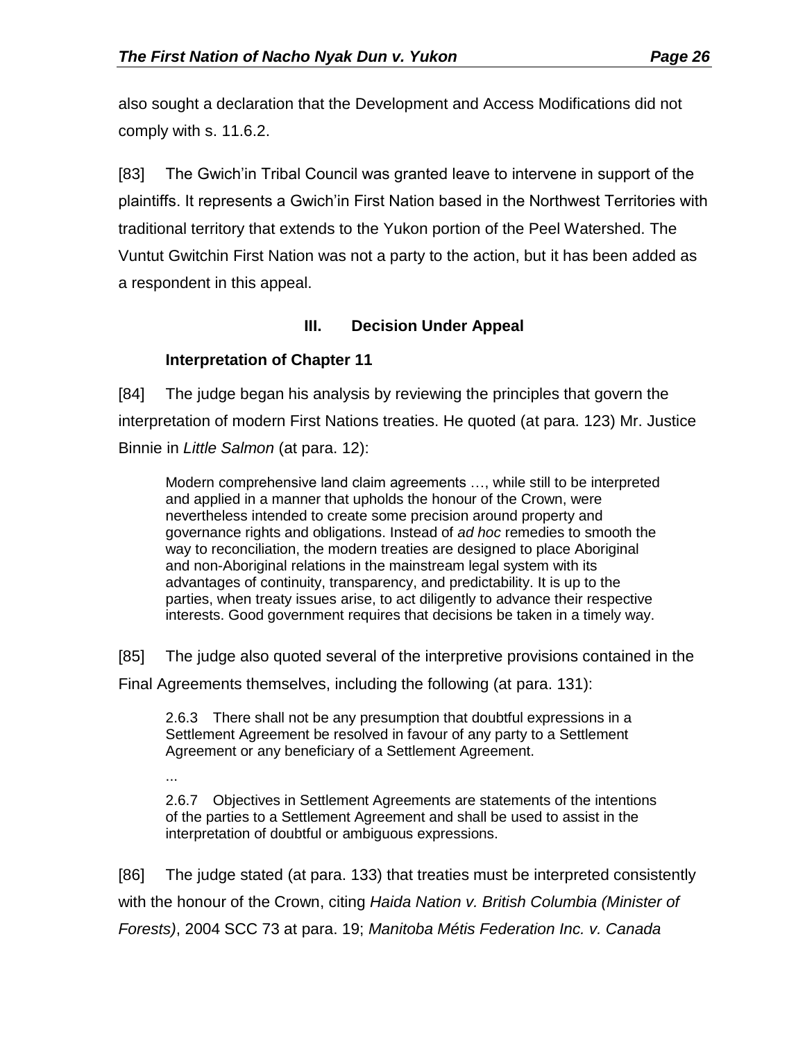also sought a declaration that the Development and Access Modifications did not comply with s. 11.6.2.

[83] The Gwich'in Tribal Council was granted leave to intervene in support of the plaintiffs. It represents a Gwich'in First Nation based in the Northwest Territories with traditional territory that extends to the Yukon portion of the Peel Watershed. The Vuntut Gwitchin First Nation was not a party to the action, but it has been added as a respondent in this appeal.

## III. Decision Under Appeal

### Interpretation of Chapter 11

[84] The judge began his analysis by reviewing the principles that govern the interpretation of modern First Nations treaties. He quoted (at para. 123) Mr. Justice Binnie in *Little Salmon* (at para. 12):

> Modern comprehensive land claim agreements …, while still to be interpreted and applied in a manner that upholds the honour of the Crown, were nevertheless intended to create some precision around property and governance rights and obligations. Instead of *ad hoc* remedies to smooth the way to reconciliation, the modern treaties are designed to place Aboriginal and non-Aboriginal relations in the mainstream legal system with its advantages of continuity, transparency, and predictability. It is up to the parties, when treaty issues arise, to act diligently to advance their respective interests. Good government requires that decisions be taken in a timely way.

[85] The judge also quoted several of the interpretive provisions contained in the Final Agreements themselves, including the following (at para. 131):

> 2.6.3 There shall not be any presumption that doubtful expressions in a Settlement Agreement be resolved in favour of any party to a Settlement Agreement or any beneficiary of a Settlement Agreement.
>
> ...
>
> 2.6.7 Objectives in Settlement Agreements are statements of the intentions of the parties to a Settlement Agreement and shall be used to assist in the interpretation of doubtful or ambiguous expressions.

[86] The judge stated (at para. 133) that treaties must be interpreted consistently with the honour of the Crown, citing *Haida Nation v. British Columbia (Minister of Forests)*, 2004 SCC 73 at para. 19; *Manitoba Métis Federation Inc. v. Canada*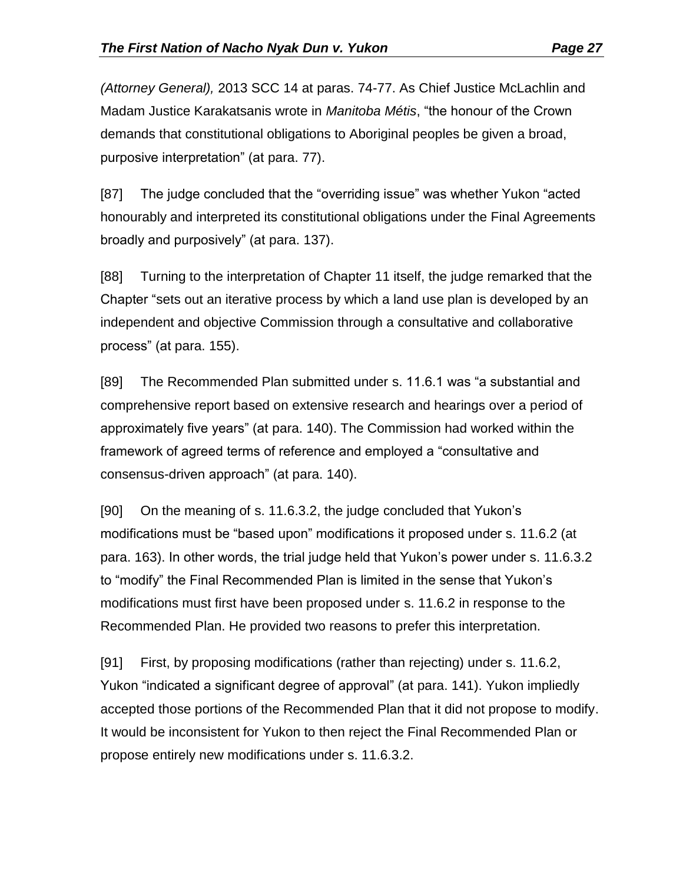*(Attorney General),* 2013 SCC 14 at paras. 74-77. As Chief Justice McLachlin and Madam Justice Karakatsanis wrote in *Manitoba Métis*, "the honour of the Crown demands that constitutional obligations to Aboriginal peoples be given a broad, purposive interpretation" (at para. 77).

[87] The judge concluded that the "overriding issue" was whether Yukon "acted honourably and interpreted its constitutional obligations under the Final Agreements broadly and purposively" (at para. 137).

[88] Turning to the interpretation of Chapter 11 itself, the judge remarked that the Chapter "sets out an iterative process by which a land use plan is developed by an independent and objective Commission through a consultative and collaborative process" (at para. 155).

[89] The Recommended Plan submitted under s. 11.6.1 was "a substantial and comprehensive report based on extensive research and hearings over a period of approximately five years" (at para. 140). The Commission had worked within the framework of agreed terms of reference and employed a "consultative and consensus-driven approach" (at para. 140).

[90] On the meaning of s. 11.6.3.2, the judge concluded that Yukon's modifications must be "based upon" modifications it proposed under s. 11.6.2 (at para. 163). In other words, the trial judge held that Yukon's power under s. 11.6.3.2 to "modify" the Final Recommended Plan is limited in the sense that Yukon's modifications must first have been proposed under s. 11.6.2 in response to the Recommended Plan. He provided two reasons to prefer this interpretation.

[91] First, by proposing modifications (rather than rejecting) under s. 11.6.2, Yukon "indicated a significant degree of approval" (at para. 141). Yukon impliedly accepted those portions of the Recommended Plan that it did not propose to modify. It would be inconsistent for Yukon to then reject the Final Recommended Plan or propose entirely new modifications under s. 11.6.3.2.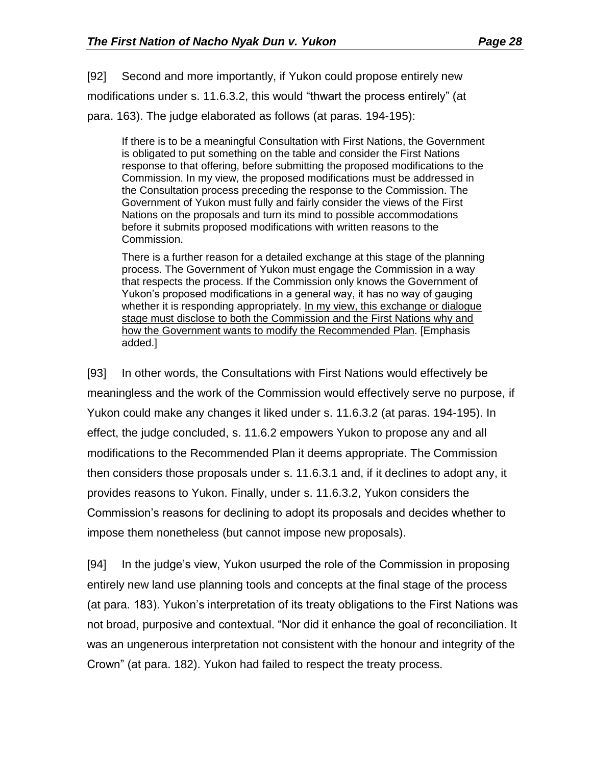[92] Second and more importantly, if Yukon could propose entirely new modifications under s. 11.6.3.2, this would "thwart the process entirely" (at para. 163). The judge elaborated as follows (at paras. 194-195):

> If there is to be a meaningful Consultation with First Nations, the Government is obligated to put something on the table and consider the First Nations response to that offering, before submitting the proposed modifications to the Commission. In my view, the proposed modifications must be addressed in the Consultation process preceding the response to the Commission. The Government of Yukon must fully and fairly consider the views of the First Nations on the proposals and turn its mind to possible accommodations before it submits proposed modifications with written reasons to the Commission.
>
> There is a further reason for a detailed exchange at this stage of the planning process. The Government of Yukon must engage the Commission in a way that respects the process. If the Commission only knows the Government of Yukon's proposed modifications in a general way, it has no way of gauging whether it is responding appropriately. <u>In my view, this exchange or dialogue stage must disclose to both the Commission and the First Nations why and how the Government wants to modify the Recommended Plan</u>. [Emphasis added.]

[93] In other words, the Consultations with First Nations would effectively be meaningless and the work of the Commission would effectively serve no purpose, if Yukon could make any changes it liked under s. 11.6.3.2 (at paras. 194-195). In effect, the judge concluded, s. 11.6.2 empowers Yukon to propose any and all modifications to the Recommended Plan it deems appropriate. The Commission then considers those proposals under s. 11.6.3.1 and, if it declines to adopt any, it provides reasons to Yukon. Finally, under s. 11.6.3.2, Yukon considers the Commission's reasons for declining to adopt its proposals and decides whether to impose them nonetheless (but cannot impose new proposals).

[94] In the judge's view, Yukon usurped the role of the Commission in proposing entirely new land use planning tools and concepts at the final stage of the process (at para. 183). Yukon's interpretation of its treaty obligations to the First Nations was not broad, purposive and contextual. "Nor did it enhance the goal of reconciliation. It was an ungenerous interpretation not consistent with the honour and integrity of the Crown" (at para. 182). Yukon had failed to respect the treaty process.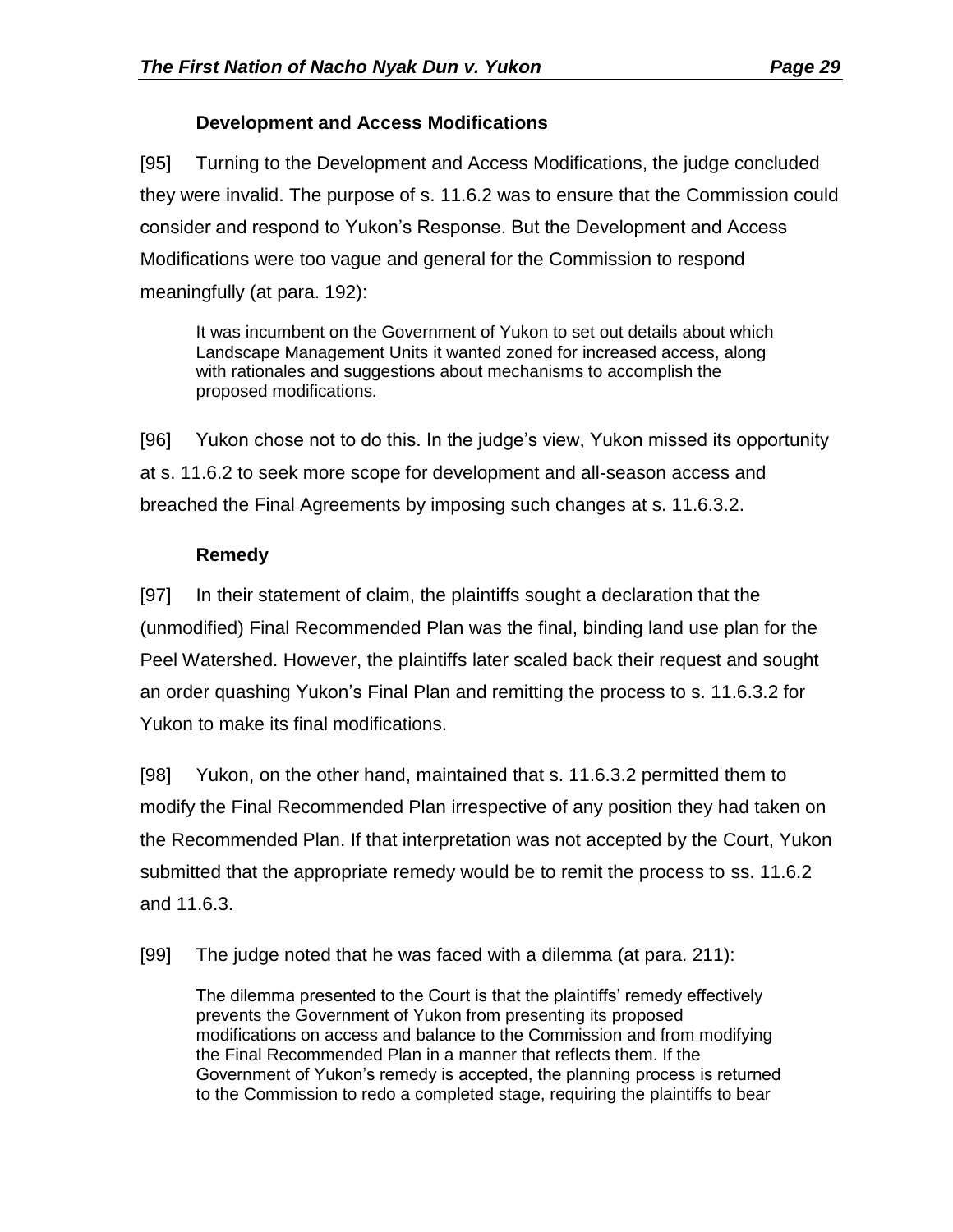### Development and Access Modifications

[95] Turning to the Development and Access Modifications, the judge concluded they were invalid. The purpose of s. 11.6.2 was to ensure that the Commission could consider and respond to Yukon's Response. But the Development and Access Modifications were too vague and general for the Commission to respond meaningfully (at para. 192):

> It was incumbent on the Government of Yukon to set out details about which Landscape Management Units it wanted zoned for increased access, along with rationales and suggestions about mechanisms to accomplish the proposed modifications.

[96] Yukon chose not to do this. In the judge's view, Yukon missed its opportunity at s. 11.6.2 to seek more scope for development and all-season access and breached the Final Agreements by imposing such changes at s. 11.6.3.2.

### Remedy

[97] In their statement of claim, the plaintiffs sought a declaration that the (unmodified) Final Recommended Plan was the final, binding land use plan for the Peel Watershed. However, the plaintiffs later scaled back their request and sought an order quashing Yukon's Final Plan and remitting the process to s. 11.6.3.2 for Yukon to make its final modifications.

[98] Yukon, on the other hand, maintained that s. 11.6.3.2 permitted them to modify the Final Recommended Plan irrespective of any position they had taken on the Recommended Plan. If that interpretation was not accepted by the Court, Yukon submitted that the appropriate remedy would be to remit the process to ss. 11.6.2 and 11.6.3.

[99] The judge noted that he was faced with a dilemma (at para. 211):

> The dilemma presented to the Court is that the plaintiffs' remedy effectively prevents the Government of Yukon from presenting its proposed modifications on access and balance to the Commission and from modifying the Final Recommended Plan in a manner that reflects them. If the Government of Yukon's remedy is accepted, the planning process is returned to the Commission to redo a completed stage, requiring the plaintiffs to bear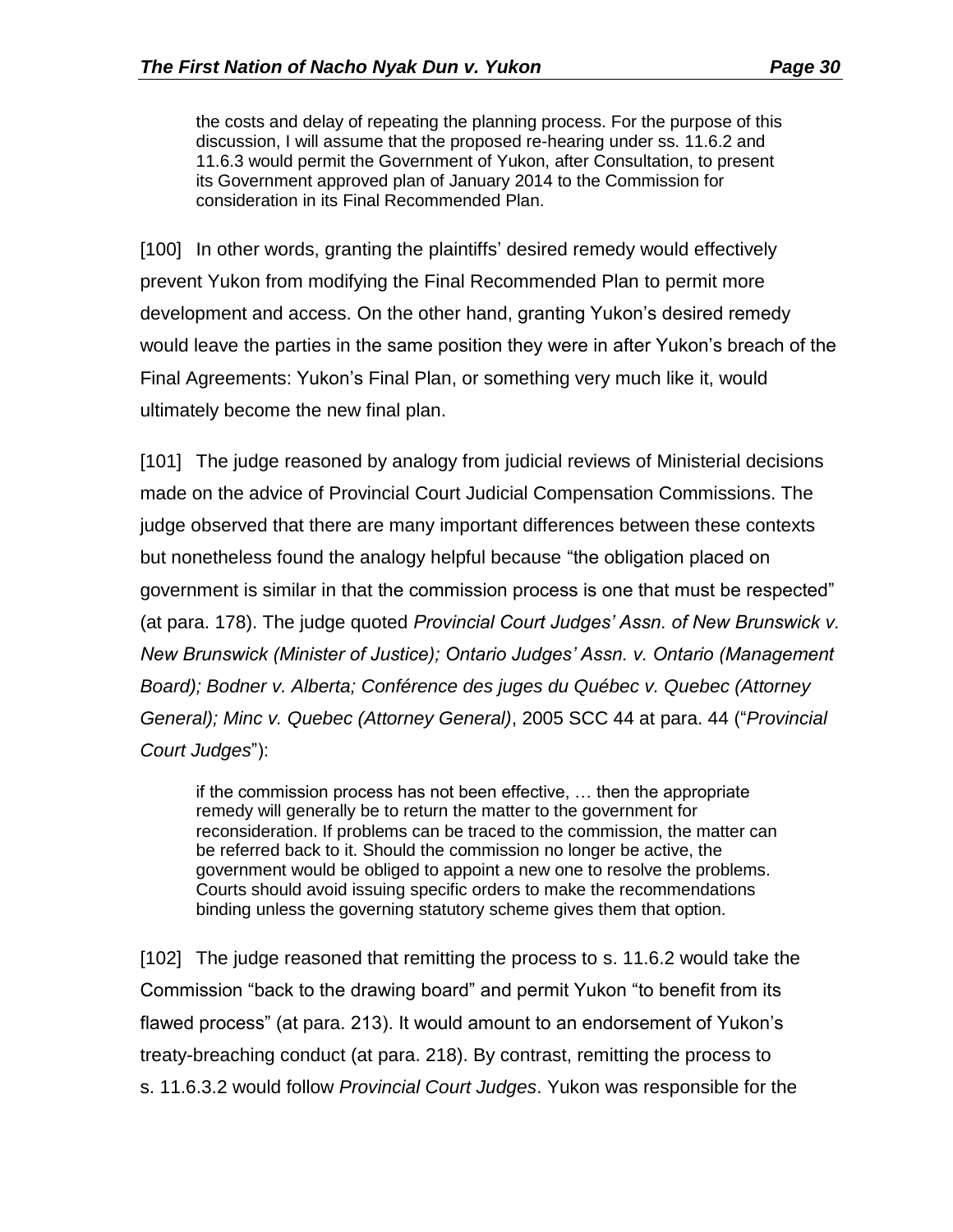> the costs and delay of repeating the planning process. For the purpose of this discussion, I will assume that the proposed re-hearing under ss. 11.6.2 and 11.6.3 would permit the Government of Yukon, after Consultation, to present its Government approved plan of January 2014 to the Commission for consideration in its Final Recommended Plan.

[100] In other words, granting the plaintiffs' desired remedy would effectively prevent Yukon from modifying the Final Recommended Plan to permit more development and access. On the other hand, granting Yukon's desired remedy would leave the parties in the same position they were in after Yukon's breach of the Final Agreements: Yukon's Final Plan, or something very much like it, would ultimately become the new final plan.

[101] The judge reasoned by analogy from judicial reviews of Ministerial decisions made on the advice of Provincial Court Judicial Compensation Commissions. The judge observed that there are many important differences between these contexts but nonetheless found the analogy helpful because "the obligation placed on government is similar in that the commission process is one that must be respected" (at para. 178). The judge quoted *Provincial Court Judges' Assn. of New Brunswick v. New Brunswick (Minister of Justice); Ontario Judges' Assn. v. Ontario (Management Board); Bodner v. Alberta; Conférence des juges du Québec v. Quebec (Attorney General); Minc v. Quebec (Attorney General)*, 2005 SCC 44 at para. 44 ("*Provincial Court Judges*"):

> if the commission process has not been effective, … then the appropriate remedy will generally be to return the matter to the government for reconsideration. If problems can be traced to the commission, the matter can be referred back to it. Should the commission no longer be active, the government would be obliged to appoint a new one to resolve the problems. Courts should avoid issuing specific orders to make the recommendations binding unless the governing statutory scheme gives them that option.

[102] The judge reasoned that remitting the process to s. 11.6.2 would take the Commission "back to the drawing board" and permit Yukon "to benefit from its flawed process" (at para. 213). It would amount to an endorsement of Yukon's treaty-breaching conduct (at para. 218). By contrast, remitting the process to s. 11.6.3.2 would follow *Provincial Court Judges*. Yukon was responsible for the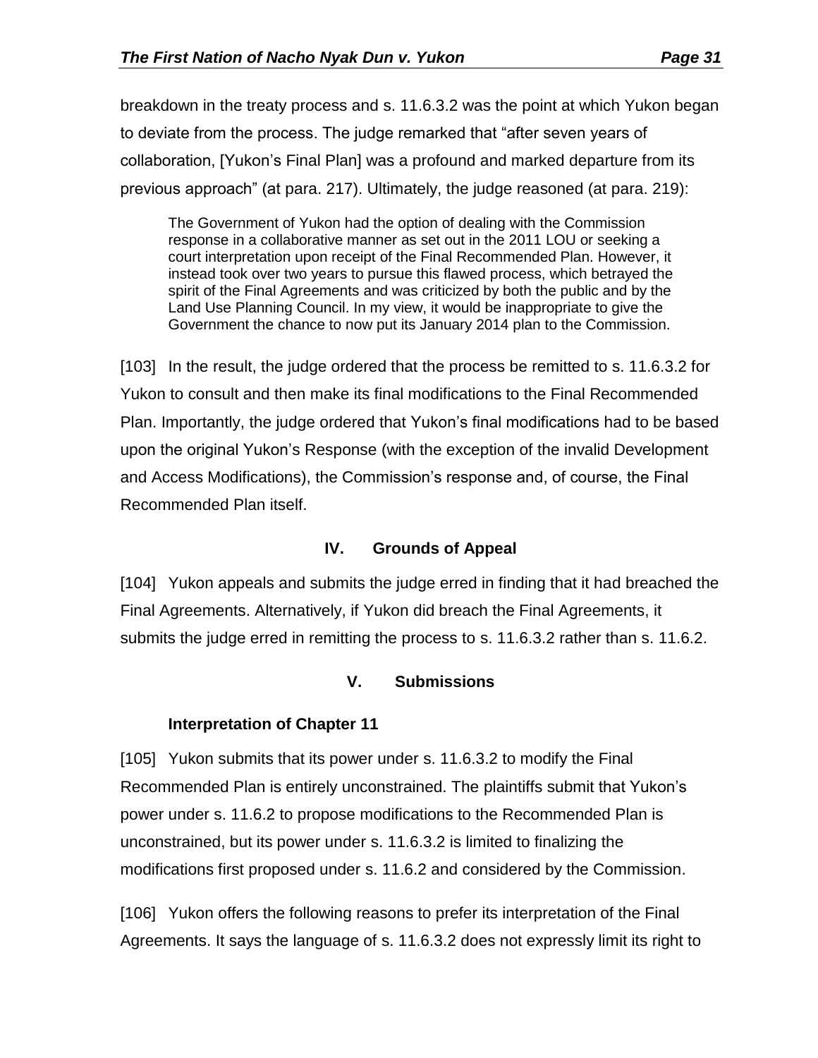breakdown in the treaty process and s. 11.6.3.2 was the point at which Yukon began to deviate from the process. The judge remarked that "after seven years of collaboration, [Yukon's Final Plan] was a profound and marked departure from its previous approach" (at para. 217). Ultimately, the judge reasoned (at para. 219):

> The Government of Yukon had the option of dealing with the Commission response in a collaborative manner as set out in the 2011 LOU or seeking a court interpretation upon receipt of the Final Recommended Plan. However, it instead took over two years to pursue this flawed process, which betrayed the spirit of the Final Agreements and was criticized by both the public and by the Land Use Planning Council. In my view, it would be inappropriate to give the Government the chance to now put its January 2014 plan to the Commission.

[103] In the result, the judge ordered that the process be remitted to s. 11.6.3.2 for Yukon to consult and then make its final modifications to the Final Recommended Plan. Importantly, the judge ordered that Yukon's final modifications had to be based upon the original Yukon's Response (with the exception of the invalid Development and Access Modifications), the Commission's response and, of course, the Final Recommended Plan itself.

## IV. Grounds of Appeal

[104] Yukon appeals and submits the judge erred in finding that it had breached the Final Agreements. Alternatively, if Yukon did breach the Final Agreements, it submits the judge erred in remitting the process to s. 11.6.3.2 rather than s. 11.6.2.

## V. Submissions

### Interpretation of Chapter 11

[105] Yukon submits that its power under s. 11.6.3.2 to modify the Final Recommended Plan is entirely unconstrained. The plaintiffs submit that Yukon's power under s. 11.6.2 to propose modifications to the Recommended Plan is unconstrained, but its power under s. 11.6.3.2 is limited to finalizing the modifications first proposed under s. 11.6.2 and considered by the Commission.

[106] Yukon offers the following reasons to prefer its interpretation of the Final Agreements. It says the language of s. 11.6.3.2 does not expressly limit its right to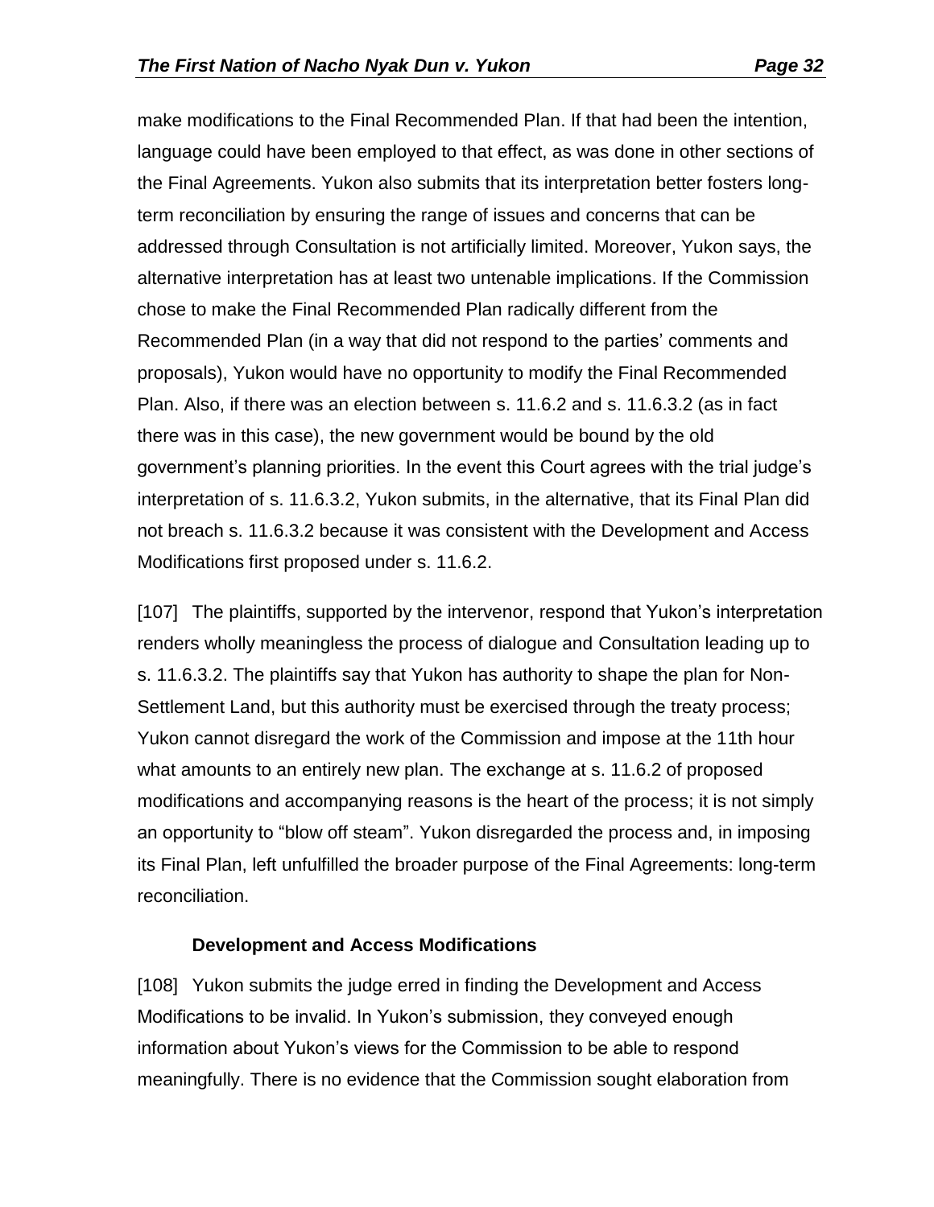make modifications to the Final Recommended Plan. If that had been the intention, language could have been employed to that effect, as was done in other sections of the Final Agreements. Yukon also submits that its interpretation better fosters long-term reconciliation by ensuring the range of issues and concerns that can be addressed through Consultation is not artificially limited. Moreover, Yukon says, the alternative interpretation has at least two untenable implications. If the Commission chose to make the Final Recommended Plan radically different from the Recommended Plan (in a way that did not respond to the parties' comments and proposals), Yukon would have no opportunity to modify the Final Recommended Plan. Also, if there was an election between s. 11.6.2 and s. 11.6.3.2 (as in fact there was in this case), the new government would be bound by the old government's planning priorities. In the event this Court agrees with the trial judge's interpretation of s. 11.6.3.2, Yukon submits, in the alternative, that its Final Plan did not breach s. 11.6.3.2 because it was consistent with the Development and Access Modifications first proposed under s. 11.6.2.

[107] The plaintiffs, supported by the intervenor, respond that Yukon's interpretation renders wholly meaningless the process of dialogue and Consultation leading up to s. 11.6.3.2. The plaintiffs say that Yukon has authority to shape the plan for Non-Settlement Land, but this authority must be exercised through the treaty process; Yukon cannot disregard the work of the Commission and impose at the 11th hour what amounts to an entirely new plan. The exchange at s. 11.6.2 of proposed modifications and accompanying reasons is the heart of the process; it is not simply an opportunity to "blow off steam". Yukon disregarded the process and, in imposing its Final Plan, left unfulfilled the broader purpose of the Final Agreements: long-term reconciliation.

### Development and Access Modifications

[108] Yukon submits the judge erred in finding the Development and Access Modifications to be invalid. In Yukon's submission, they conveyed enough information about Yukon's views for the Commission to be able to respond meaningfully. There is no evidence that the Commission sought elaboration from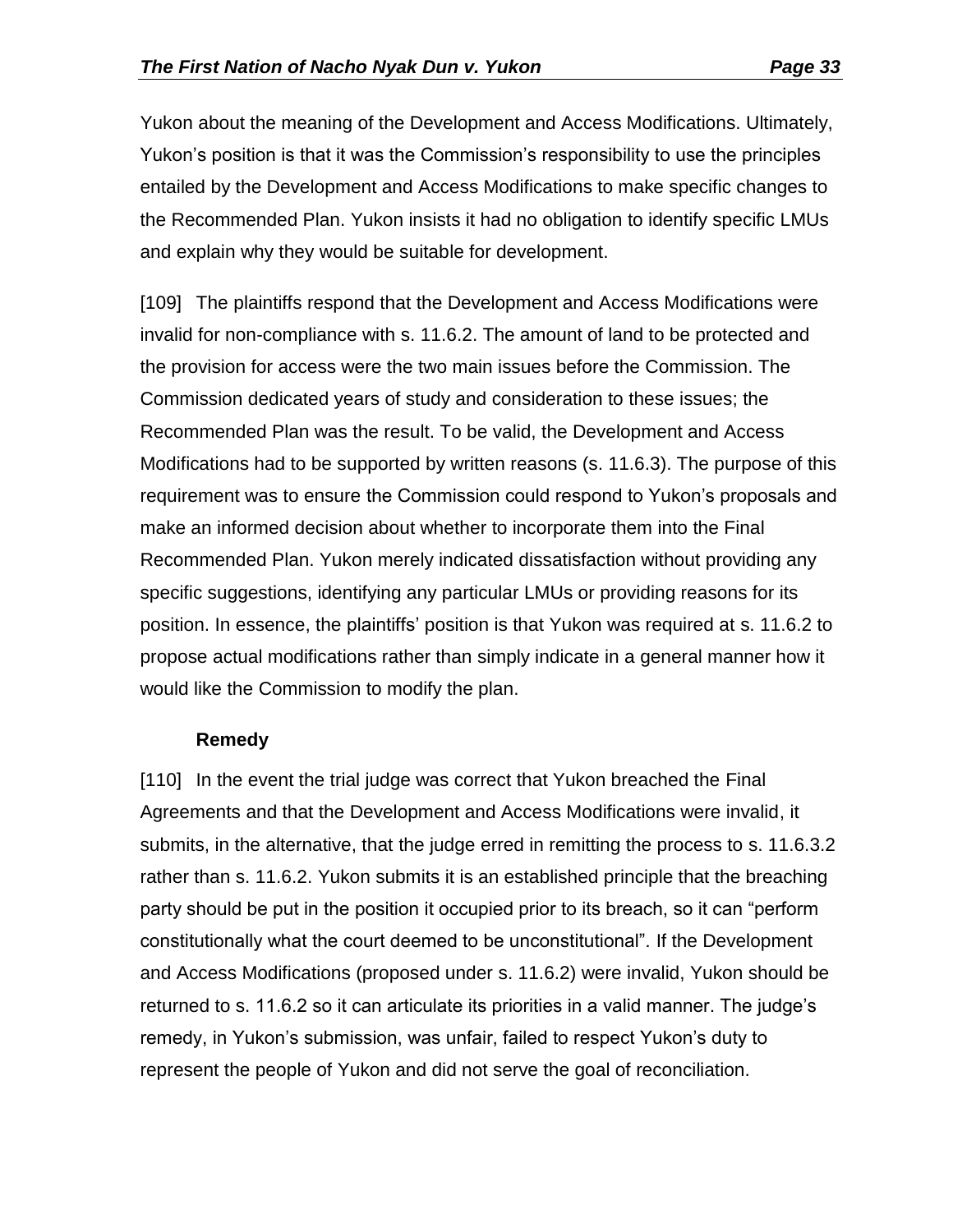Yukon about the meaning of the Development and Access Modifications. Ultimately, Yukon's position is that it was the Commission's responsibility to use the principles entailed by the Development and Access Modifications to make specific changes to the Recommended Plan. Yukon insists it had no obligation to identify specific LMUs and explain why they would be suitable for development.

[109] The plaintiffs respond that the Development and Access Modifications were invalid for non-compliance with s. 11.6.2. The amount of land to be protected and the provision for access were the two main issues before the Commission. The Commission dedicated years of study and consideration to these issues; the Recommended Plan was the result. To be valid, the Development and Access Modifications had to be supported by written reasons (s. 11.6.3). The purpose of this requirement was to ensure the Commission could respond to Yukon's proposals and make an informed decision about whether to incorporate them into the Final Recommended Plan. Yukon merely indicated dissatisfaction without providing any specific suggestions, identifying any particular LMUs or providing reasons for its position. In essence, the plaintiffs' position is that Yukon was required at s. 11.6.2 to propose actual modifications rather than simply indicate in a general manner how it would like the Commission to modify the plan.

**Remedy**

[110] In the event the trial judge was correct that Yukon breached the Final Agreements and that the Development and Access Modifications were invalid, it submits, in the alternative, that the judge erred in remitting the process to s. 11.6.3.2 rather than s. 11.6.2. Yukon submits it is an established principle that the breaching party should be put in the position it occupied prior to its breach, so it can "perform constitutionally what the court deemed to be unconstitutional". If the Development and Access Modifications (proposed under s. 11.6.2) were invalid, Yukon should be returned to s. 11.6.2 so it can articulate its priorities in a valid manner. The judge's remedy, in Yukon's submission, was unfair, failed to respect Yukon's duty to represent the people of Yukon and did not serve the goal of reconciliation.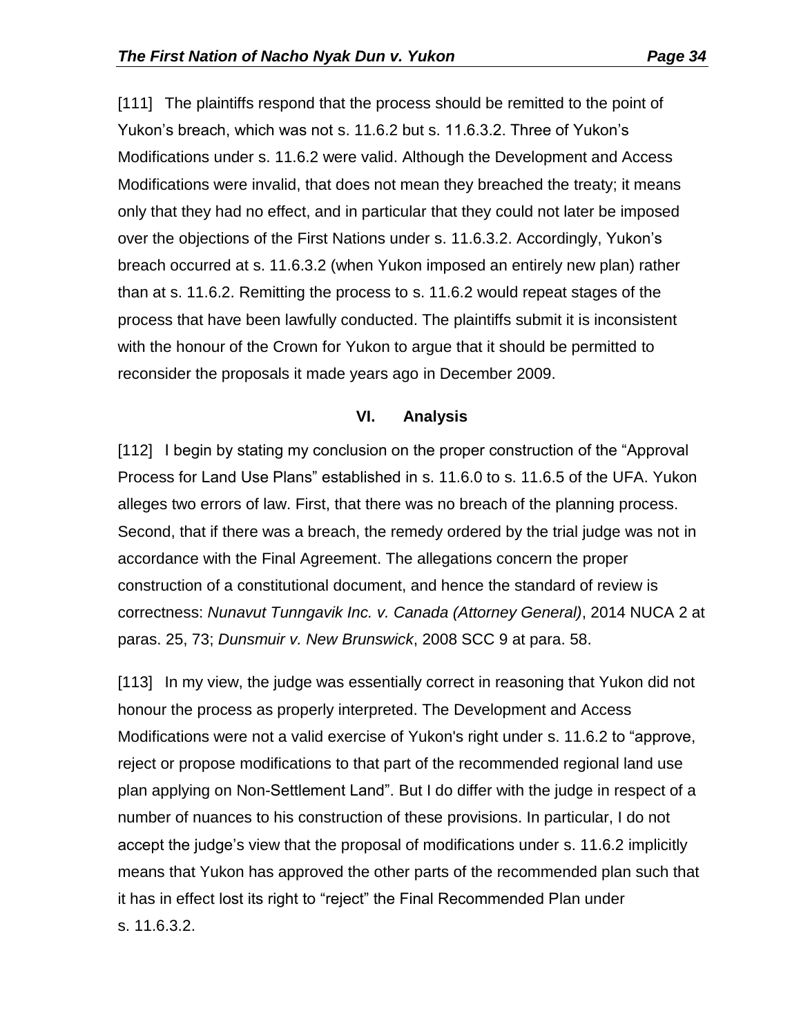[111] The plaintiffs respond that the process should be remitted to the point of Yukon's breach, which was not s. 11.6.2 but s. 11.6.3.2. Three of Yukon's Modifications under s. 11.6.2 were valid. Although the Development and Access Modifications were invalid, that does not mean they breached the treaty; it means only that they had no effect, and in particular that they could not later be imposed over the objections of the First Nations under s. 11.6.3.2. Accordingly, Yukon's breach occurred at s. 11.6.3.2 (when Yukon imposed an entirely new plan) rather than at s. 11.6.2. Remitting the process to s. 11.6.2 would repeat stages of the process that have been lawfully conducted. The plaintiffs submit it is inconsistent with the honour of the Crown for Yukon to argue that it should be permitted to reconsider the proposals it made years ago in December 2009.

## VI. Analysis

[112] I begin by stating my conclusion on the proper construction of the "Approval Process for Land Use Plans" established in s. 11.6.0 to s. 11.6.5 of the UFA. Yukon alleges two errors of law. First, that there was no breach of the planning process. Second, that if there was a breach, the remedy ordered by the trial judge was not in accordance with the Final Agreement. The allegations concern the proper construction of a constitutional document, and hence the standard of review is correctness: *Nunavut Tunngavik Inc. v. Canada (Attorney General)*, 2014 NUCA 2 at paras. 25, 73; *Dunsmuir v. New Brunswick*, 2008 SCC 9 at para. 58.

[113] In my view, the judge was essentially correct in reasoning that Yukon did not honour the process as properly interpreted. The Development and Access Modifications were not a valid exercise of Yukon's right under s. 11.6.2 to "approve, reject or propose modifications to that part of the recommended regional land use plan applying on Non-Settlement Land". But I do differ with the judge in respect of a number of nuances to his construction of these provisions. In particular, I do not accept the judge's view that the proposal of modifications under s. 11.6.2 implicitly means that Yukon has approved the other parts of the recommended plan such that it has in effect lost its right to "reject" the Final Recommended Plan under s. 11.6.3.2.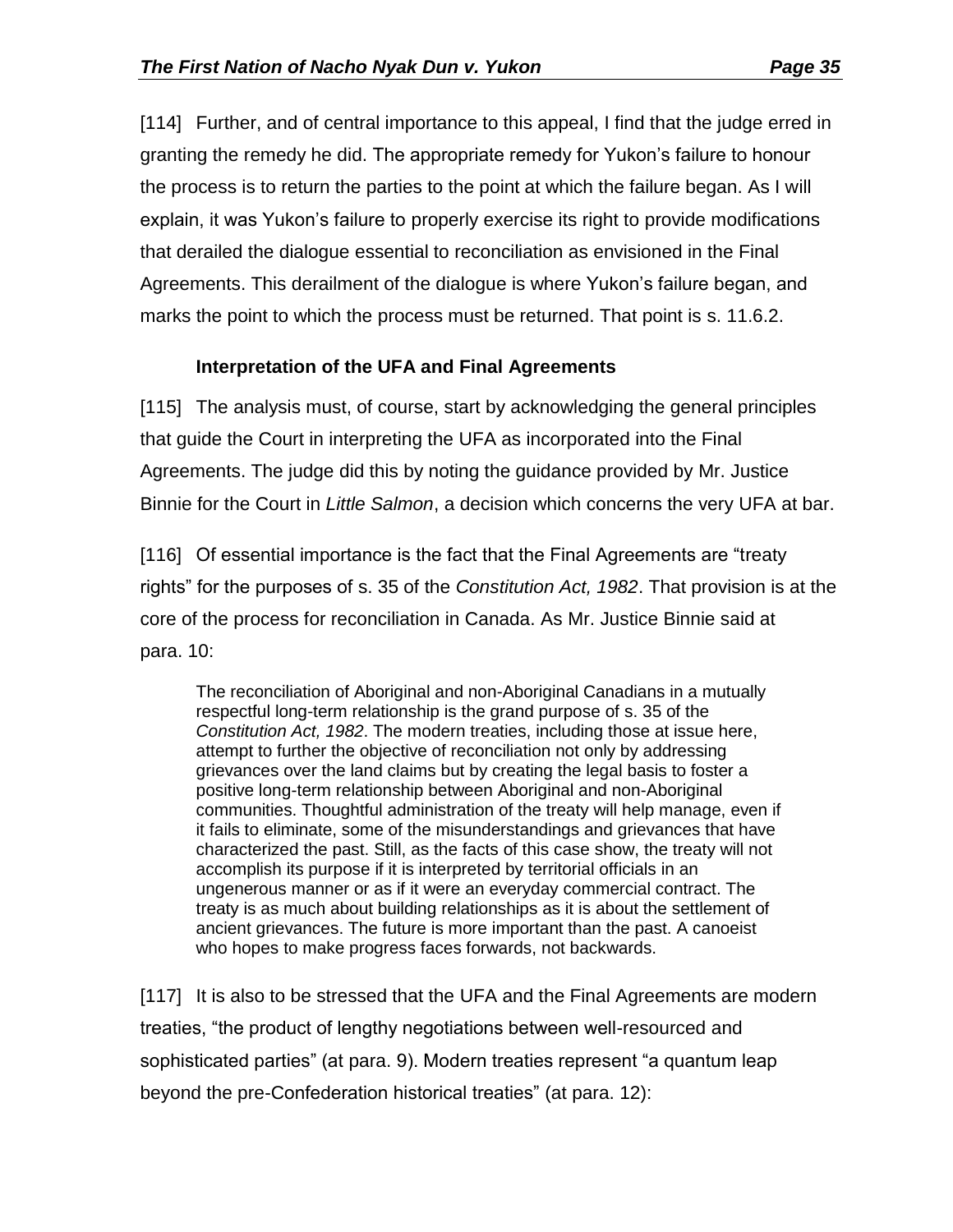[114] Further, and of central importance to this appeal, I find that the judge erred in granting the remedy he did. The appropriate remedy for Yukon's failure to honour the process is to return the parties to the point at which the failure began. As I will explain, it was Yukon's failure to properly exercise its right to provide modifications that derailed the dialogue essential to reconciliation as envisioned in the Final Agreements. This derailment of the dialogue is where Yukon's failure began, and marks the point to which the process must be returned. That point is s. 11.6.2.

### Interpretation of the UFA and Final Agreements

[115] The analysis must, of course, start by acknowledging the general principles that guide the Court in interpreting the UFA as incorporated into the Final Agreements. The judge did this by noting the guidance provided by Mr. Justice Binnie for the Court in *Little Salmon*, a decision which concerns the very UFA at bar.

[116] Of essential importance is the fact that the Final Agreements are "treaty rights" for the purposes of s. 35 of the *Constitution Act, 1982*. That provision is at the core of the process for reconciliation in Canada. As Mr. Justice Binnie said at para. 10:

> The reconciliation of Aboriginal and non-Aboriginal Canadians in a mutually respectful long-term relationship is the grand purpose of s. 35 of the *Constitution Act, 1982*. The modern treaties, including those at issue here, attempt to further the objective of reconciliation not only by addressing grievances over the land claims but by creating the legal basis to foster a positive long-term relationship between Aboriginal and non-Aboriginal communities. Thoughtful administration of the treaty will help manage, even if it fails to eliminate, some of the misunderstandings and grievances that have characterized the past. Still, as the facts of this case show, the treaty will not accomplish its purpose if it is interpreted by territorial officials in an ungenerous manner or as if it were an everyday commercial contract. The treaty is as much about building relationships as it is about the settlement of ancient grievances. The future is more important than the past. A canoeist who hopes to make progress faces forwards, not backwards.

[117] It is also to be stressed that the UFA and the Final Agreements are modern treaties, "the product of lengthy negotiations between well-resourced and sophisticated parties" (at para. 9). Modern treaties represent "a quantum leap beyond the pre-Confederation historical treaties" (at para. 12):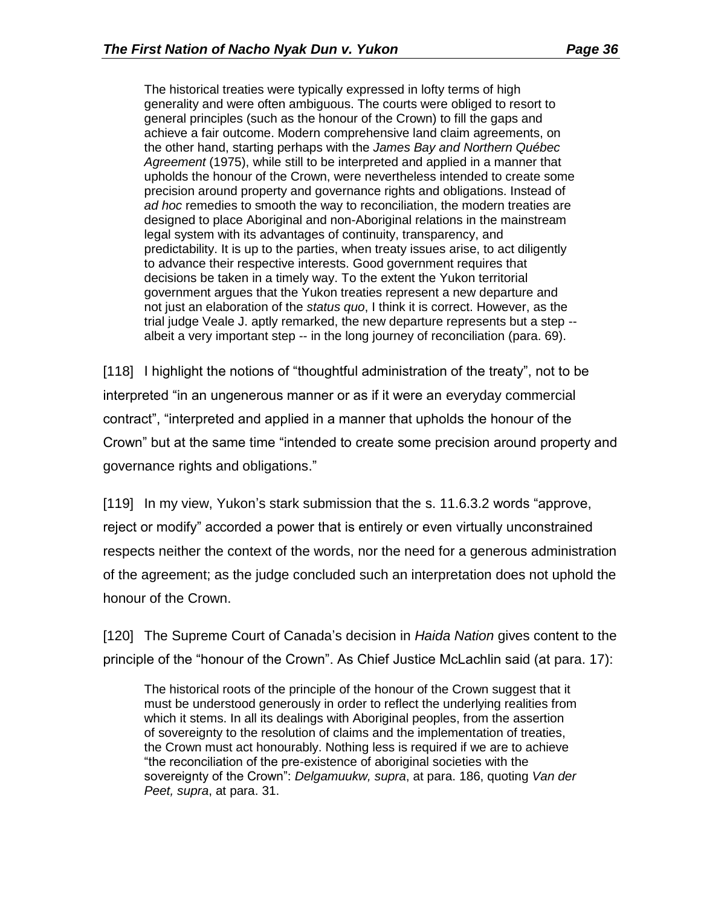> The historical treaties were typically expressed in lofty terms of high generality and were often ambiguous. The courts were obliged to resort to general principles (such as the honour of the Crown) to fill the gaps and achieve a fair outcome. Modern comprehensive land claim agreements, on the other hand, starting perhaps with the *James Bay and Northern Québec Agreement* (1975), while still to be interpreted and applied in a manner that upholds the honour of the Crown, were nevertheless intended to create some precision around property and governance rights and obligations. Instead of *ad hoc* remedies to smooth the way to reconciliation, the modern treaties are designed to place Aboriginal and non-Aboriginal relations in the mainstream legal system with its advantages of continuity, transparency, and predictability. It is up to the parties, when treaty issues arise, to act diligently to advance their respective interests. Good government requires that decisions be taken in a timely way. To the extent the Yukon territorial government argues that the Yukon treaties represent a new departure and not just an elaboration of the *status quo*, I think it is correct. However, as the trial judge Veale J. aptly remarked, the new departure represents but a step -- albeit a very important step -- in the long journey of reconciliation (para. 69).

[118] I highlight the notions of "thoughtful administration of the treaty", not to be interpreted "in an ungenerous manner or as if it were an everyday commercial contract", "interpreted and applied in a manner that upholds the honour of the Crown" but at the same time "intended to create some precision around property and governance rights and obligations."

[119] In my view, Yukon's stark submission that the s. 11.6.3.2 words "approve, reject or modify" accorded a power that is entirely or even virtually unconstrained respects neither the context of the words, nor the need for a generous administration of the agreement; as the judge concluded such an interpretation does not uphold the honour of the Crown.

[120] The Supreme Court of Canada's decision in *Haida Nation* gives content to the principle of the "honour of the Crown". As Chief Justice McLachlin said (at para. 17):

> The historical roots of the principle of the honour of the Crown suggest that it must be understood generously in order to reflect the underlying realities from which it stems. In all its dealings with Aboriginal peoples, from the assertion of sovereignty to the resolution of claims and the implementation of treaties, the Crown must act honourably. Nothing less is required if we are to achieve "the reconciliation of the pre-existence of aboriginal societies with the sovereignty of the Crown": *Delgamuukw, supra*, at para. 186, quoting *Van der Peet, supra*, at para. 31.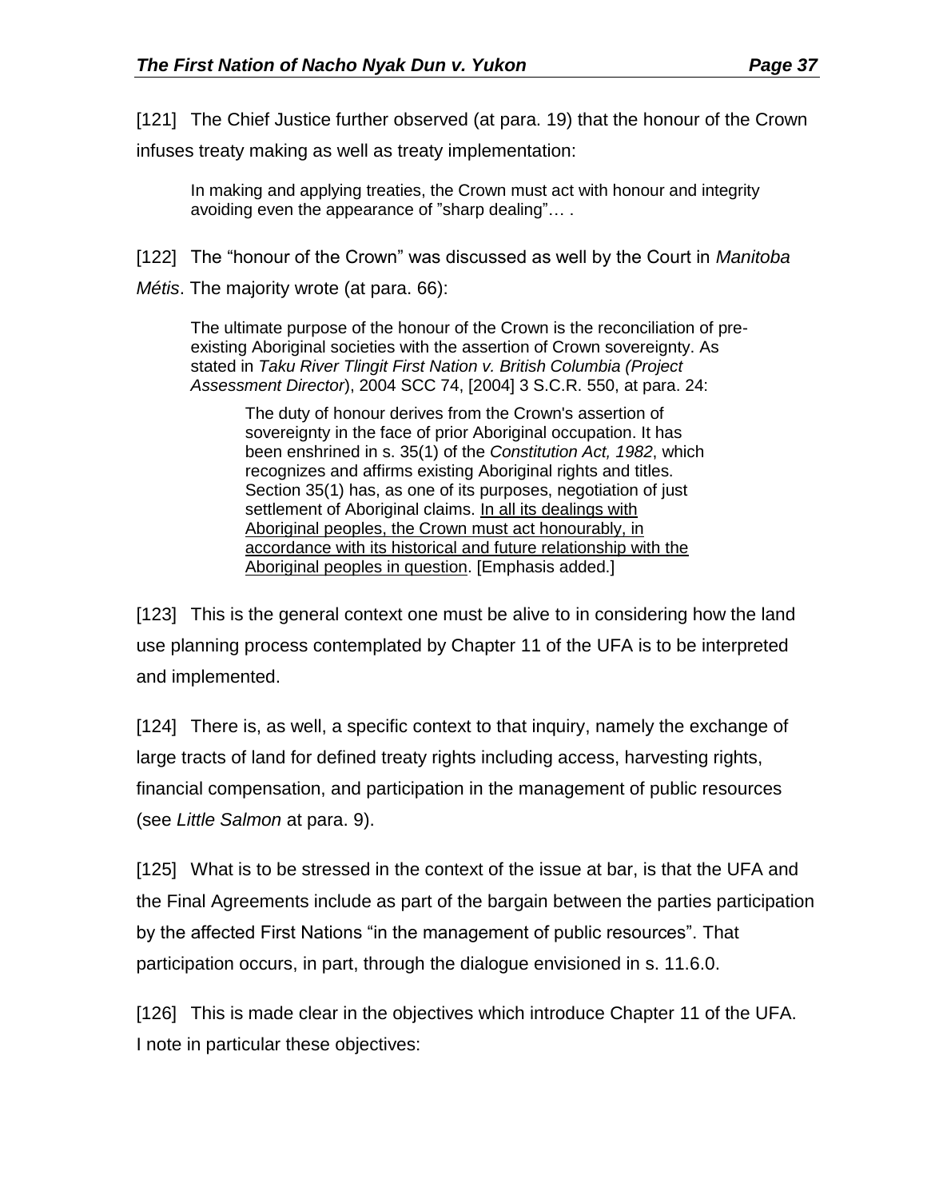[121] The Chief Justice further observed (at para. 19) that the honour of the Crown infuses treaty making as well as treaty implementation:

> In making and applying treaties, the Crown must act with honour and integrity avoiding even the appearance of "sharp dealing"… .

[122] The "honour of the Crown" was discussed as well by the Court in *Manitoba Métis*. The majority wrote (at para. 66):

> The ultimate purpose of the honour of the Crown is the reconciliation of pre-existing Aboriginal societies with the assertion of Crown sovereignty. As stated in *Taku River Tlingit First Nation v. British Columbia (Project Assessment Director*), 2004 SCC 74, [2004] 3 S.C.R. 550, at para. 24:
>
> > The duty of honour derives from the Crown's assertion of sovereignty in the face of prior Aboriginal occupation. It has been enshrined in s. 35(1) of the *Constitution Act, 1982*, which recognizes and affirms existing Aboriginal rights and titles. Section 35(1) has, as one of its purposes, negotiation of just settlement of Aboriginal claims. <u>In all its dealings with Aboriginal peoples, the Crown must act honourably, in accordance with its historical and future relationship with the Aboriginal peoples in question</u>. [Emphasis added.]

[123] This is the general context one must be alive to in considering how the land use planning process contemplated by Chapter 11 of the UFA is to be interpreted and implemented.

[124] There is, as well, a specific context to that inquiry, namely the exchange of large tracts of land for defined treaty rights including access, harvesting rights, financial compensation, and participation in the management of public resources (see *Little Salmon* at para. 9).

[125] What is to be stressed in the context of the issue at bar, is that the UFA and the Final Agreements include as part of the bargain between the parties participation by the affected First Nations "in the management of public resources". That participation occurs, in part, through the dialogue envisioned in s. 11.6.0.

[126] This is made clear in the objectives which introduce Chapter 11 of the UFA. I note in particular these objectives: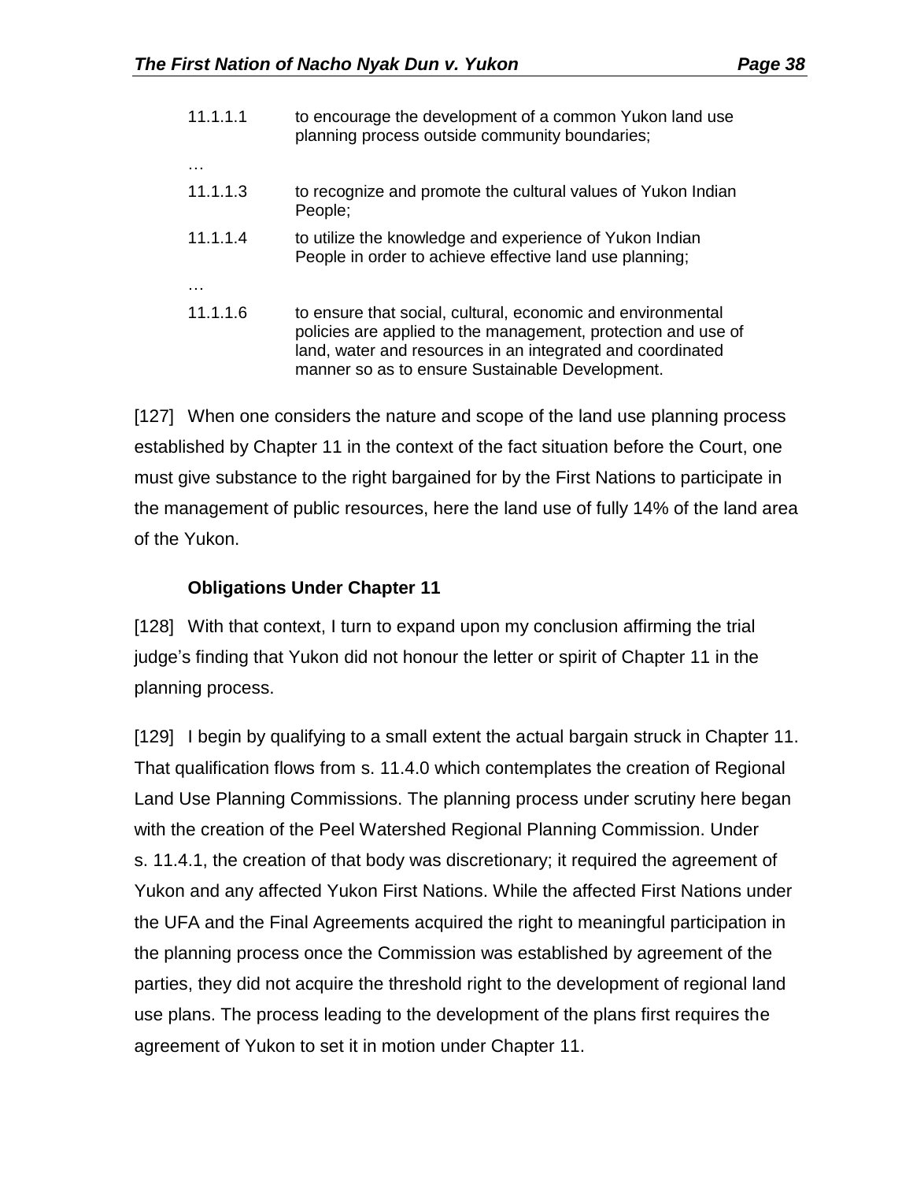11.1.1.1 to encourage the development of a common Yukon land use planning process outside community boundaries;

…

11.1.1.3 to recognize and promote the cultural values of Yukon Indian People;

11.1.1.4 to utilize the knowledge and experience of Yukon Indian People in order to achieve effective land use planning;

…

11.1.1.6 to ensure that social, cultural, economic and environmental policies are applied to the management, protection and use of land, water and resources in an integrated and coordinated manner so as to ensure Sustainable Development.

[127] When one considers the nature and scope of the land use planning process established by Chapter 11 in the context of the fact situation before the Court, one must give substance to the right bargained for by the First Nations to participate in the management of public resources, here the land use of fully 14% of the land area of the Yukon.

### Obligations Under Chapter 11

[128] With that context, I turn to expand upon my conclusion affirming the trial judge's finding that Yukon did not honour the letter or spirit of Chapter 11 in the planning process.

[129] I begin by qualifying to a small extent the actual bargain struck in Chapter 11. That qualification flows from s. 11.4.0 which contemplates the creation of Regional Land Use Planning Commissions. The planning process under scrutiny here began with the creation of the Peel Watershed Regional Planning Commission. Under s. 11.4.1, the creation of that body was discretionary; it required the agreement of Yukon and any affected Yukon First Nations. While the affected First Nations under the UFA and the Final Agreements acquired the right to meaningful participation in the planning process once the Commission was established by agreement of the parties, they did not acquire the threshold right to the development of regional land use plans. The process leading to the development of the plans first requires the agreement of Yukon to set it in motion under Chapter 11.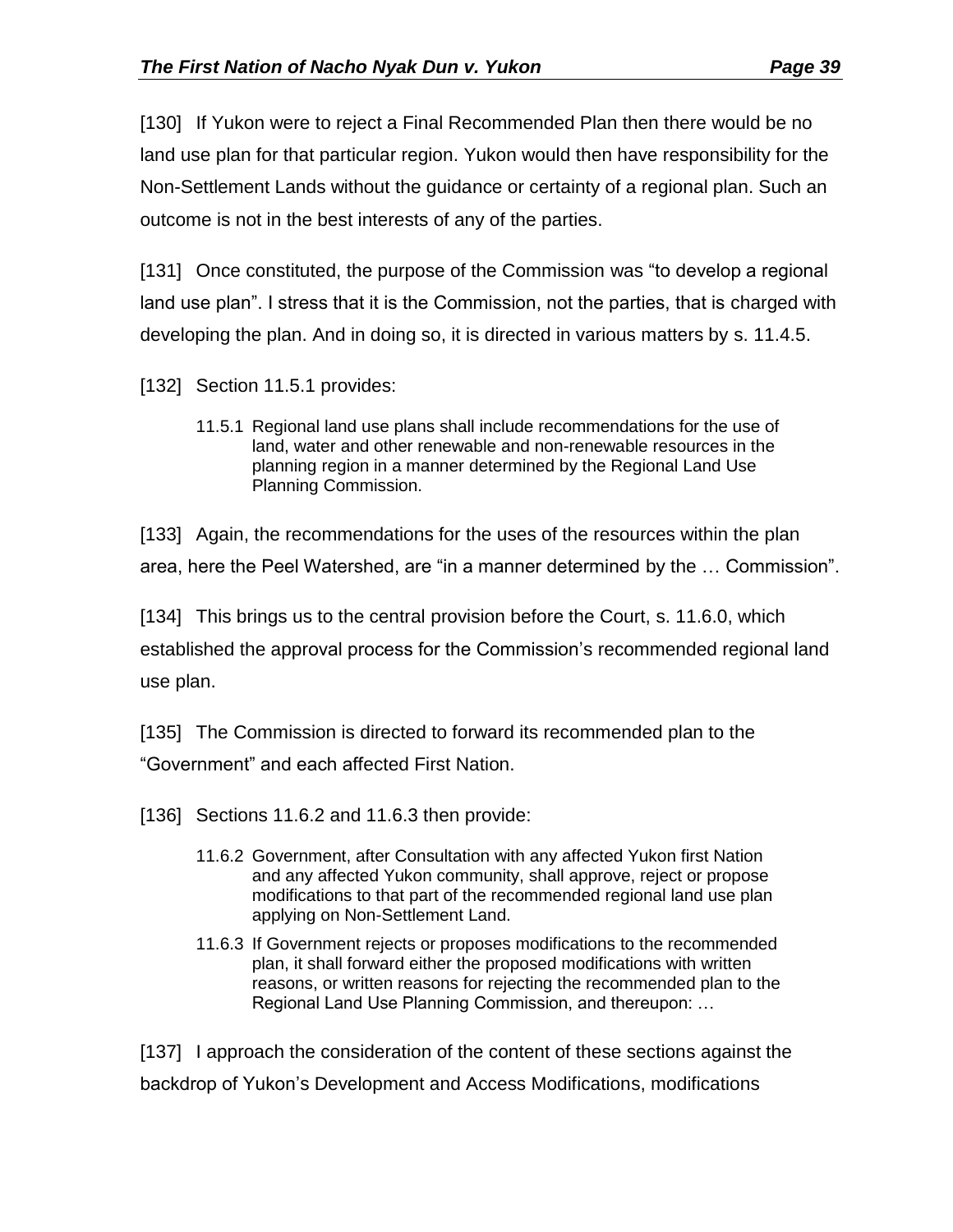[130] If Yukon were to reject a Final Recommended Plan then there would be no land use plan for that particular region. Yukon would then have responsibility for the Non-Settlement Lands without the guidance or certainty of a regional plan. Such an outcome is not in the best interests of any of the parties.

[131] Once constituted, the purpose of the Commission was "to develop a regional land use plan". I stress that it is the Commission, not the parties, that is charged with developing the plan. And in doing so, it is directed in various matters by s. 11.4.5.

[132] Section 11.5.1 provides:

> 11.5.1 Regional land use plans shall include recommendations for the use of land, water and other renewable and non-renewable resources in the planning region in a manner determined by the Regional Land Use Planning Commission.

[133] Again, the recommendations for the uses of the resources within the plan area, here the Peel Watershed, are "in a manner determined by the … Commission".

[134] This brings us to the central provision before the Court, s. 11.6.0, which established the approval process for the Commission's recommended regional land use plan.

[135] The Commission is directed to forward its recommended plan to the "Government" and each affected First Nation.

[136] Sections 11.6.2 and 11.6.3 then provide:

> 11.6.2 Government, after Consultation with any affected Yukon first Nation and any affected Yukon community, shall approve, reject or propose modifications to that part of the recommended regional land use plan applying on Non-Settlement Land.
>
> 11.6.3 If Government rejects or proposes modifications to the recommended plan, it shall forward either the proposed modifications with written reasons, or written reasons for rejecting the recommended plan to the Regional Land Use Planning Commission, and thereupon: …

[137] I approach the consideration of the content of these sections against the backdrop of Yukon's Development and Access Modifications, modifications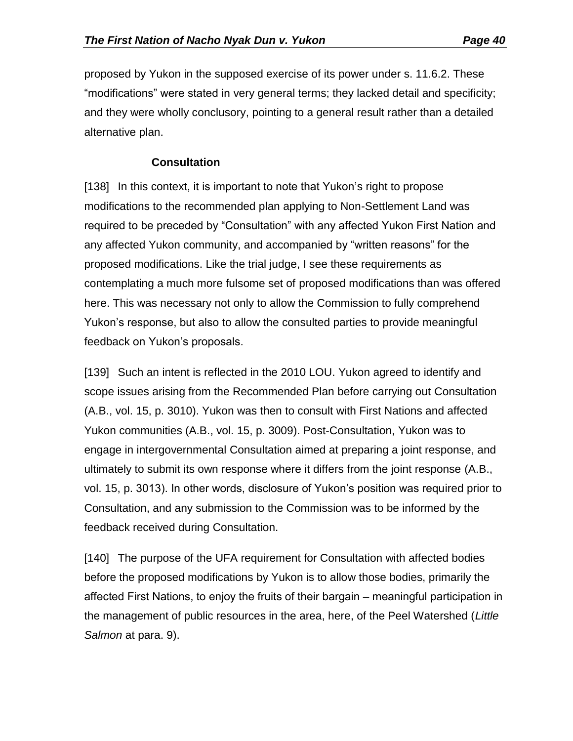proposed by Yukon in the supposed exercise of its power under s. 11.6.2. These "modifications" were stated in very general terms; they lacked detail and specificity; and they were wholly conclusory, pointing to a general result rather than a detailed alternative plan.

### Consultation

[138] In this context, it is important to note that Yukon's right to propose modifications to the recommended plan applying to Non-Settlement Land was required to be preceded by "Consultation" with any affected Yukon First Nation and any affected Yukon community, and accompanied by "written reasons" for the proposed modifications. Like the trial judge, I see these requirements as contemplating a much more fulsome set of proposed modifications than was offered here. This was necessary not only to allow the Commission to fully comprehend Yukon's response, but also to allow the consulted parties to provide meaningful feedback on Yukon's proposals.

[139] Such an intent is reflected in the 2010 LOU. Yukon agreed to identify and scope issues arising from the Recommended Plan before carrying out Consultation (A.B., vol. 15, p. 3010). Yukon was then to consult with First Nations and affected Yukon communities (A.B., vol. 15, p. 3009). Post-Consultation, Yukon was to engage in intergovernmental Consultation aimed at preparing a joint response, and ultimately to submit its own response where it differs from the joint response (A.B., vol. 15, p. 3013). In other words, disclosure of Yukon's position was required prior to Consultation, and any submission to the Commission was to be informed by the feedback received during Consultation.

[140] The purpose of the UFA requirement for Consultation with affected bodies before the proposed modifications by Yukon is to allow those bodies, primarily the affected First Nations, to enjoy the fruits of their bargain – meaningful participation in the management of public resources in the area, here, of the Peel Watershed (*Little Salmon* at para. 9).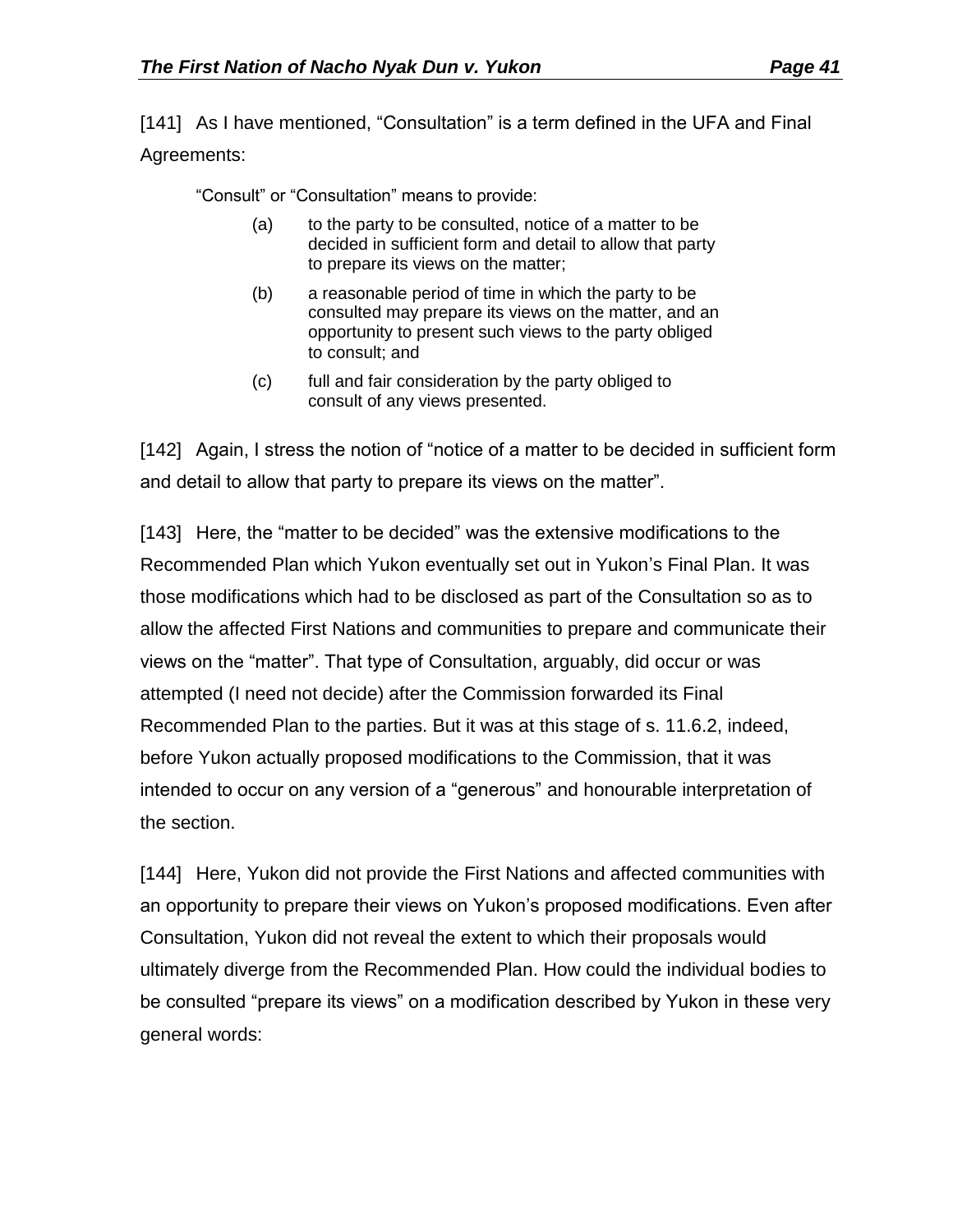[141] As I have mentioned, "Consultation" is a term defined in the UFA and Final Agreements:

> "Consult" or "Consultation" means to provide:
>
> (a) to the party to be consulted, notice of a matter to be decided in sufficient form and detail to allow that party to prepare its views on the matter;
>
> (b) a reasonable period of time in which the party to be consulted may prepare its views on the matter, and an opportunity to present such views to the party obliged to consult; and
>
> (c) full and fair consideration by the party obliged to consult of any views presented.

[142] Again, I stress the notion of "notice of a matter to be decided in sufficient form and detail to allow that party to prepare its views on the matter".

[143] Here, the "matter to be decided" was the extensive modifications to the Recommended Plan which Yukon eventually set out in Yukon's Final Plan. It was those modifications which had to be disclosed as part of the Consultation so as to allow the affected First Nations and communities to prepare and communicate their views on the "matter". That type of Consultation, arguably, did occur or was attempted (I need not decide) after the Commission forwarded its Final Recommended Plan to the parties. But it was at this stage of s. 11.6.2, indeed, before Yukon actually proposed modifications to the Commission, that it was intended to occur on any version of a "generous" and honourable interpretation of the section.

[144] Here, Yukon did not provide the First Nations and affected communities with an opportunity to prepare their views on Yukon's proposed modifications. Even after Consultation, Yukon did not reveal the extent to which their proposals would ultimately diverge from the Recommended Plan. How could the individual bodies to be consulted "prepare its views" on a modification described by Yukon in these very general words: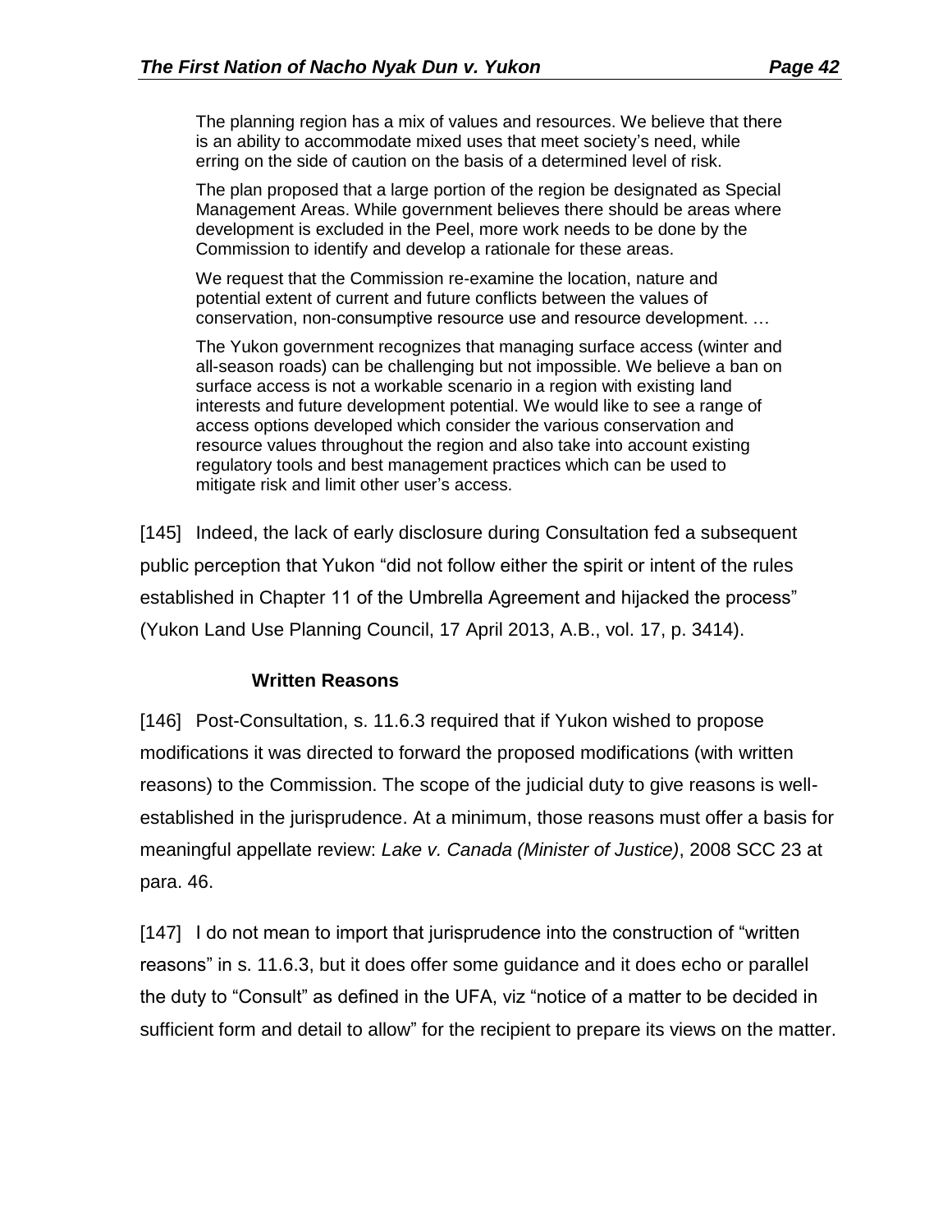> The planning region has a mix of values and resources. We believe that there is an ability to accommodate mixed uses that meet society's need, while erring on the side of caution on the basis of a determined level of risk.
>
> The plan proposed that a large portion of the region be designated as Special Management Areas. While government believes there should be areas where development is excluded in the Peel, more work needs to be done by the Commission to identify and develop a rationale for these areas.
>
> We request that the Commission re-examine the location, nature and potential extent of current and future conflicts between the values of conservation, non-consumptive resource use and resource development. …
>
> The Yukon government recognizes that managing surface access (winter and all-season roads) can be challenging but not impossible. We believe a ban on surface access is not a workable scenario in a region with existing land interests and future development potential. We would like to see a range of access options developed which consider the various conservation and resource values throughout the region and also take into account existing regulatory tools and best management practices which can be used to mitigate risk and limit other user's access.

[145] Indeed, the lack of early disclosure during Consultation fed a subsequent public perception that Yukon "did not follow either the spirit or intent of the rules established in Chapter 11 of the Umbrella Agreement and hijacked the process" (Yukon Land Use Planning Council, 17 April 2013, A.B., vol. 17, p. 3414).

### Written Reasons

[146] Post-Consultation, s. 11.6.3 required that if Yukon wished to propose modifications it was directed to forward the proposed modifications (with written reasons) to the Commission. The scope of the judicial duty to give reasons is well-established in the jurisprudence. At a minimum, those reasons must offer a basis for meaningful appellate review: *Lake v. Canada (Minister of Justice)*, 2008 SCC 23 at para. 46.

[147] I do not mean to import that jurisprudence into the construction of "written reasons" in s. 11.6.3, but it does offer some guidance and it does echo or parallel the duty to "Consult" as defined in the UFA, viz "notice of a matter to be decided in sufficient form and detail to allow" for the recipient to prepare its views on the matter.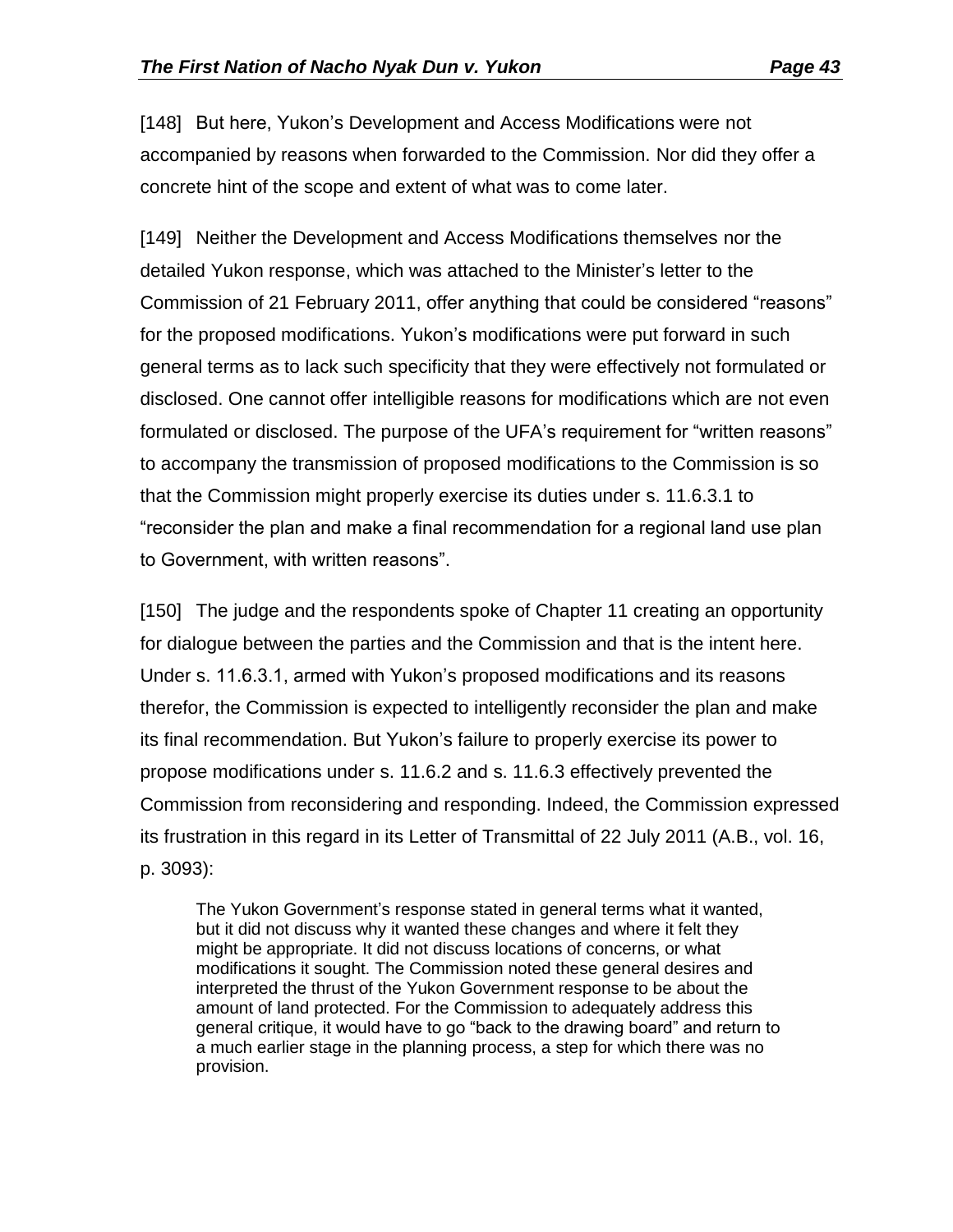[148] But here, Yukon's Development and Access Modifications were not accompanied by reasons when forwarded to the Commission. Nor did they offer a concrete hint of the scope and extent of what was to come later.

[149] Neither the Development and Access Modifications themselves nor the detailed Yukon response, which was attached to the Minister's letter to the Commission of 21 February 2011, offer anything that could be considered "reasons" for the proposed modifications. Yukon's modifications were put forward in such general terms as to lack such specificity that they were effectively not formulated or disclosed. One cannot offer intelligible reasons for modifications which are not even formulated or disclosed. The purpose of the UFA's requirement for "written reasons" to accompany the transmission of proposed modifications to the Commission is so that the Commission might properly exercise its duties under s. 11.6.3.1 to "reconsider the plan and make a final recommendation for a regional land use plan to Government, with written reasons".

[150] The judge and the respondents spoke of Chapter 11 creating an opportunity for dialogue between the parties and the Commission and that is the intent here. Under s. 11.6.3.1, armed with Yukon's proposed modifications and its reasons therefor, the Commission is expected to intelligently reconsider the plan and make its final recommendation. But Yukon's failure to properly exercise its power to propose modifications under s. 11.6.2 and s. 11.6.3 effectively prevented the Commission from reconsidering and responding. Indeed, the Commission expressed its frustration in this regard in its Letter of Transmittal of 22 July 2011 (A.B., vol. 16, p. 3093):

> The Yukon Government's response stated in general terms what it wanted, but it did not discuss why it wanted these changes and where it felt they might be appropriate. It did not discuss locations of concerns, or what modifications it sought. The Commission noted these general desires and interpreted the thrust of the Yukon Government response to be about the amount of land protected. For the Commission to adequately address this general critique, it would have to go "back to the drawing board" and return to a much earlier stage in the planning process, a step for which there was no provision.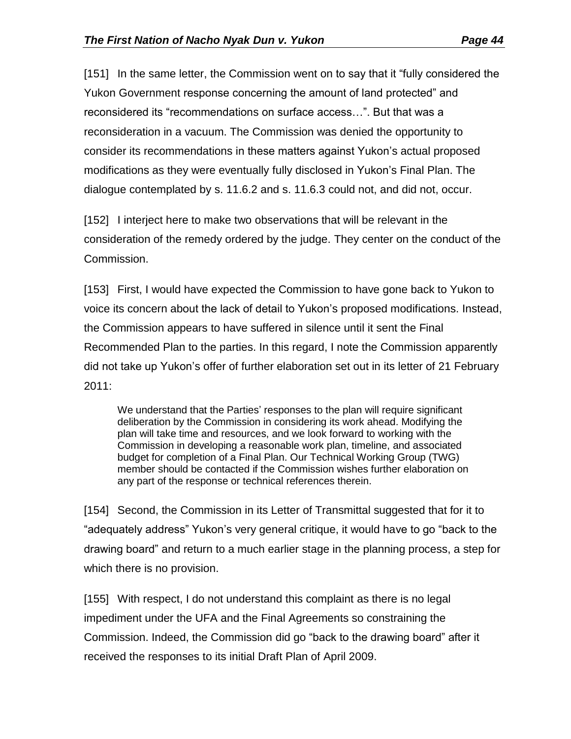[151] In the same letter, the Commission went on to say that it "fully considered the Yukon Government response concerning the amount of land protected" and reconsidered its "recommendations on surface access…". But that was a reconsideration in a vacuum. The Commission was denied the opportunity to consider its recommendations in these matters against Yukon's actual proposed modifications as they were eventually fully disclosed in Yukon's Final Plan. The dialogue contemplated by s. 11.6.2 and s. 11.6.3 could not, and did not, occur.

[152] I interject here to make two observations that will be relevant in the consideration of the remedy ordered by the judge. They center on the conduct of the Commission.

[153] First, I would have expected the Commission to have gone back to Yukon to voice its concern about the lack of detail to Yukon's proposed modifications. Instead, the Commission appears to have suffered in silence until it sent the Final Recommended Plan to the parties. In this regard, I note the Commission apparently did not take up Yukon's offer of further elaboration set out in its letter of 21 February 2011:

> We understand that the Parties' responses to the plan will require significant deliberation by the Commission in considering its work ahead. Modifying the plan will take time and resources, and we look forward to working with the Commission in developing a reasonable work plan, timeline, and associated budget for completion of a Final Plan. Our Technical Working Group (TWG) member should be contacted if the Commission wishes further elaboration on any part of the response or technical references therein.

[154] Second, the Commission in its Letter of Transmittal suggested that for it to "adequately address" Yukon's very general critique, it would have to go "back to the drawing board" and return to a much earlier stage in the planning process, a step for which there is no provision.

[155] With respect, I do not understand this complaint as there is no legal impediment under the UFA and the Final Agreements so constraining the Commission. Indeed, the Commission did go "back to the drawing board" after it received the responses to its initial Draft Plan of April 2009.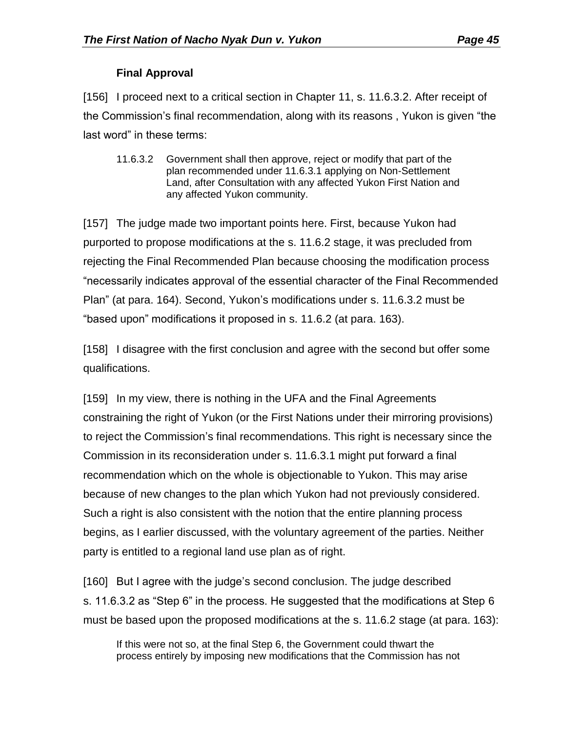**Final Approval**

[156] I proceed next to a critical section in Chapter 11, s. 11.6.3.2. After receipt of the Commission's final recommendation, along with its reasons , Yukon is given "the last word" in these terms:

> 11.6.3.2 Government shall then approve, reject or modify that part of the plan recommended under 11.6.3.1 applying on Non-Settlement Land, after Consultation with any affected Yukon First Nation and any affected Yukon community.

[157] The judge made two important points here. First, because Yukon had purported to propose modifications at the s. 11.6.2 stage, it was precluded from rejecting the Final Recommended Plan because choosing the modification process "necessarily indicates approval of the essential character of the Final Recommended Plan" (at para. 164). Second, Yukon's modifications under s. 11.6.3.2 must be "based upon" modifications it proposed in s. 11.6.2 (at para. 163).

[158] I disagree with the first conclusion and agree with the second but offer some qualifications.

[159] In my view, there is nothing in the UFA and the Final Agreements constraining the right of Yukon (or the First Nations under their mirroring provisions) to reject the Commission's final recommendations. This right is necessary since the Commission in its reconsideration under s. 11.6.3.1 might put forward a final recommendation which on the whole is objectionable to Yukon. This may arise because of new changes to the plan which Yukon had not previously considered. Such a right is also consistent with the notion that the entire planning process begins, as I earlier discussed, with the voluntary agreement of the parties. Neither party is entitled to a regional land use plan as of right.

[160] But I agree with the judge's second conclusion. The judge described s. 11.6.3.2 as "Step 6" in the process. He suggested that the modifications at Step 6 must be based upon the proposed modifications at the s. 11.6.2 stage (at para. 163):

> If this were not so, at the final Step 6, the Government could thwart the process entirely by imposing new modifications that the Commission has not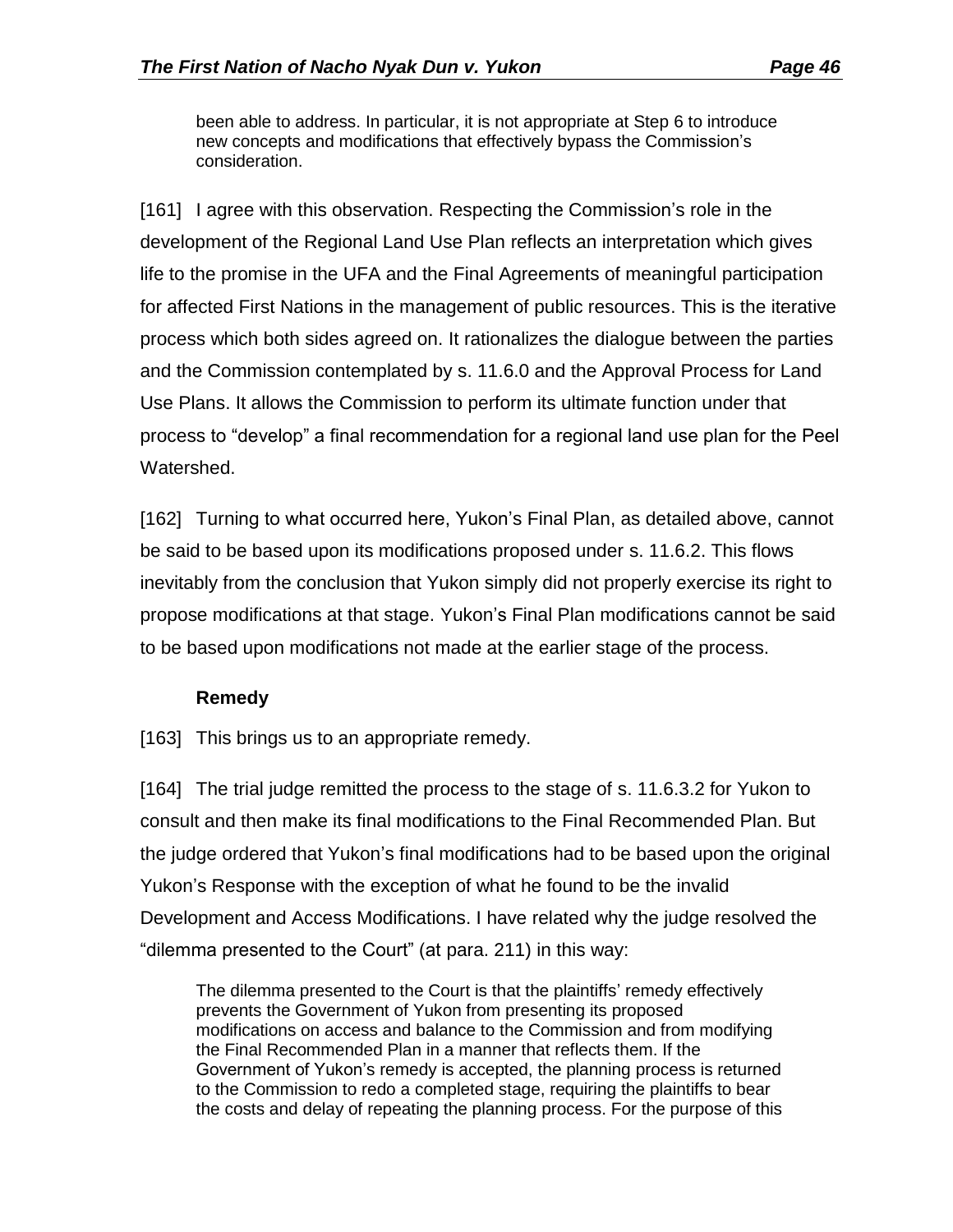> been able to address. In particular, it is not appropriate at Step 6 to introduce new concepts and modifications that effectively bypass the Commission's consideration.

[161] I agree with this observation. Respecting the Commission's role in the development of the Regional Land Use Plan reflects an interpretation which gives life to the promise in the UFA and the Final Agreements of meaningful participation for affected First Nations in the management of public resources. This is the iterative process which both sides agreed on. It rationalizes the dialogue between the parties and the Commission contemplated by s. 11.6.0 and the Approval Process for Land Use Plans. It allows the Commission to perform its ultimate function under that process to "develop" a final recommendation for a regional land use plan for the Peel Watershed.

[162] Turning to what occurred here, Yukon's Final Plan, as detailed above, cannot be said to be based upon its modifications proposed under s. 11.6.2. This flows inevitably from the conclusion that Yukon simply did not properly exercise its right to propose modifications at that stage. Yukon's Final Plan modifications cannot be said to be based upon modifications not made at the earlier stage of the process.

**Remedy**

[163] This brings us to an appropriate remedy.

[164] The trial judge remitted the process to the stage of s. 11.6.3.2 for Yukon to consult and then make its final modifications to the Final Recommended Plan. But the judge ordered that Yukon's final modifications had to be based upon the original Yukon's Response with the exception of what he found to be the invalid Development and Access Modifications. I have related why the judge resolved the "dilemma presented to the Court" (at para. 211) in this way:

> The dilemma presented to the Court is that the plaintiffs' remedy effectively prevents the Government of Yukon from presenting its proposed modifications on access and balance to the Commission and from modifying the Final Recommended Plan in a manner that reflects them. If the Government of Yukon's remedy is accepted, the planning process is returned to the Commission to redo a completed stage, requiring the plaintiffs to bear the costs and delay of repeating the planning process. For the purpose of this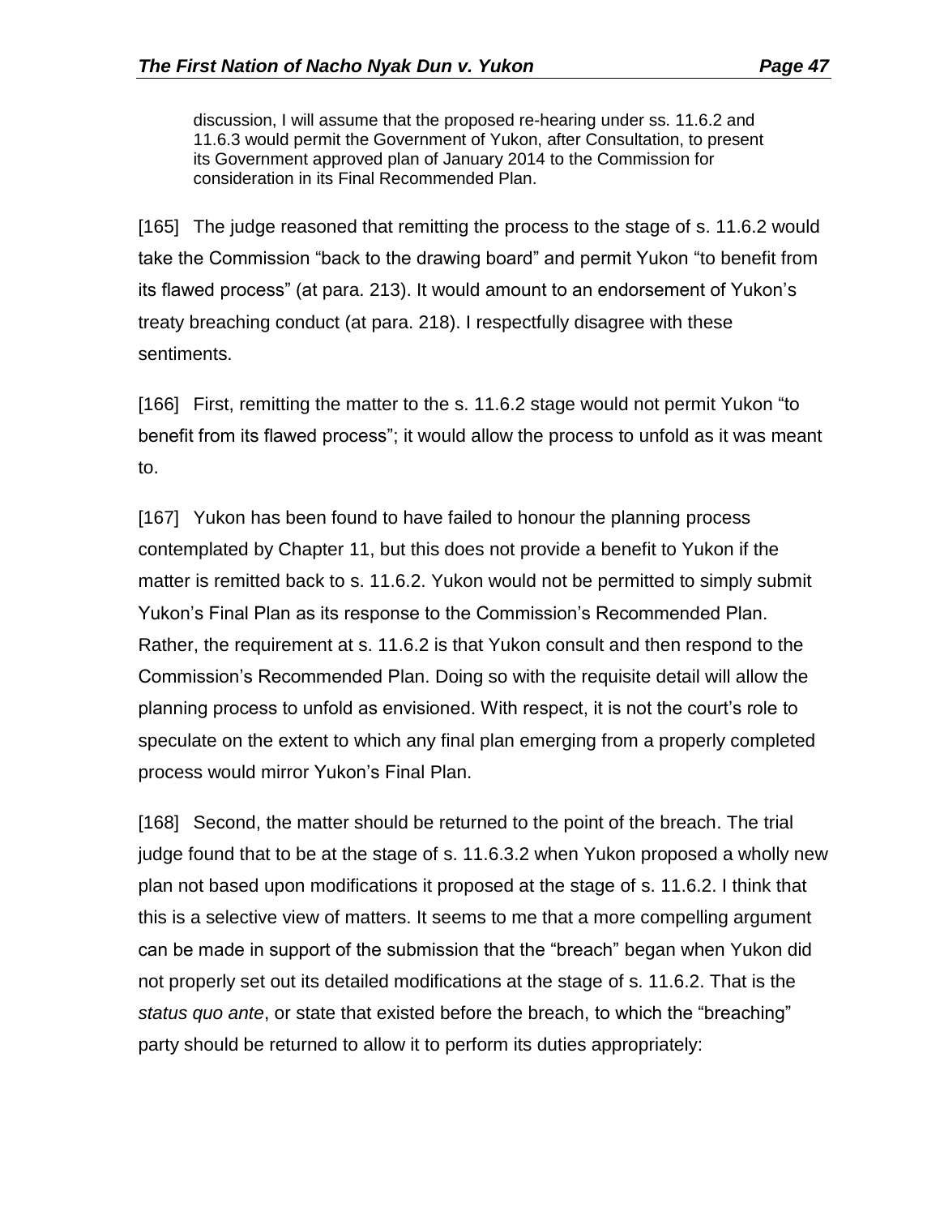> discussion, I will assume that the proposed re-hearing under ss. 11.6.2 and 11.6.3 would permit the Government of Yukon, after Consultation, to present its Government approved plan of January 2014 to the Commission for consideration in its Final Recommended Plan.

[165] The judge reasoned that remitting the process to the stage of s. 11.6.2 would take the Commission "back to the drawing board" and permit Yukon "to benefit from its flawed process" (at para. 213). It would amount to an endorsement of Yukon's treaty breaching conduct (at para. 218). I respectfully disagree with these sentiments.

[166] First, remitting the matter to the s. 11.6.2 stage would not permit Yukon "to benefit from its flawed process"; it would allow the process to unfold as it was meant to.

[167] Yukon has been found to have failed to honour the planning process contemplated by Chapter 11, but this does not provide a benefit to Yukon if the matter is remitted back to s. 11.6.2. Yukon would not be permitted to simply submit Yukon's Final Plan as its response to the Commission's Recommended Plan. Rather, the requirement at s. 11.6.2 is that Yukon consult and then respond to the Commission's Recommended Plan. Doing so with the requisite detail will allow the planning process to unfold as envisioned. With respect, it is not the court's role to speculate on the extent to which any final plan emerging from a properly completed process would mirror Yukon's Final Plan.

[168] Second, the matter should be returned to the point of the breach. The trial judge found that to be at the stage of s. 11.6.3.2 when Yukon proposed a wholly new plan not based upon modifications it proposed at the stage of s. 11.6.2. I think that this is a selective view of matters. It seems to me that a more compelling argument can be made in support of the submission that the "breach" began when Yukon did not properly set out its detailed modifications at the stage of s. 11.6.2. That is the *status quo ante*, or state that existed before the breach, to which the "breaching" party should be returned to allow it to perform its duties appropriately: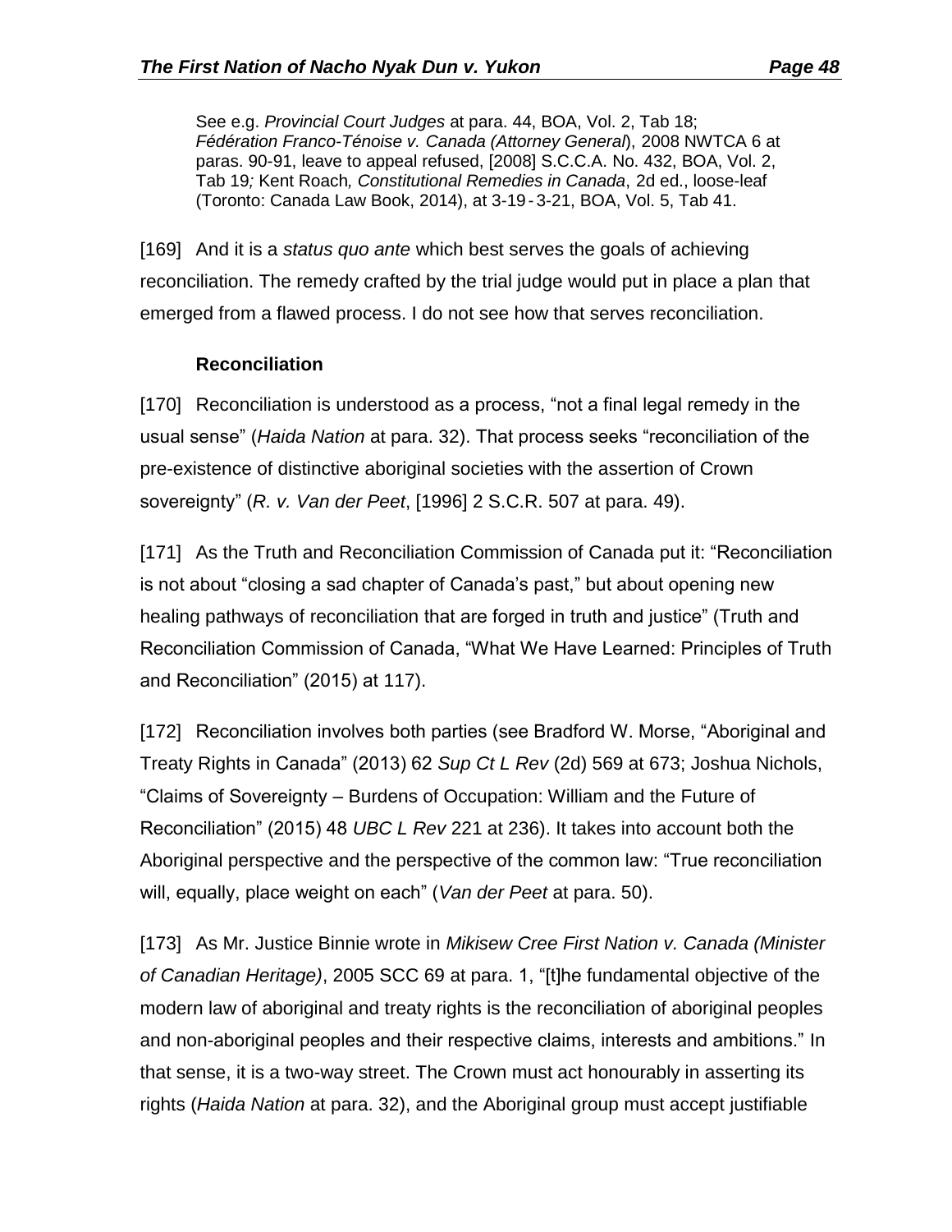See e.g. *Provincial Court Judges* at para. 44, BOA, Vol. 2, Tab 18; *Fédération Franco-Ténoise v. Canada (Attorney General*), 2008 NWTCA 6 at paras. 90-91, leave to appeal refused, [2008] S.C.C.A. No. 432, BOA, Vol. 2, Tab 19*;* Kent Roach*, Constitutional Remedies in Canada*, 2d ed., loose-leaf (Toronto: Canada Law Book, 2014), at 3-19 - 3-21, BOA, Vol. 5, Tab 41.

[169] And it is a *status quo ante* which best serves the goals of achieving reconciliation. The remedy crafted by the trial judge would put in place a plan that emerged from a flawed process. I do not see how that serves reconciliation.

**Reconciliation**

[170] Reconciliation is understood as a process, "not a final legal remedy in the usual sense" (*Haida Nation* at para. 32). That process seeks "reconciliation of the pre-existence of distinctive aboriginal societies with the assertion of Crown sovereignty" (*R. v. Van der Peet*, [1996] 2 S.C.R. 507 at para. 49).

[171] As the Truth and Reconciliation Commission of Canada put it: "Reconciliation is not about "closing a sad chapter of Canada's past," but about opening new healing pathways of reconciliation that are forged in truth and justice" (Truth and Reconciliation Commission of Canada, "What We Have Learned: Principles of Truth and Reconciliation" (2015) at 117).

[172] Reconciliation involves both parties (see Bradford W. Morse, "Aboriginal and Treaty Rights in Canada" (2013) 62 *Sup Ct L Rev* (2d) 569 at 673; Joshua Nichols, "Claims of Sovereignty – Burdens of Occupation: William and the Future of Reconciliation" (2015) 48 *UBC L Rev* 221 at 236). It takes into account both the Aboriginal perspective and the perspective of the common law: "True reconciliation will, equally, place weight on each" (*Van der Peet* at para. 50).

[173] As Mr. Justice Binnie wrote in *Mikisew Cree First Nation v. Canada (Minister of Canadian Heritage)*, 2005 SCC 69 at para. 1, "[t]he fundamental objective of the modern law of aboriginal and treaty rights is the reconciliation of aboriginal peoples and non-aboriginal peoples and their respective claims, interests and ambitions." In that sense, it is a two-way street. The Crown must act honourably in asserting its rights (*Haida Nation* at para. 32), and the Aboriginal group must accept justifiable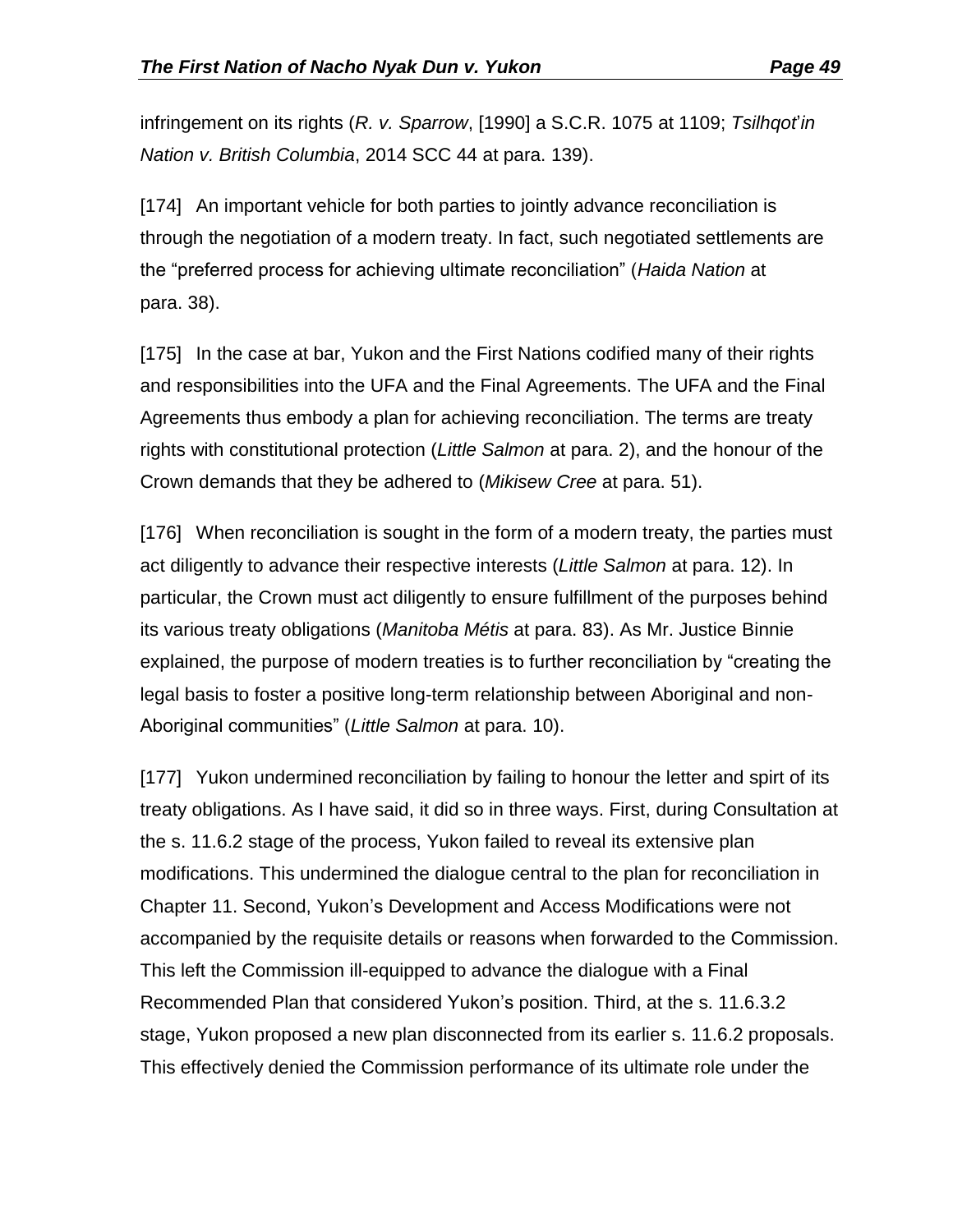infringement on its rights (*R. v. Sparrow*, [1990] a S.C.R. 1075 at 1109; *Tsilhqot'in Nation v. British Columbia*, 2014 SCC 44 at para. 139).

[174] An important vehicle for both parties to jointly advance reconciliation is through the negotiation of a modern treaty. In fact, such negotiated settlements are the "preferred process for achieving ultimate reconciliation" (*Haida Nation* at para. 38).

[175] In the case at bar, Yukon and the First Nations codified many of their rights and responsibilities into the UFA and the Final Agreements. The UFA and the Final Agreements thus embody a plan for achieving reconciliation. The terms are treaty rights with constitutional protection (*Little Salmon* at para. 2), and the honour of the Crown demands that they be adhered to (*Mikisew Cree* at para. 51).

[176] When reconciliation is sought in the form of a modern treaty, the parties must act diligently to advance their respective interests (*Little Salmon* at para. 12). In particular, the Crown must act diligently to ensure fulfillment of the purposes behind its various treaty obligations (*Manitoba Métis* at para. 83). As Mr. Justice Binnie explained, the purpose of modern treaties is to further reconciliation by "creating the legal basis to foster a positive long-term relationship between Aboriginal and non-Aboriginal communities" (*Little Salmon* at para. 10).

[177] Yukon undermined reconciliation by failing to honour the letter and spirt of its treaty obligations. As I have said, it did so in three ways. First, during Consultation at the s. 11.6.2 stage of the process, Yukon failed to reveal its extensive plan modifications. This undermined the dialogue central to the plan for reconciliation in Chapter 11. Second, Yukon's Development and Access Modifications were not accompanied by the requisite details or reasons when forwarded to the Commission. This left the Commission ill-equipped to advance the dialogue with a Final Recommended Plan that considered Yukon's position. Third, at the s. 11.6.3.2 stage, Yukon proposed a new plan disconnected from its earlier s. 11.6.2 proposals. This effectively denied the Commission performance of its ultimate role under the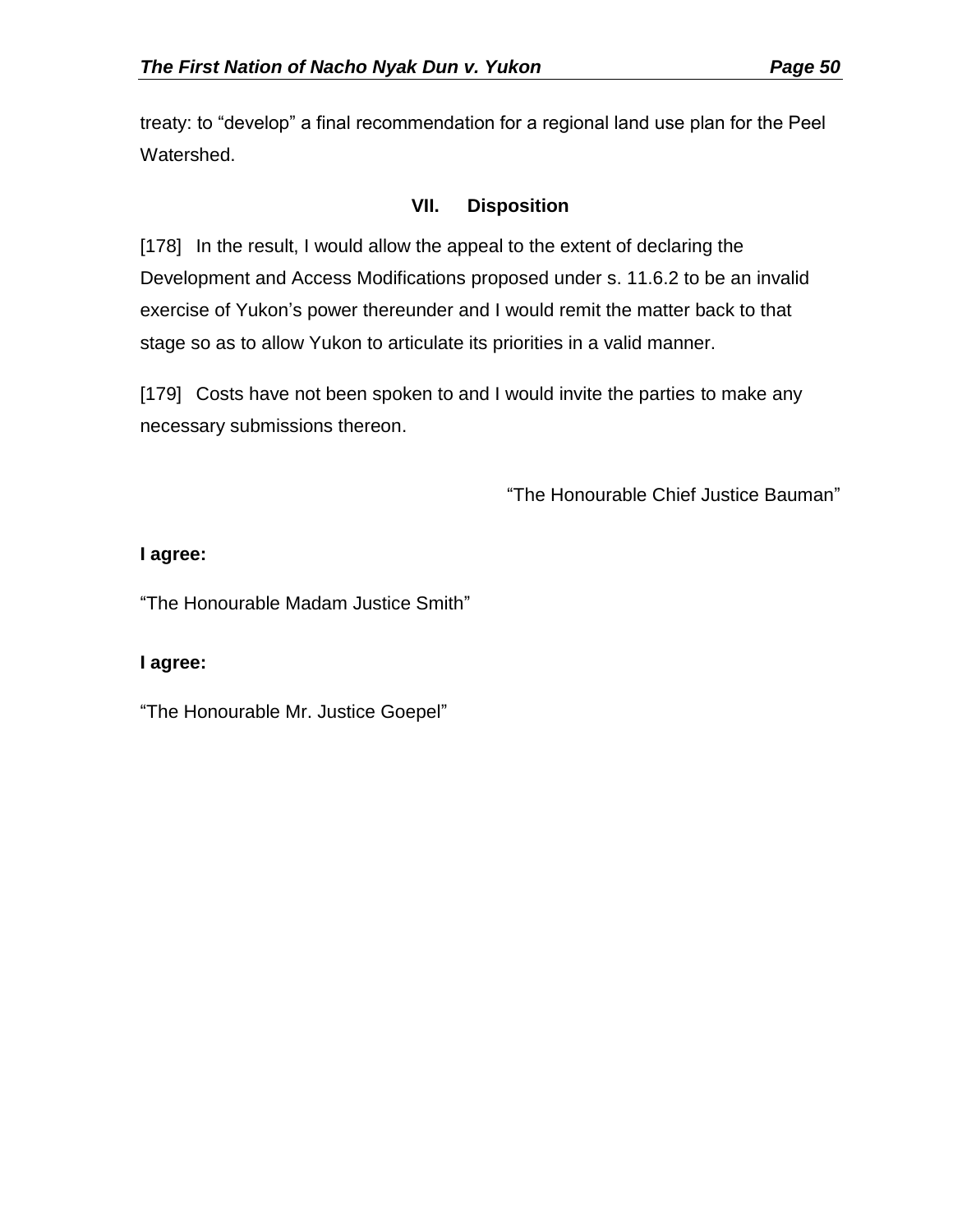treaty: to "develop" a final recommendation for a regional land use plan for the Peel Watershed.

## VII. Disposition

[178] In the result, I would allow the appeal to the extent of declaring the Development and Access Modifications proposed under s. 11.6.2 to be an invalid exercise of Yukon's power thereunder and I would remit the matter back to that stage so as to allow Yukon to articulate its priorities in a valid manner.

[179] Costs have not been spoken to and I would invite the parties to make any necessary submissions thereon.

"The Honourable Chief Justice Bauman"

**I agree:**

"The Honourable Madam Justice Smith"

**I agree:**

"The Honourable Mr. Justice Goepel"